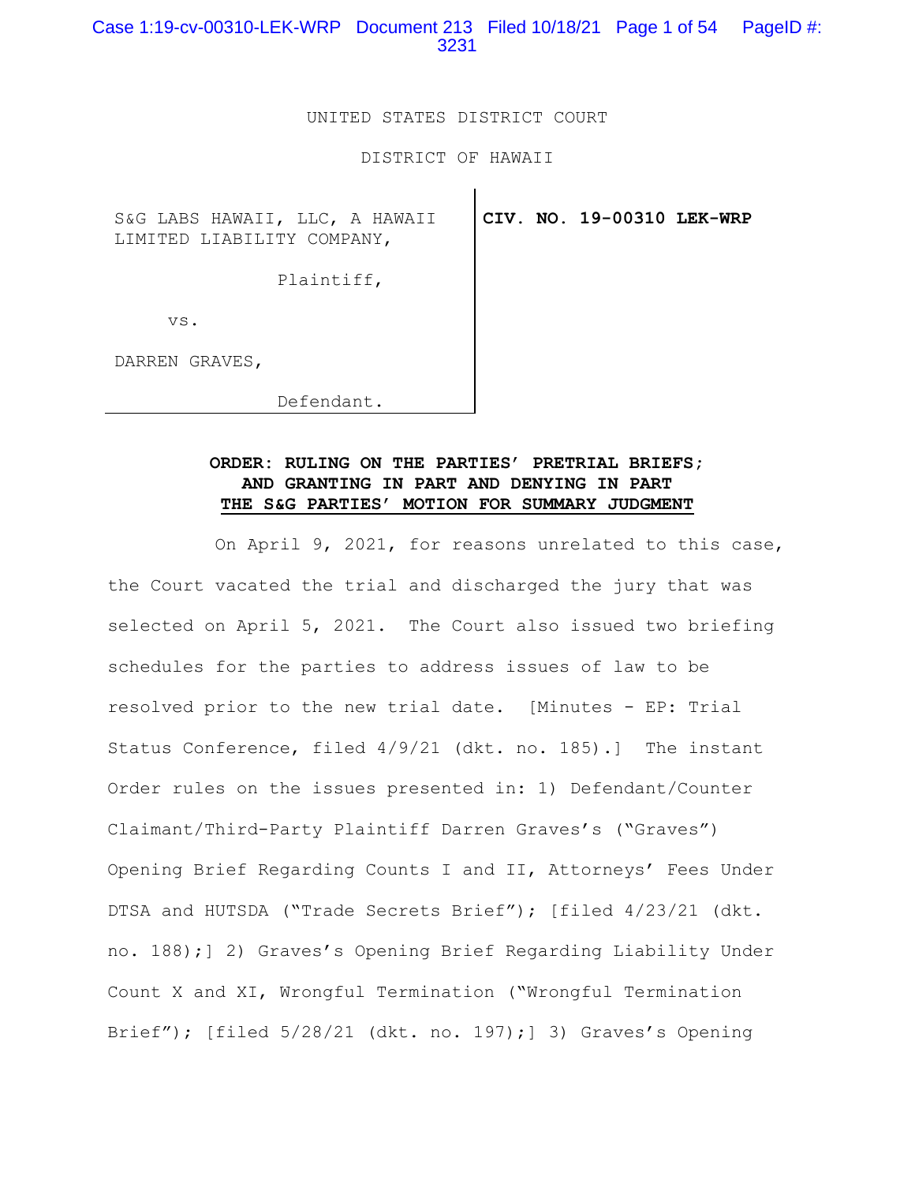UNITED STATES DISTRICT COURT

DISTRICT OF HAWAII

| | |
|---|---|
| S&G LABS HAWAII, LLC, A HAWAII LIMITED LIABILITY COMPANY,<br><br>Plaintiff,<br><br>vs.<br><br>DARREN GRAVES,<br><br>Defendant. | **CIV. NO. 19-00310 LEK-WRP** |

**ORDER: RULING ON THE PARTIES' PRETRIAL BRIEFS; AND GRANTING IN PART AND DENYING IN PART THE S&G PARTIES' MOTION FOR SUMMARY JUDGMENT**

On April 9, 2021, for reasons unrelated to this case, the Court vacated the trial and discharged the jury that was selected on April 5, 2021. The Court also issued two briefing schedules for the parties to address issues of law to be resolved prior to the new trial date. [Minutes - EP: Trial Status Conference, filed 4/9/21 (dkt. no. 185).] The instant Order rules on the issues presented in: 1) Defendant/Counter Claimant/Third-Party Plaintiff Darren Graves's ("Graves") Opening Brief Regarding Counts I and II, Attorneys' Fees Under DTSA and HUTSDA ("Trade Secrets Brief"); [filed 4/23/21 (dkt. no. 188);] 2) Graves's Opening Brief Regarding Liability Under Count X and XI, Wrongful Termination ("Wrongful Termination Brief"); [filed 5/28/21 (dkt. no. 197);] 3) Graves's Opening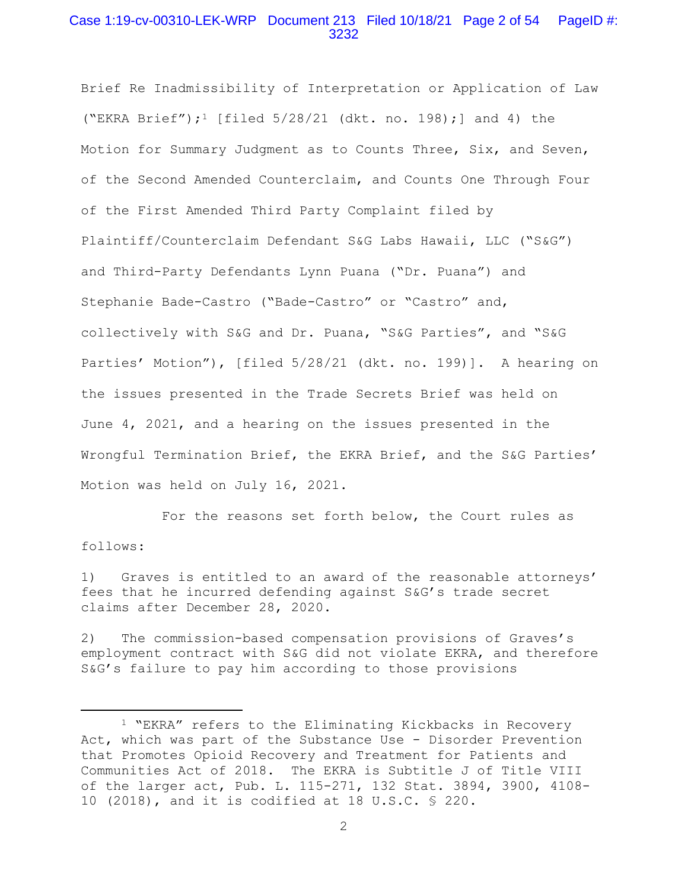Brief Re Inadmissibility of Interpretation or Application of Law ("EKRA Brief");[1] [filed 5/28/21 (dkt. no. 198);] and 4) the Motion for Summary Judgment as to Counts Three, Six, and Seven, of the Second Amended Counterclaim, and Counts One Through Four of the First Amended Third Party Complaint filed by Plaintiff/Counterclaim Defendant S&G Labs Hawaii, LLC ("S&G") and Third-Party Defendants Lynn Puana ("Dr. Puana") and Stephanie Bade-Castro ("Bade-Castro" or "Castro" and, collectively with S&G and Dr. Puana, "S&G Parties", and "S&G Parties' Motion"), [filed 5/28/21 (dkt. no. 199)]. A hearing on the issues presented in the Trade Secrets Brief was held on June 4, 2021, and a hearing on the issues presented in the Wrongful Termination Brief, the EKRA Brief, and the S&G Parties' Motion was held on July 16, 2021.

For the reasons set forth below, the Court rules as follows:

1) Graves is entitled to an award of the reasonable attorneys' fees that he incurred defending against S&G's trade secret claims after December 28, 2020.

2) The commission-based compensation provisions of Graves's employment contract with S&G did not violate EKRA, and therefore S&G's failure to pay him according to those provisions

---

[1] "EKRA" refers to the Eliminating Kickbacks in Recovery Act, which was part of the Substance Use - Disorder Prevention that Promotes Opioid Recovery and Treatment for Patients and Communities Act of 2018. The EKRA is Subtitle J of Title VIII of the larger act, Pub. L. 115-271, 132 Stat. 3894, 3900, 4108-10 (2018), and it is codified at 18 U.S.C. § 220.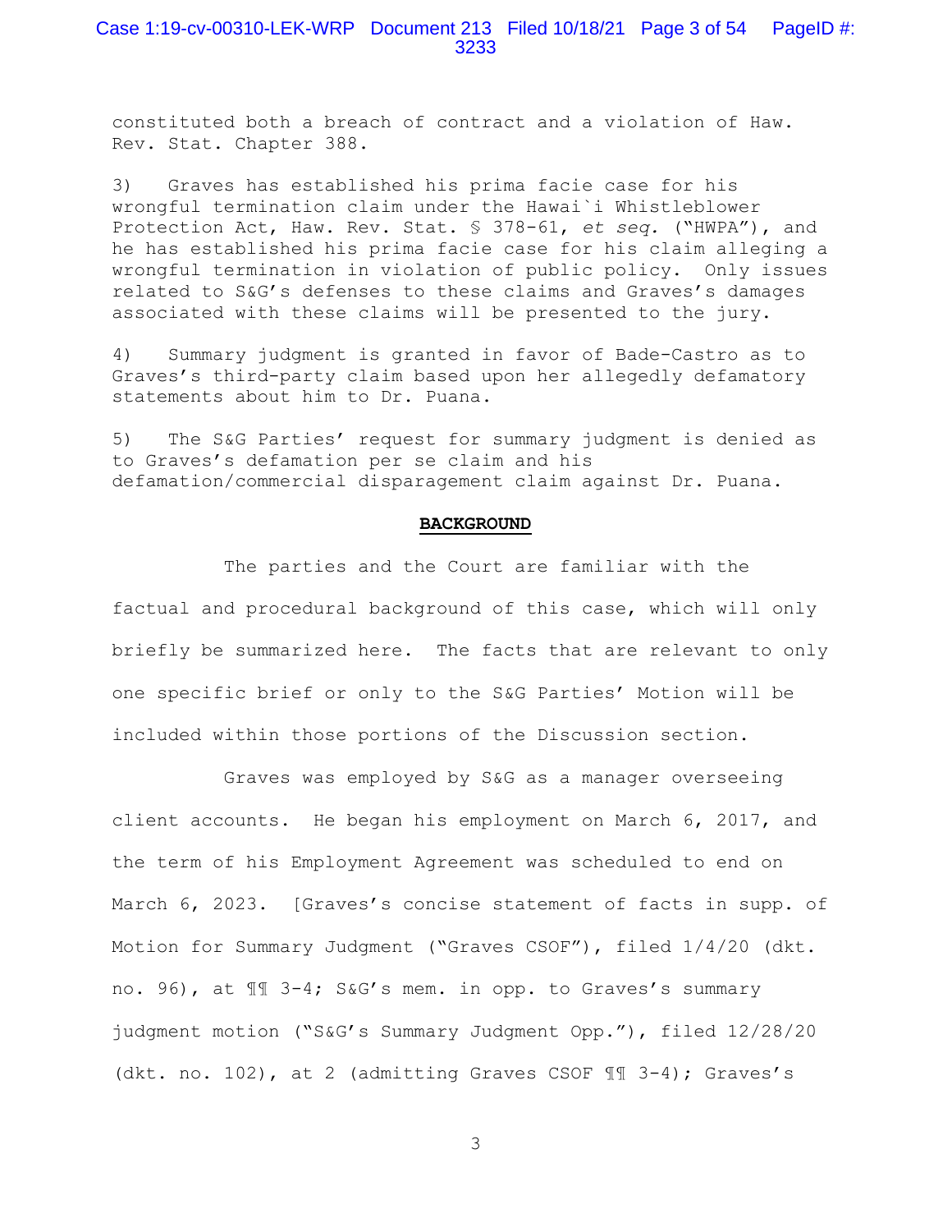constituted both a breach of contract and a violation of Haw. Rev. Stat. Chapter 388.

3) Graves has established his prima facie case for his wrongful termination claim under the Hawai`i Whistleblower Protection Act, Haw. Rev. Stat. § 378-61, *et seq.* ("HWPA"), and he has established his prima facie case for his claim alleging a wrongful termination in violation of public policy. Only issues related to S&G's defenses to these claims and Graves's damages associated with these claims will be presented to the jury.

4) Summary judgment is granted in favor of Bade-Castro as to Graves's third-party claim based upon her allegedly defamatory statements about him to Dr. Puana.

5) The S&G Parties' request for summary judgment is denied as to Graves's defamation per se claim and his defamation/commercial disparagement claim against Dr. Puana.

## BACKGROUND

The parties and the Court are familiar with the factual and procedural background of this case, which will only briefly be summarized here. The facts that are relevant to only one specific brief or only to the S&G Parties' Motion will be included within those portions of the Discussion section.

Graves was employed by S&G as a manager overseeing client accounts. He began his employment on March 6, 2017, and the term of his Employment Agreement was scheduled to end on March 6, 2023. [Graves's concise statement of facts in supp. of Motion for Summary Judgment ("Graves CSOF"), filed 1/4/20 (dkt. no. 96), at ¶¶ 3-4; S&G's mem. in opp. to Graves's summary judgment motion ("S&G's Summary Judgment Opp."), filed 12/28/20 (dkt. no. 102), at 2 (admitting Graves CSOF ¶¶ 3-4); Graves's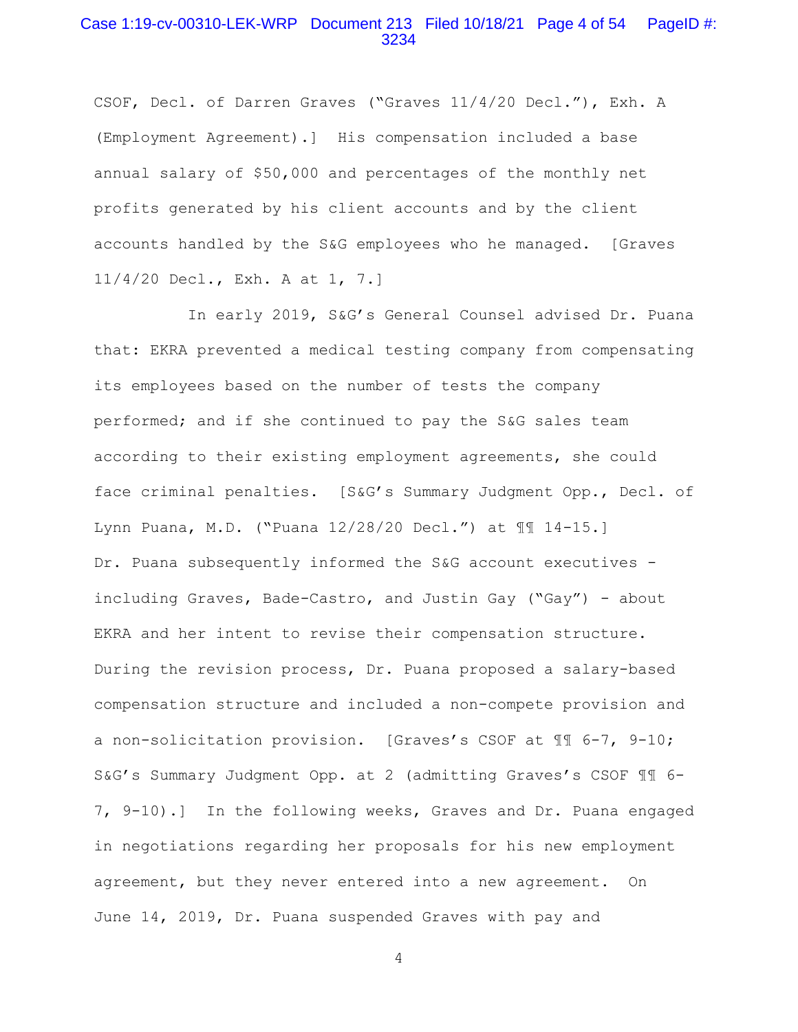CSOF, Decl. of Darren Graves ("Graves 11/4/20 Decl."), Exh. A (Employment Agreement).] His compensation included a base annual salary of $50,000 and percentages of the monthly net profits generated by his client accounts and by the client accounts handled by the S&G employees who he managed. [Graves 11/4/20 Decl., Exh. A at 1, 7.]

In early 2019, S&G's General Counsel advised Dr. Puana that: EKRA prevented a medical testing company from compensating its employees based on the number of tests the company performed; and if she continued to pay the S&G sales team according to their existing employment agreements, she could face criminal penalties. [S&G's Summary Judgment Opp., Decl. of Lynn Puana, M.D. ("Puana 12/28/20 Decl.") at ¶¶ 14-15.] Dr. Puana subsequently informed the S&G account executives - including Graves, Bade-Castro, and Justin Gay ("Gay") - about EKRA and her intent to revise their compensation structure. During the revision process, Dr. Puana proposed a salary-based compensation structure and included a non-compete provision and a non-solicitation provision. [Graves's CSOF at ¶¶ 6-7, 9-10; S&G's Summary Judgment Opp. at 2 (admitting Graves's CSOF ¶¶ 6-7, 9-10).] In the following weeks, Graves and Dr. Puana engaged in negotiations regarding her proposals for his new employment agreement, but they never entered into a new agreement. On June 14, 2019, Dr. Puana suspended Graves with pay and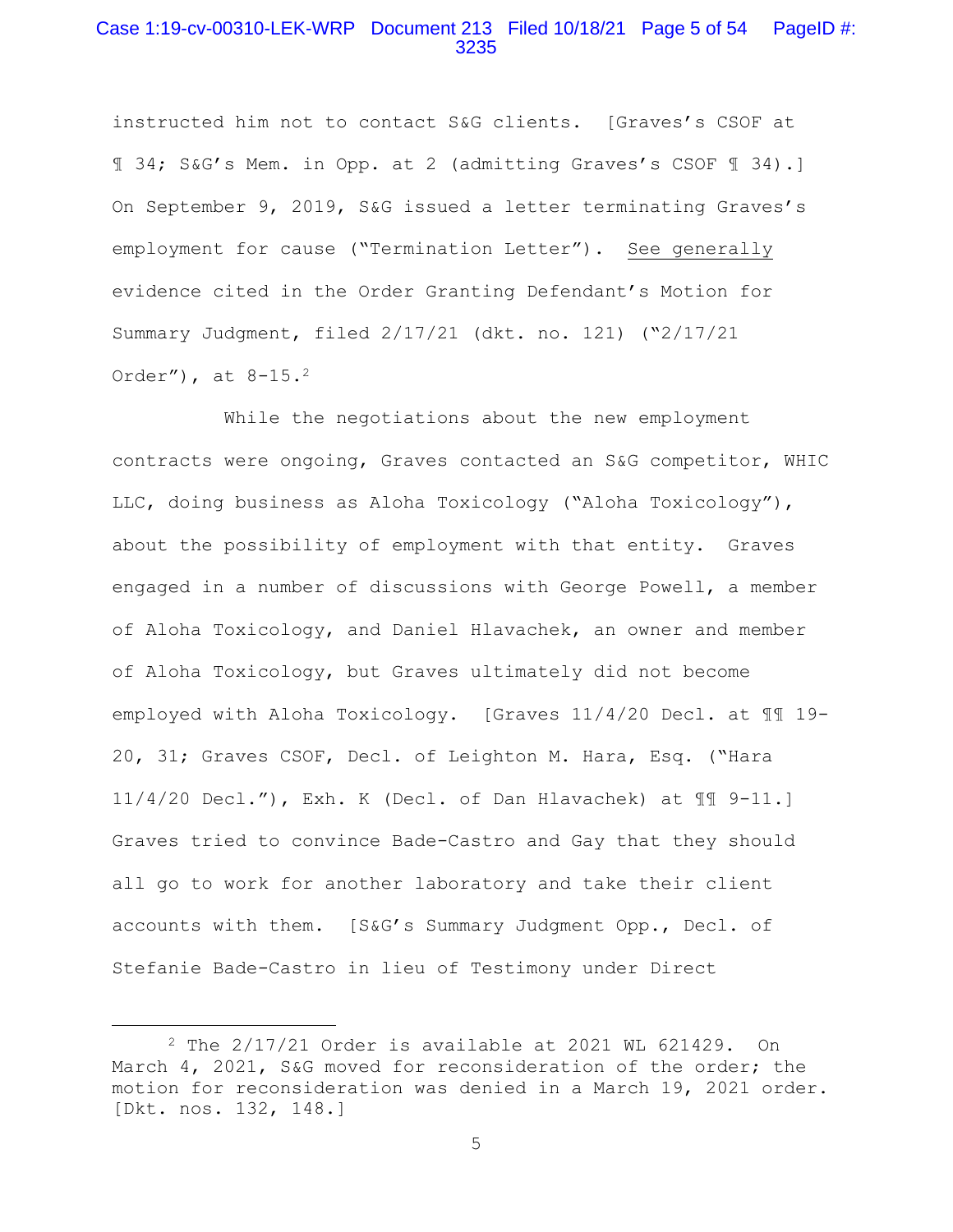instructed him not to contact S&G clients. [Graves's CSOF at ¶ 34; S&G's Mem. in Opp. at 2 (admitting Graves's CSOF ¶ 34).] On September 9, 2019, S&G issued a letter terminating Graves's employment for cause ("Termination Letter"). See generally evidence cited in the Order Granting Defendant's Motion for Summary Judgment, filed 2/17/21 (dkt. no. 121) ("2/17/21 Order"), at 8-15.[2]

While the negotiations about the new employment contracts were ongoing, Graves contacted an S&G competitor, WHIC LLC, doing business as Aloha Toxicology ("Aloha Toxicology"), about the possibility of employment with that entity. Graves engaged in a number of discussions with George Powell, a member of Aloha Toxicology, and Daniel Hlavachek, an owner and member of Aloha Toxicology, but Graves ultimately did not become employed with Aloha Toxicology. [Graves 11/4/20 Decl. at ¶¶ 19-20, 31; Graves CSOF, Decl. of Leighton M. Hara, Esq. ("Hara 11/4/20 Decl."), Exh. K (Decl. of Dan Hlavachek) at ¶¶ 9-11.] Graves tried to convince Bade-Castro and Gay that they should all go to work for another laboratory and take their client accounts with them. [S&G's Summary Judgment Opp., Decl. of Stefanie Bade-Castro in lieu of Testimony under Direct

[2] The 2/17/21 Order is available at 2021 WL 621429. On March 4, 2021, S&G moved for reconsideration of the order; the motion for reconsideration was denied in a March 19, 2021 order. [Dkt. nos. 132, 148.]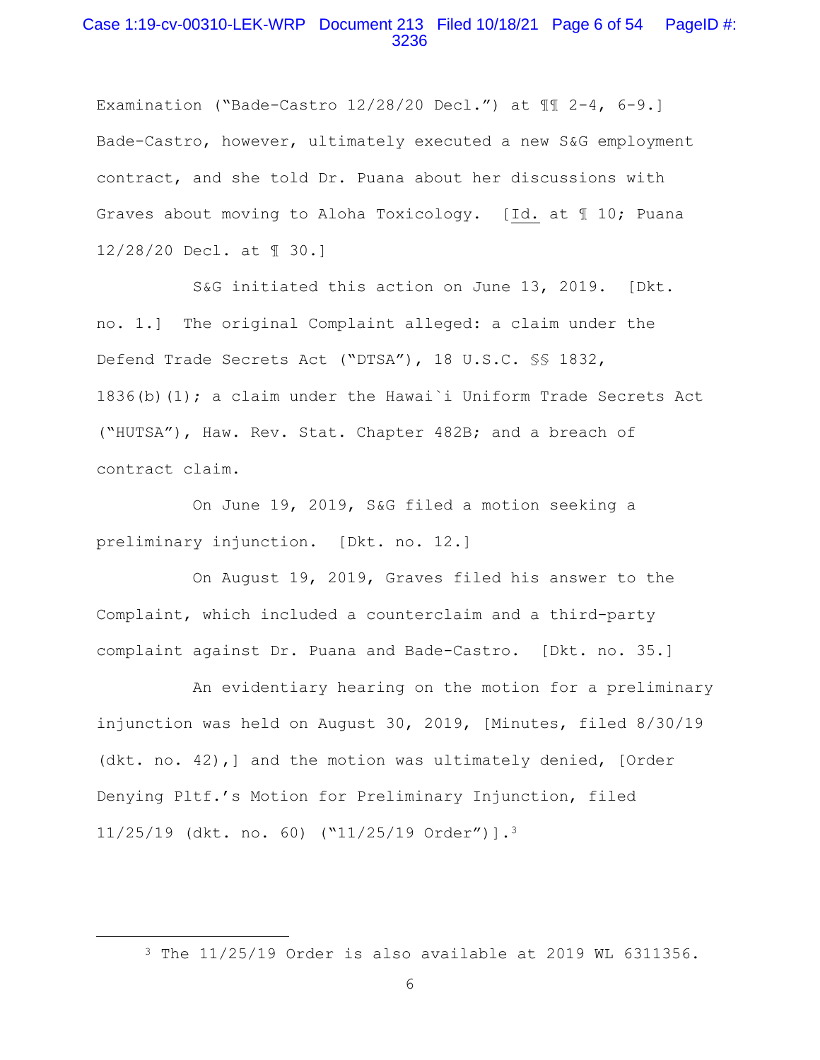Examination ("Bade-Castro 12/28/20 Decl.") at ¶¶ 2-4, 6-9.] Bade-Castro, however, ultimately executed a new S&G employment contract, and she told Dr. Puana about her discussions with Graves about moving to Aloha Toxicology. [Id. at ¶ 10; Puana 12/28/20 Decl. at ¶ 30.]

S&G initiated this action on June 13, 2019. [Dkt. no. 1.] The original Complaint alleged: a claim under the Defend Trade Secrets Act ("DTSA"), 18 U.S.C. §§ 1832, 1836(b)(1); a claim under the Hawai`i Uniform Trade Secrets Act ("HUTSA"), Haw. Rev. Stat. Chapter 482B; and a breach of contract claim.

On June 19, 2019, S&G filed a motion seeking a preliminary injunction. [Dkt. no. 12.]

On August 19, 2019, Graves filed his answer to the Complaint, which included a counterclaim and a third-party complaint against Dr. Puana and Bade-Castro. [Dkt. no. 35.]

An evidentiary hearing on the motion for a preliminary injunction was held on August 30, 2019, [Minutes, filed 8/30/19 (dkt. no. 42),] and the motion was ultimately denied, [Order Denying Pltf.'s Motion for Preliminary Injunction, filed 11/25/19 (dkt. no. 60) ("11/25/19 Order")].[3]

---

[3] The 11/25/19 Order is also available at 2019 WL 6311356.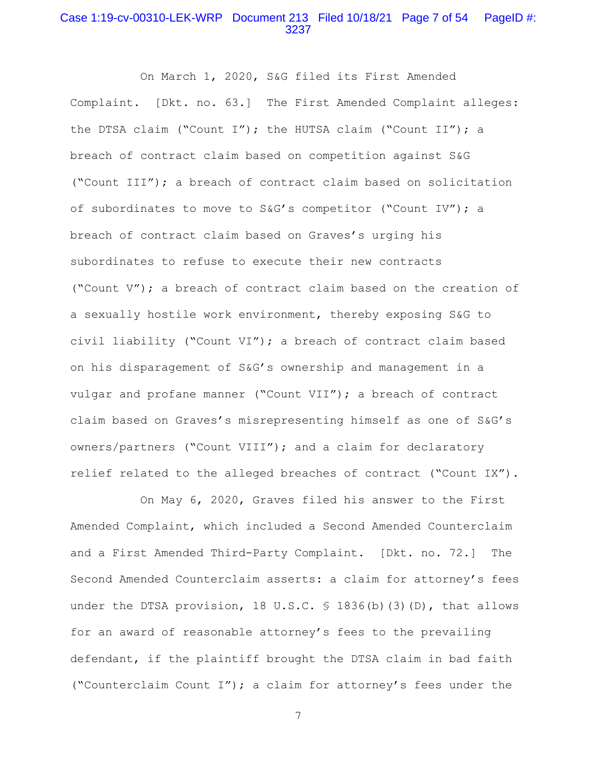On March 1, 2020, S&G filed its First Amended Complaint. [Dkt. no. 63.] The First Amended Complaint alleges: the DTSA claim ("Count I"); the HUTSA claim ("Count II"); a breach of contract claim based on competition against S&G ("Count III"); a breach of contract claim based on solicitation of subordinates to move to S&G's competitor ("Count IV"); a breach of contract claim based on Graves's urging his subordinates to refuse to execute their new contracts ("Count V"); a breach of contract claim based on the creation of a sexually hostile work environment, thereby exposing S&G to civil liability ("Count VI"); a breach of contract claim based on his disparagement of S&G's ownership and management in a vulgar and profane manner ("Count VII"); a breach of contract claim based on Graves's misrepresenting himself as one of S&G's owners/partners ("Count VIII"); and a claim for declaratory relief related to the alleged breaches of contract ("Count IX").

On May 6, 2020, Graves filed his answer to the First Amended Complaint, which included a Second Amended Counterclaim and a First Amended Third-Party Complaint. [Dkt. no. 72.] The Second Amended Counterclaim asserts: a claim for attorney's fees under the DTSA provision, 18 U.S.C. § 1836(b)(3)(D), that allows for an award of reasonable attorney's fees to the prevailing defendant, if the plaintiff brought the DTSA claim in bad faith ("Counterclaim Count I"); a claim for attorney's fees under the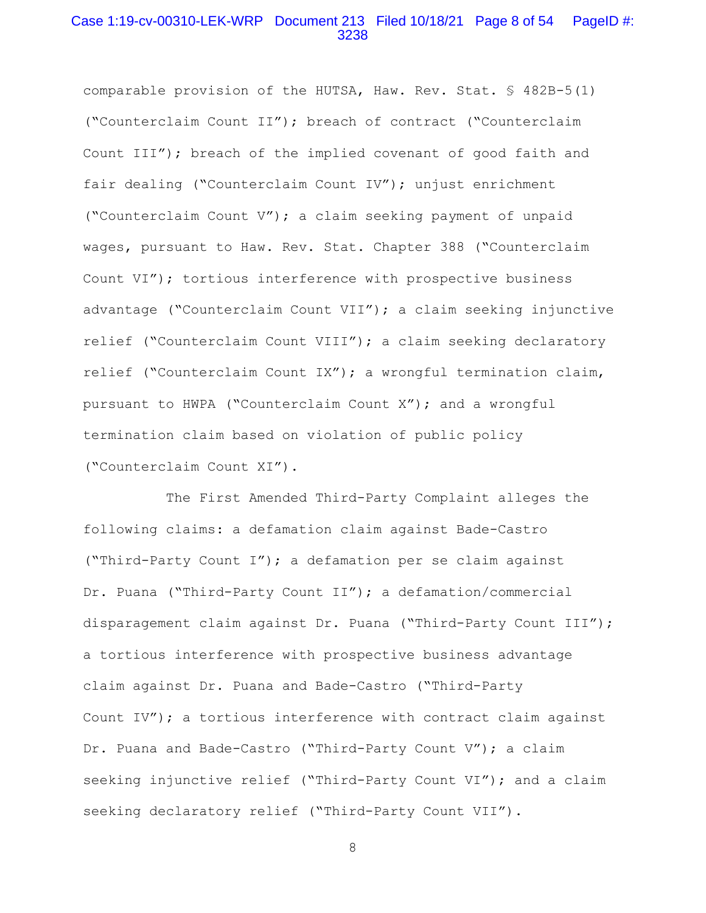comparable provision of the HUTSA, Haw. Rev. Stat. § 482B-5(1) ("Counterclaim Count II"); breach of contract ("Counterclaim Count III"); breach of the implied covenant of good faith and fair dealing ("Counterclaim Count IV"); unjust enrichment ("Counterclaim Count V"); a claim seeking payment of unpaid wages, pursuant to Haw. Rev. Stat. Chapter 388 ("Counterclaim Count VI"); tortious interference with prospective business advantage ("Counterclaim Count VII"); a claim seeking injunctive relief ("Counterclaim Count VIII"); a claim seeking declaratory relief ("Counterclaim Count IX"); a wrongful termination claim, pursuant to HWPA ("Counterclaim Count X"); and a wrongful termination claim based on violation of public policy ("Counterclaim Count XI").

The First Amended Third-Party Complaint alleges the following claims: a defamation claim against Bade-Castro ("Third-Party Count I"); a defamation per se claim against Dr. Puana ("Third-Party Count II"); a defamation/commercial disparagement claim against Dr. Puana ("Third-Party Count III"); a tortious interference with prospective business advantage claim against Dr. Puana and Bade-Castro ("Third-Party Count IV"); a tortious interference with contract claim against Dr. Puana and Bade-Castro ("Third-Party Count V"); a claim seeking injunctive relief ("Third-Party Count VI"); and a claim seeking declaratory relief ("Third-Party Count VII").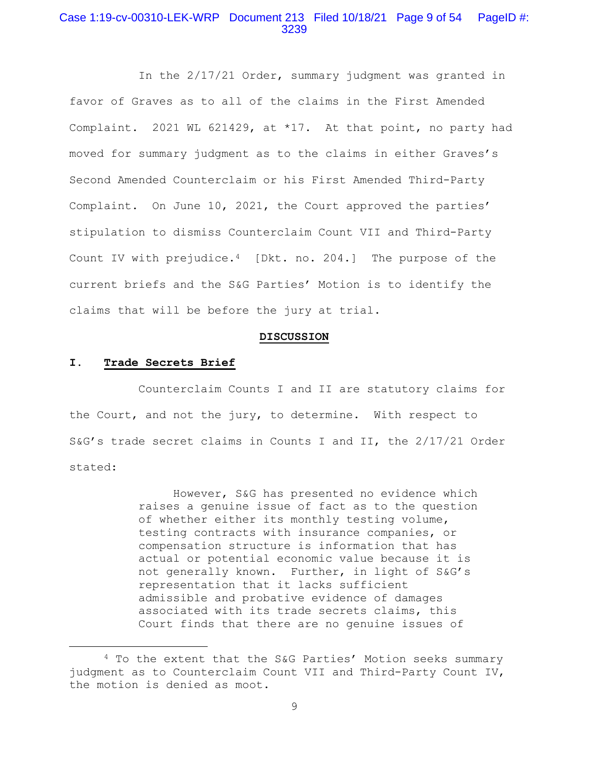In the 2/17/21 Order, summary judgment was granted in favor of Graves as to all of the claims in the First Amended Complaint. 2021 WL 621429, at *17. At that point, no party had moved for summary judgment as to the claims in either Graves's Second Amended Counterclaim or his First Amended Third-Party Complaint. On June 10, 2021, the Court approved the parties' stipulation to dismiss Counterclaim Count VII and Third-Party Count IV with prejudice.[4] [Dkt. no. 204.] The purpose of the current briefs and the S&G Parties' Motion is to identify the claims that will be before the jury at trial.

## DISCUSSION

### I. Trade Secrets Brief

Counterclaim Counts I and II are statutory claims for the Court, and not the jury, to determine. With respect to S&G's trade secret claims in Counts I and II, the 2/17/21 Order stated:

> However, S&G has presented no evidence which raises a genuine issue of fact as to the question of whether either its monthly testing volume, testing contracts with insurance companies, or compensation structure is information that has actual or potential economic value because it is not generally known. Further, in light of S&G's representation that it lacks sufficient admissible and probative evidence of damages associated with its trade secrets claims, this Court finds that there are no genuine issues of

[4] To the extent that the S&G Parties' Motion seeks summary judgment as to Counterclaim Count VII and Third-Party Count IV, the motion is denied as moot.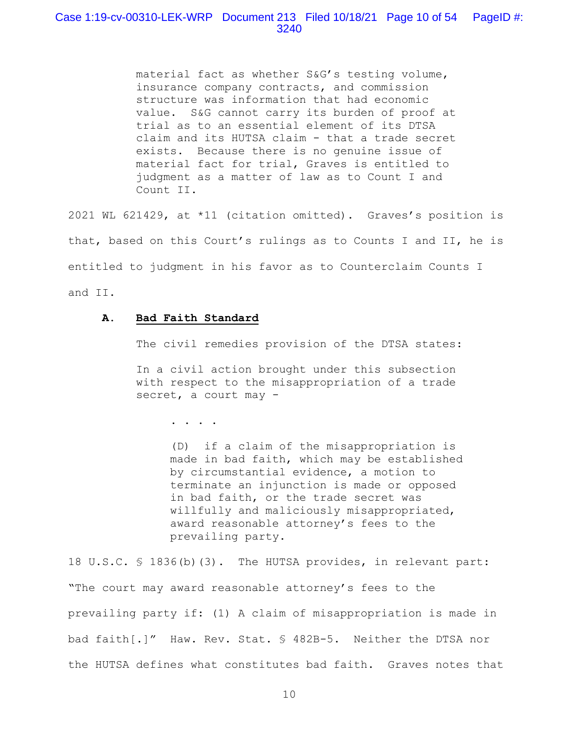> material fact as whether S&G's testing volume, insurance company contracts, and commission structure was information that had economic value. S&G cannot carry its burden of proof at trial as to an essential element of its DTSA claim and its HUTSA claim - that a trade secret exists. Because there is no genuine issue of material fact for trial, Graves is entitled to judgment as a matter of law as to Count I and Count II.

2021 WL 621429, at *11 (citation omitted). Graves's position is that, based on this Court's rulings as to Counts I and II, he is entitled to judgment in his favor as to Counterclaim Counts I and II.

### A. Bad Faith Standard

The civil remedies provision of the DTSA states:

> In a civil action brought under this subsection with respect to the misappropriation of a trade secret, a court may -
>
> . . . .
>
> > (D) if a claim of the misappropriation is made in bad faith, which may be established by circumstantial evidence, a motion to terminate an injunction is made or opposed in bad faith, or the trade secret was willfully and maliciously misappropriated, award reasonable attorney's fees to the prevailing party.

18 U.S.C. § 1836(b)(3). The HUTSA provides, in relevant part: "The court may award reasonable attorney's fees to the prevailing party if: (1) A claim of misappropriation is made in bad faith[.]" Haw. Rev. Stat. § 482B-5. Neither the DTSA nor the HUTSA defines what constitutes bad faith. Graves notes that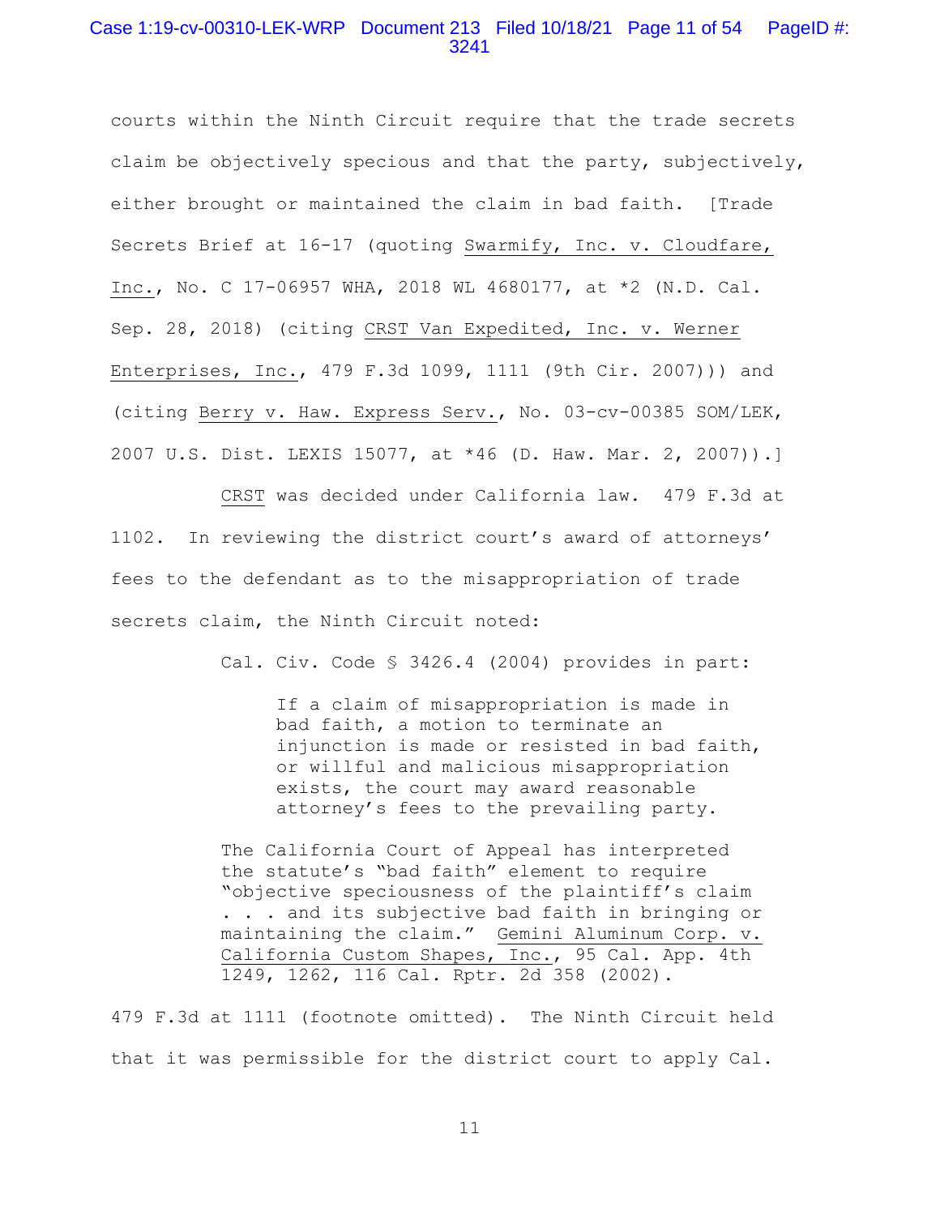courts within the Ninth Circuit require that the trade secrets claim be objectively specious and that the party, subjectively, either brought or maintained the claim in bad faith. [Trade Secrets Brief at 16-17 (quoting Swarmify, Inc. v. Cloudfare, Inc., No. C 17-06957 WHA, 2018 WL 4680177, at *2 (N.D. Cal. Sep. 28, 2018) (citing CRST Van Expedited, Inc. v. Werner Enterprises, Inc., 479 F.3d 1099, 1111 (9th Cir. 2007))) and (citing Berry v. Haw. Express Serv., No. 03-cv-00385 SOM/LEK, 2007 U.S. Dist. LEXIS 15077, at *46 (D. Haw. Mar. 2, 2007)).]

CRST was decided under California law. 479 F.3d at 1102. In reviewing the district court's award of attorneys' fees to the defendant as to the misappropriation of trade secrets claim, the Ninth Circuit noted:

> Cal. Civ. Code § 3426.4 (2004) provides in part:
>
> > If a claim of misappropriation is made in bad faith, a motion to terminate an injunction is made or resisted in bad faith, or willful and malicious misappropriation exists, the court may award reasonable attorney's fees to the prevailing party.
>
> The California Court of Appeal has interpreted the statute's "bad faith" element to require "objective speciousness of the plaintiff's claim . . . and its subjective bad faith in bringing or maintaining the claim." Gemini Aluminum Corp. v. California Custom Shapes, Inc., 95 Cal. App. 4th 1249, 1262, 116 Cal. Rptr. 2d 358 (2002).

479 F.3d at 1111 (footnote omitted). The Ninth Circuit held that it was permissible for the district court to apply Cal.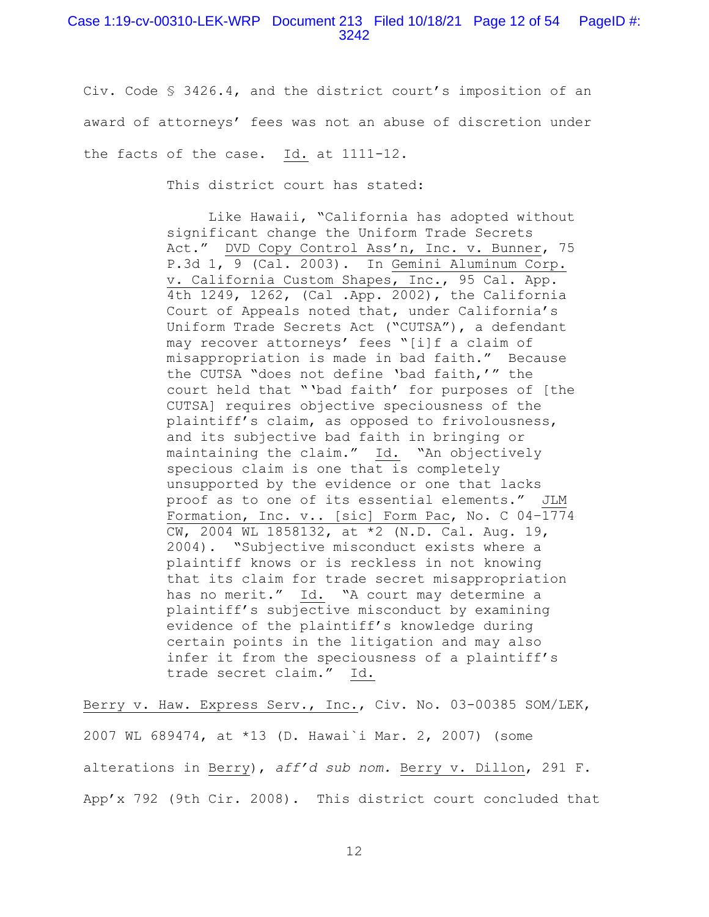Civ. Code § 3426.4, and the district court's imposition of an award of attorneys' fees was not an abuse of discretion under the facts of the case. Id. at 1111-12.

This district court has stated:

> Like Hawaii, "California has adopted without significant change the Uniform Trade Secrets Act." DVD Copy Control Ass'n, Inc. v. Bunner, 75 P.3d 1, 9 (Cal. 2003). In Gemini Aluminum Corp. v. California Custom Shapes, Inc., 95 Cal. App. 4th 1249, 1262, (Cal .App. 2002), the California Court of Appeals noted that, under California's Uniform Trade Secrets Act ("CUTSA"), a defendant may recover attorneys' fees "[i]f a claim of misappropriation is made in bad faith." Because the CUTSA "does not define 'bad faith,'" the court held that "'bad faith' for purposes of [the CUTSA] requires objective speciousness of the plaintiff's claim, as opposed to frivolousness, and its subjective bad faith in bringing or maintaining the claim." Id. "An objectively specious claim is one that is completely unsupported by the evidence or one that lacks proof as to one of its essential elements." JLM Formation, Inc. v.. [sic] Form Pac, No. C 04-1774 CW, 2004 WL 1858132, at *2 (N.D. Cal. Aug. 19, 2004). "Subjective misconduct exists where a plaintiff knows or is reckless in not knowing that its claim for trade secret misappropriation has no merit." Id. "A court may determine a plaintiff's subjective misconduct by examining evidence of the plaintiff's knowledge during certain points in the litigation and may also infer it from the speciousness of a plaintiff's trade secret claim." Id.

Berry v. Haw. Express Serv., Inc., Civ. No. 03-00385 SOM/LEK, 2007 WL 689474, at *13 (D. Hawai`i Mar. 2, 2007) (some alterations in Berry), *aff'd sub nom.* Berry v. Dillon, 291 F. App'x 792 (9th Cir. 2008). This district court concluded that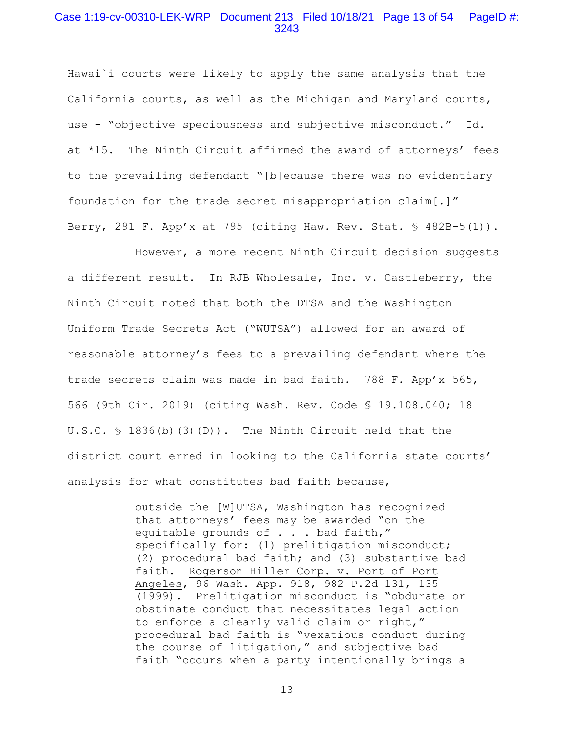Hawai`i courts were likely to apply the same analysis that the California courts, as well as the Michigan and Maryland courts, use - "objective speciousness and subjective misconduct." Id. at *15. The Ninth Circuit affirmed the award of attorneys' fees to the prevailing defendant "[b]ecause there was no evidentiary foundation for the trade secret misappropriation claim[.]" Berry, 291 F. App'x at 795 (citing Haw. Rev. Stat. § 482B-5(1)).

However, a more recent Ninth Circuit decision suggests a different result. In RJB Wholesale, Inc. v. Castleberry, the Ninth Circuit noted that both the DTSA and the Washington Uniform Trade Secrets Act ("WUTSA") allowed for an award of reasonable attorney's fees to a prevailing defendant where the trade secrets claim was made in bad faith. 788 F. App'x 565, 566 (9th Cir. 2019) (citing Wash. Rev. Code § 19.108.040; 18 U.S.C. § 1836(b)(3)(D)). The Ninth Circuit held that the district court erred in looking to the California state courts' analysis for what constitutes bad faith because,

> outside the [W]UTSA, Washington has recognized that attorneys' fees may be awarded "on the equitable grounds of . . . bad faith," specifically for: (1) prelitigation misconduct; (2) procedural bad faith; and (3) substantive bad faith. Rogerson Hiller Corp. v. Port of Port Angeles, 96 Wash. App. 918, 982 P.2d 131, 135 (1999). Prelitigation misconduct is "obdurate or obstinate conduct that necessitates legal action to enforce a clearly valid claim or right," procedural bad faith is "vexatious conduct during the course of litigation," and subjective bad faith "occurs when a party intentionally brings a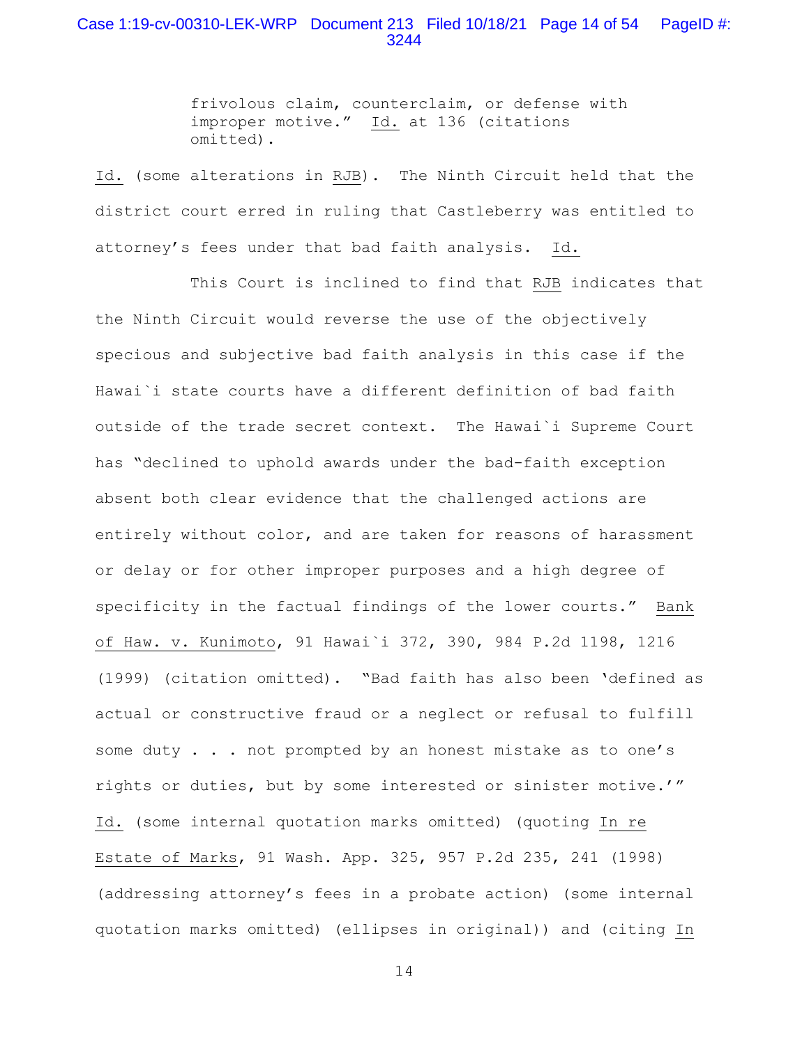> frivolous claim, counterclaim, or defense with improper motive." Id. at 136 (citations omitted).

Id. (some alterations in RJB). The Ninth Circuit held that the district court erred in ruling that Castleberry was entitled to attorney's fees under that bad faith analysis. Id.

This Court is inclined to find that RJB indicates that the Ninth Circuit would reverse the use of the objectively specious and subjective bad faith analysis in this case if the Hawai`i state courts have a different definition of bad faith outside of the trade secret context. The Hawai`i Supreme Court has "declined to uphold awards under the bad-faith exception absent both clear evidence that the challenged actions are entirely without color, and are taken for reasons of harassment or delay or for other improper purposes and a high degree of specificity in the factual findings of the lower courts." Bank of Haw. v. Kunimoto, 91 Hawai`i 372, 390, 984 P.2d 1198, 1216 (1999) (citation omitted). "Bad faith has also been 'defined as actual or constructive fraud or a neglect or refusal to fulfill some duty . . . not prompted by an honest mistake as to one's rights or duties, but by some interested or sinister motive.'" Id. (some internal quotation marks omitted) (quoting In re Estate of Marks, 91 Wash. App. 325, 957 P.2d 235, 241 (1998) (addressing attorney's fees in a probate action) (some internal quotation marks omitted) (ellipses in original)) and (citing In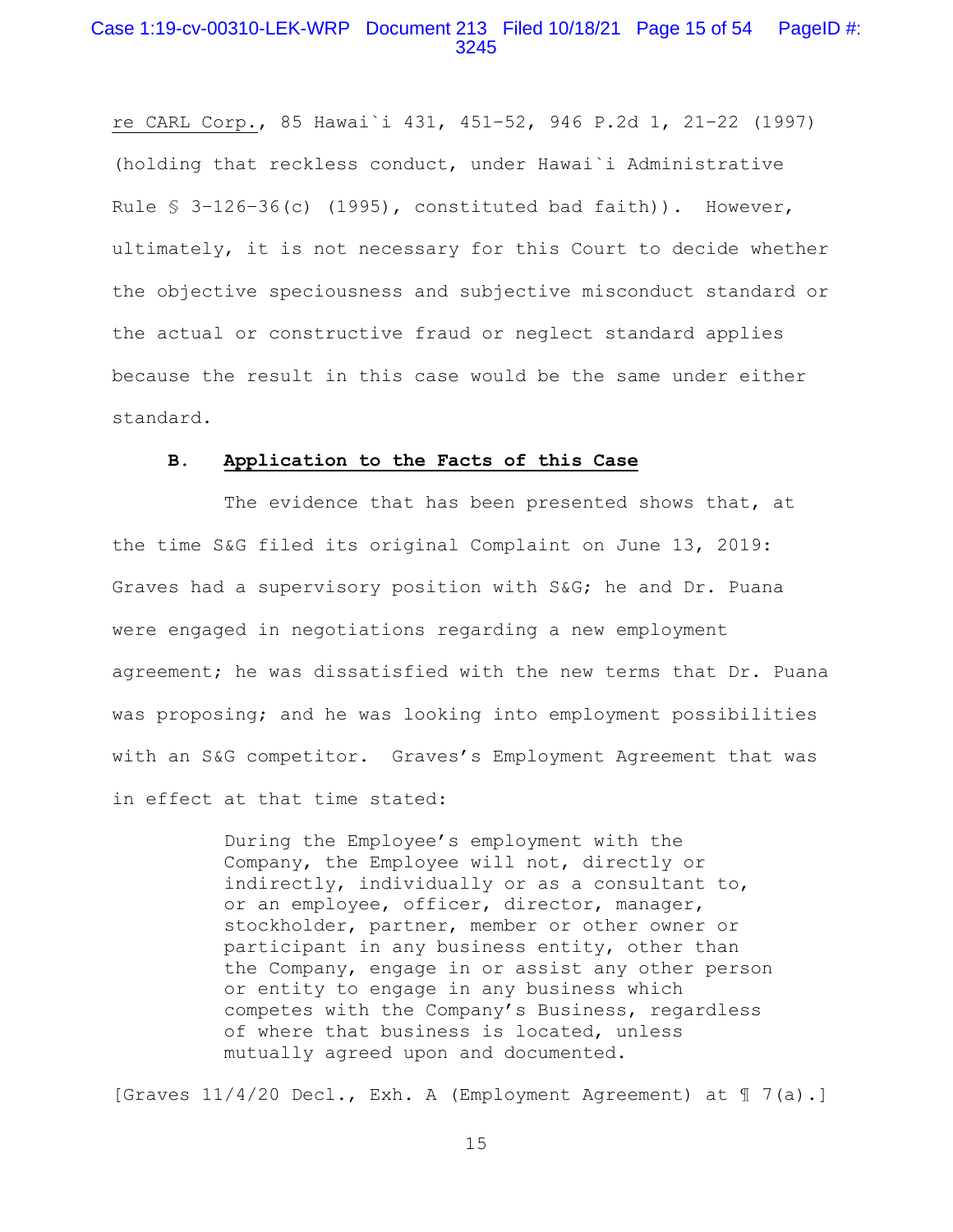re CARL Corp., 85 Hawai`i 431, 451–52, 946 P.2d 1, 21–22 (1997) (holding that reckless conduct, under Hawai`i Administrative Rule § 3-126-36(c) (1995), constituted bad faith)). However, ultimately, it is not necessary for this Court to decide whether the objective speciousness and subjective misconduct standard or the actual or constructive fraud or neglect standard applies because the result in this case would be the same under either standard.

### B. Application to the Facts of this Case

The evidence that has been presented shows that, at the time S&G filed its original Complaint on June 13, 2019: Graves had a supervisory position with S&G; he and Dr. Puana were engaged in negotiations regarding a new employment agreement; he was dissatisfied with the new terms that Dr. Puana was proposing; and he was looking into employment possibilities with an S&G competitor. Graves's Employment Agreement that was in effect at that time stated:

> During the Employee's employment with the Company, the Employee will not, directly or indirectly, individually or as a consultant to, or an employee, officer, director, manager, stockholder, partner, member or other owner or participant in any business entity, other than the Company, engage in or assist any other person or entity to engage in any business which competes with the Company's Business, regardless of where that business is located, unless mutually agreed upon and documented.

[Graves 11/4/20 Decl., Exh. A (Employment Agreement) at ¶ 7(a).]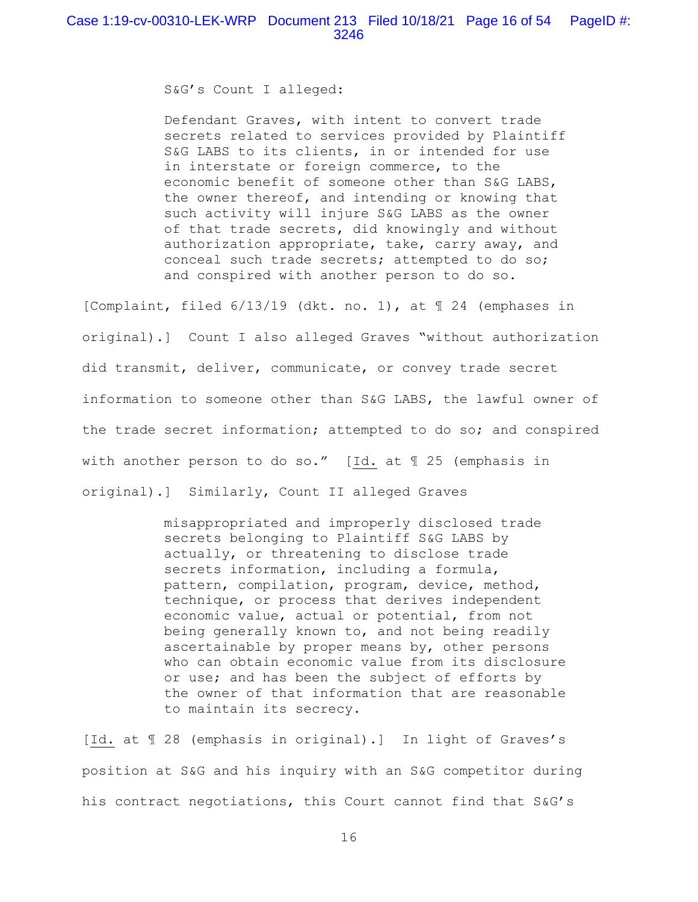S&G's Count I alleged:

> Defendant Graves, with intent to convert trade secrets related to services provided by Plaintiff S&G LABS to its clients, in or intended for use in interstate or foreign commerce, to the economic benefit of someone other than S&G LABS, the owner thereof, and intending or knowing that such activity will injure S&G LABS as the owner of that trade secrets, did knowingly and without authorization appropriate, take, carry away, and conceal such trade secrets; attempted to do so; and conspired with another person to do so.

[Complaint, filed 6/13/19 (dkt. no. 1), at ¶ 24 (emphases in original).] Count I also alleged Graves "without authorization did transmit, deliver, communicate, or convey trade secret information to someone other than S&G LABS, the lawful owner of the trade secret information; attempted to do so; and conspired with another person to do so." [Id. at ¶ 25 (emphasis in original).] Similarly, Count II alleged Graves

> misappropriated and improperly disclosed trade secrets belonging to Plaintiff S&G LABS by actually, or threatening to disclose trade secrets information, including a formula, pattern, compilation, program, device, method, technique, or process that derives independent economic value, actual or potential, from not being generally known to, and not being readily ascertainable by proper means by, other persons who can obtain economic value from its disclosure or use; and has been the subject of efforts by the owner of that information that are reasonable to maintain its secrecy.

[Id. at ¶ 28 (emphasis in original).] In light of Graves's position at S&G and his inquiry with an S&G competitor during his contract negotiations, this Court cannot find that S&G's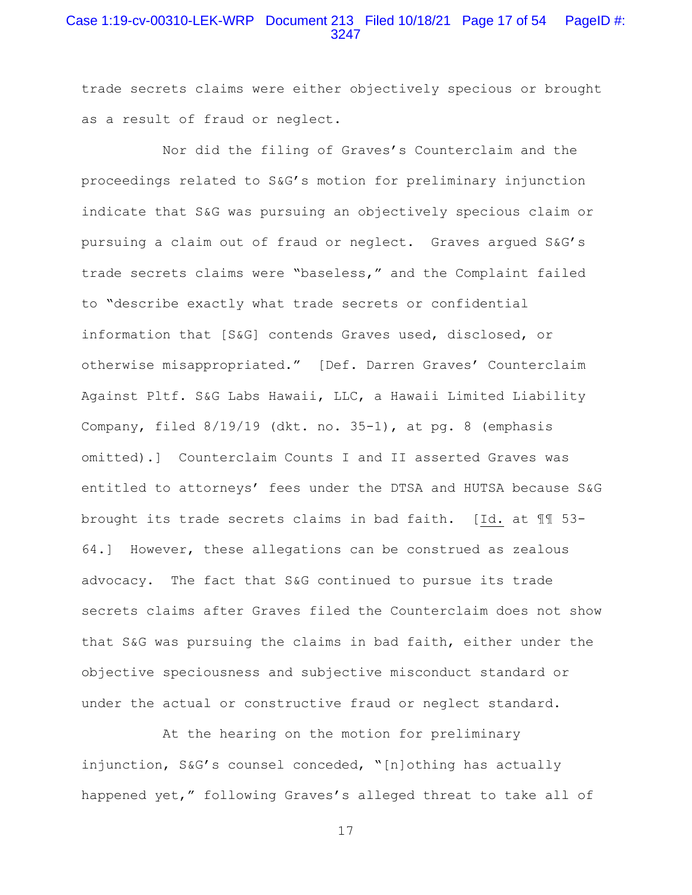trade secrets claims were either objectively specious or brought as a result of fraud or neglect.

Nor did the filing of Graves's Counterclaim and the proceedings related to S&G's motion for preliminary injunction indicate that S&G was pursuing an objectively specious claim or pursuing a claim out of fraud or neglect. Graves argued S&G's trade secrets claims were "baseless," and the Complaint failed to "describe exactly what trade secrets or confidential information that [S&G] contends Graves used, disclosed, or otherwise misappropriated." [Def. Darren Graves' Counterclaim Against Pltf. S&G Labs Hawaii, LLC, a Hawaii Limited Liability Company, filed 8/19/19 (dkt. no. 35-1), at pg. 8 (emphasis omitted).] Counterclaim Counts I and II asserted Graves was entitled to attorneys' fees under the DTSA and HUTSA because S&G brought its trade secrets claims in bad faith. [Id. at ¶¶ 53-64.] However, these allegations can be construed as zealous advocacy. The fact that S&G continued to pursue its trade secrets claims after Graves filed the Counterclaim does not show that S&G was pursuing the claims in bad faith, either under the objective speciousness and subjective misconduct standard or under the actual or constructive fraud or neglect standard.

At the hearing on the motion for preliminary injunction, S&G's counsel conceded, "[n]othing has actually happened yet," following Graves's alleged threat to take all of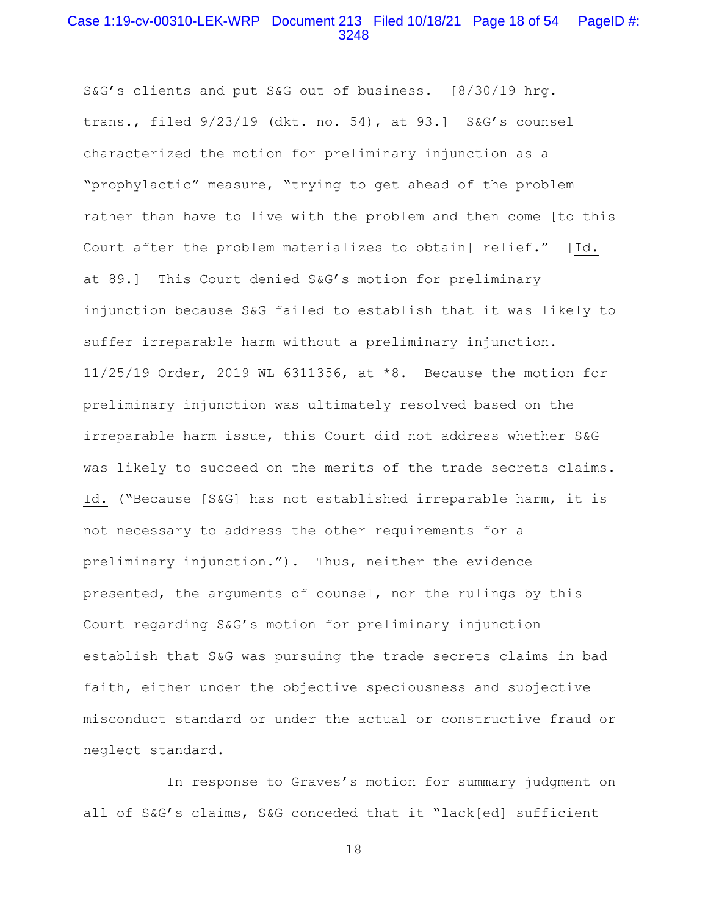S&G's clients and put S&G out of business. [8/30/19 hrg. trans., filed 9/23/19 (dkt. no. 54), at 93.] S&G's counsel characterized the motion for preliminary injunction as a "prophylactic" measure, "trying to get ahead of the problem rather than have to live with the problem and then come [to this Court after the problem materializes to obtain] relief." [Id. at 89.] This Court denied S&G's motion for preliminary injunction because S&G failed to establish that it was likely to suffer irreparable harm without a preliminary injunction. 11/25/19 Order, 2019 WL 6311356, at *8. Because the motion for preliminary injunction was ultimately resolved based on the irreparable harm issue, this Court did not address whether S&G was likely to succeed on the merits of the trade secrets claims. Id. ("Because [S&G] has not established irreparable harm, it is not necessary to address the other requirements for a preliminary injunction."). Thus, neither the evidence presented, the arguments of counsel, nor the rulings by this Court regarding S&G's motion for preliminary injunction establish that S&G was pursuing the trade secrets claims in bad faith, either under the objective speciousness and subjective misconduct standard or under the actual or constructive fraud or neglect standard.

In response to Graves's motion for summary judgment on all of S&G's claims, S&G conceded that it "lack[ed] sufficient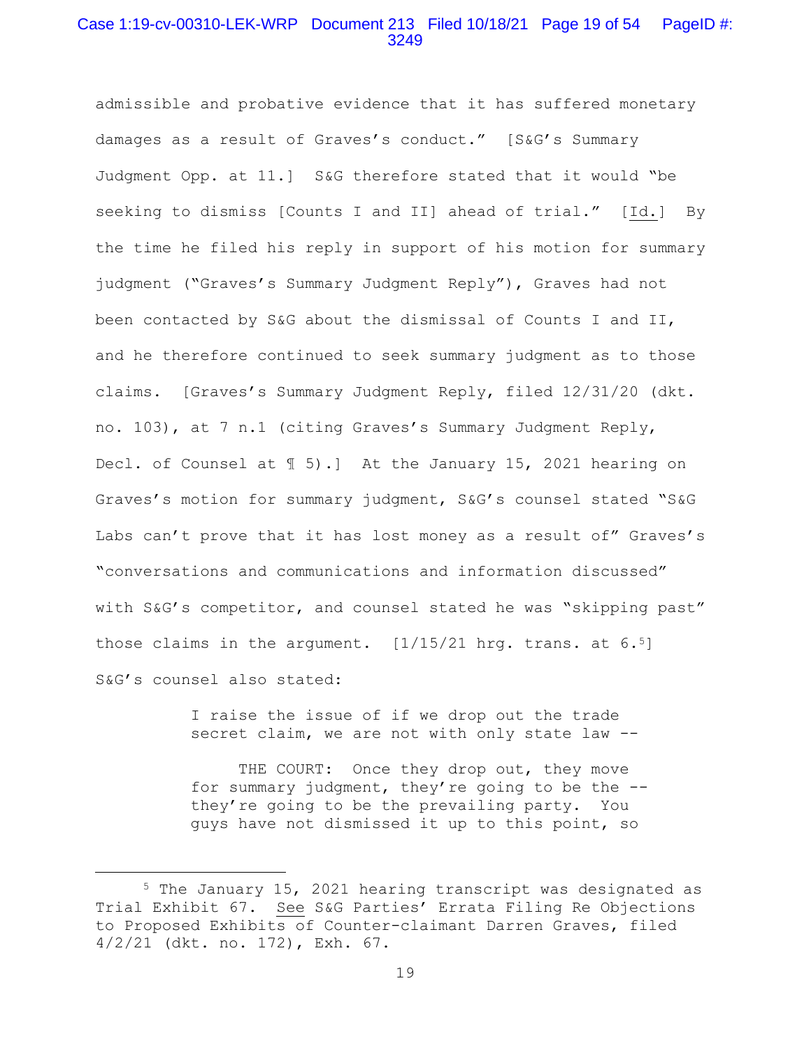admissible and probative evidence that it has suffered monetary damages as a result of Graves's conduct." [S&G's Summary Judgment Opp. at 11.] S&G therefore stated that it would "be seeking to dismiss [Counts I and II] ahead of trial." [Id.] By the time he filed his reply in support of his motion for summary judgment ("Graves's Summary Judgment Reply"), Graves had not been contacted by S&G about the dismissal of Counts I and II, and he therefore continued to seek summary judgment as to those claims. [Graves's Summary Judgment Reply, filed 12/31/20 (dkt. no. 103), at 7 n.1 (citing Graves's Summary Judgment Reply, Decl. of Counsel at ¶ 5).] At the January 15, 2021 hearing on Graves's motion for summary judgment, S&G's counsel stated "S&G Labs can't prove that it has lost money as a result of" Graves's "conversations and communications and information discussed" with S&G's competitor, and counsel stated he was "skipping past" those claims in the argument. [1/15/21 hrg. trans. at 6.[5]] S&G's counsel also stated:

> I raise the issue of if we drop out the trade secret claim, we are not with only state law --
>
> THE COURT: Once they drop out, they move for summary judgment, they're going to be the -- they're going to be the prevailing party. You guys have not dismissed it up to this point, so

[5] The January 15, 2021 hearing transcript was designated as Trial Exhibit 67. See S&G Parties' Errata Filing Re Objections to Proposed Exhibits of Counter-claimant Darren Graves, filed 4/2/21 (dkt. no. 172), Exh. 67.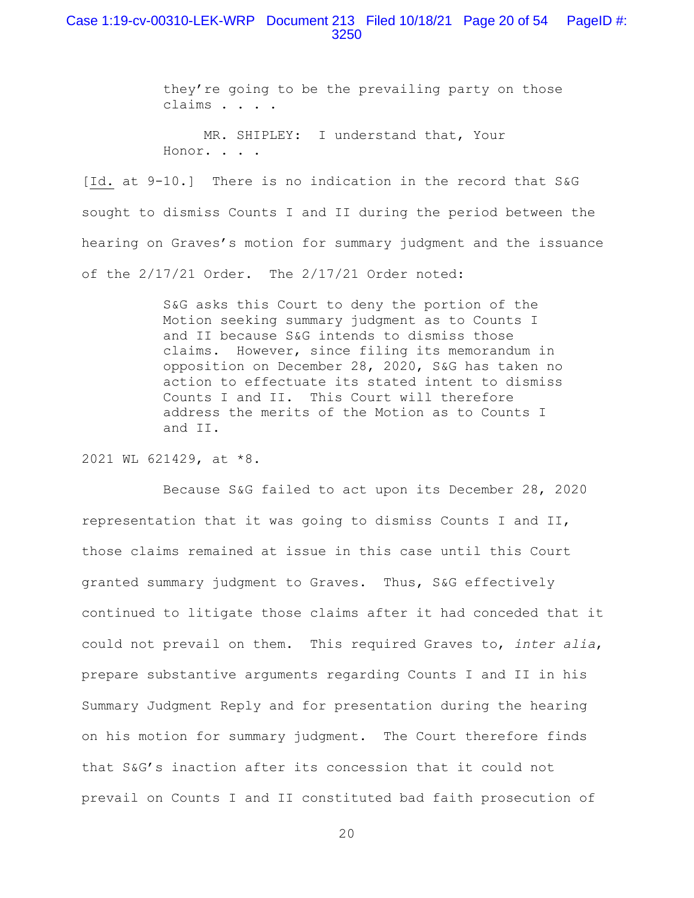> they're going to be the prevailing party on those claims . . . .
>
> MR. SHIPLEY: I understand that, Your Honor. . . .

[Id. at 9-10.] There is no indication in the record that S&G sought to dismiss Counts I and II during the period between the hearing on Graves's motion for summary judgment and the issuance of the 2/17/21 Order. The 2/17/21 Order noted:

> S&G asks this Court to deny the portion of the Motion seeking summary judgment as to Counts I and II because S&G intends to dismiss those claims. However, since filing its memorandum in opposition on December 28, 2020, S&G has taken no action to effectuate its stated intent to dismiss Counts I and II. This Court will therefore address the merits of the Motion as to Counts I and II.

2021 WL 621429, at *8.

Because S&G failed to act upon its December 28, 2020 representation that it was going to dismiss Counts I and II, those claims remained at issue in this case until this Court granted summary judgment to Graves. Thus, S&G effectively continued to litigate those claims after it had conceded that it could not prevail on them. This required Graves to, *inter alia*, prepare substantive arguments regarding Counts I and II in his Summary Judgment Reply and for presentation during the hearing on his motion for summary judgment. The Court therefore finds that S&G's inaction after its concession that it could not prevail on Counts I and II constituted bad faith prosecution of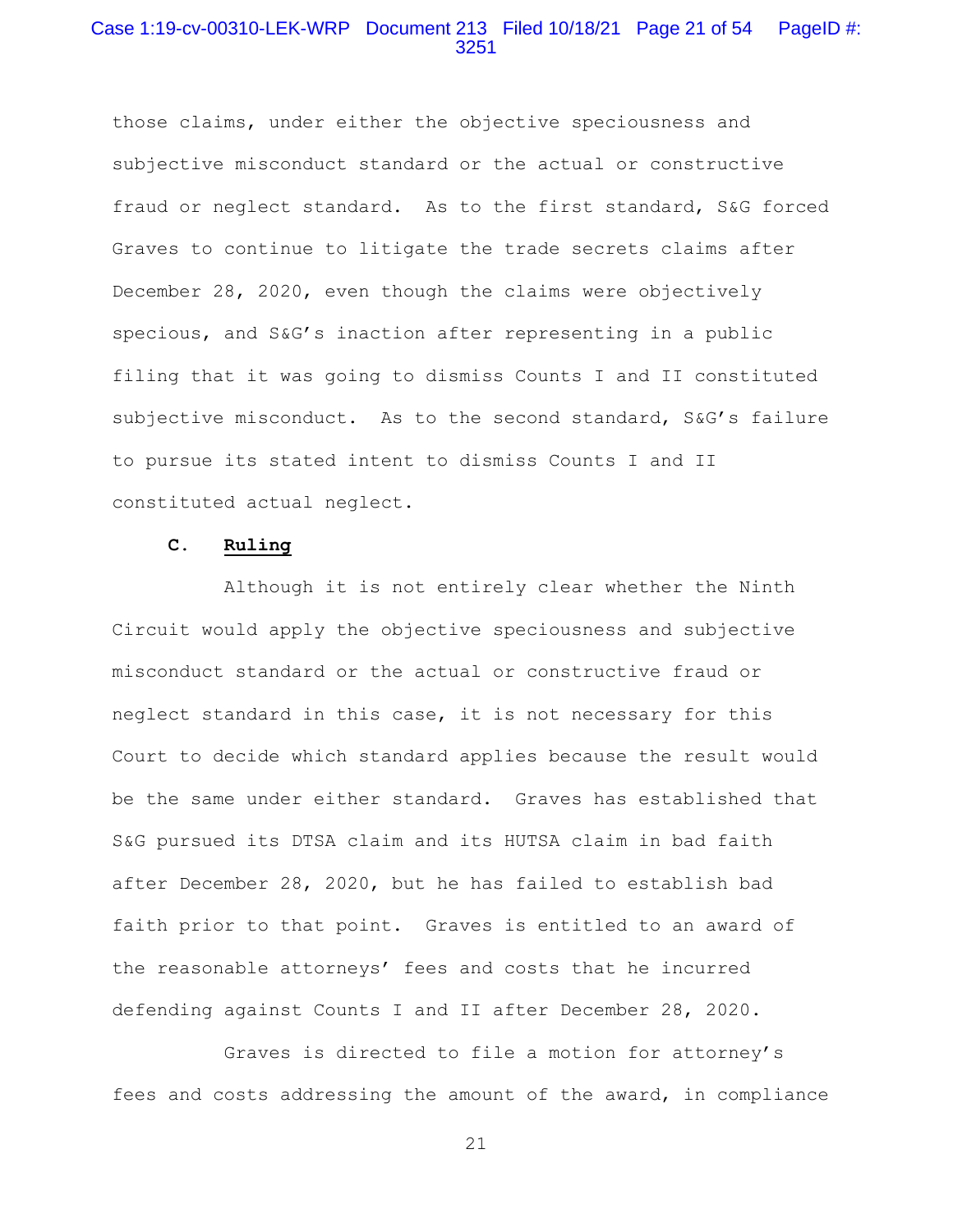those claims, under either the objective speciousness and subjective misconduct standard or the actual or constructive fraud or neglect standard. As to the first standard, S&G forced Graves to continue to litigate the trade secrets claims after December 28, 2020, even though the claims were objectively specious, and S&G's inaction after representing in a public filing that it was going to dismiss Counts I and II constituted subjective misconduct. As to the second standard, S&G's failure to pursue its stated intent to dismiss Counts I and II constituted actual neglect.

### C. **Ruling**

Although it is not entirely clear whether the Ninth Circuit would apply the objective speciousness and subjective misconduct standard or the actual or constructive fraud or neglect standard in this case, it is not necessary for this Court to decide which standard applies because the result would be the same under either standard. Graves has established that S&G pursued its DTSA claim and its HUTSA claim in bad faith after December 28, 2020, but he has failed to establish bad faith prior to that point. Graves is entitled to an award of the reasonable attorneys' fees and costs that he incurred defending against Counts I and II after December 28, 2020.

Graves is directed to file a motion for attorney's fees and costs addressing the amount of the award, in compliance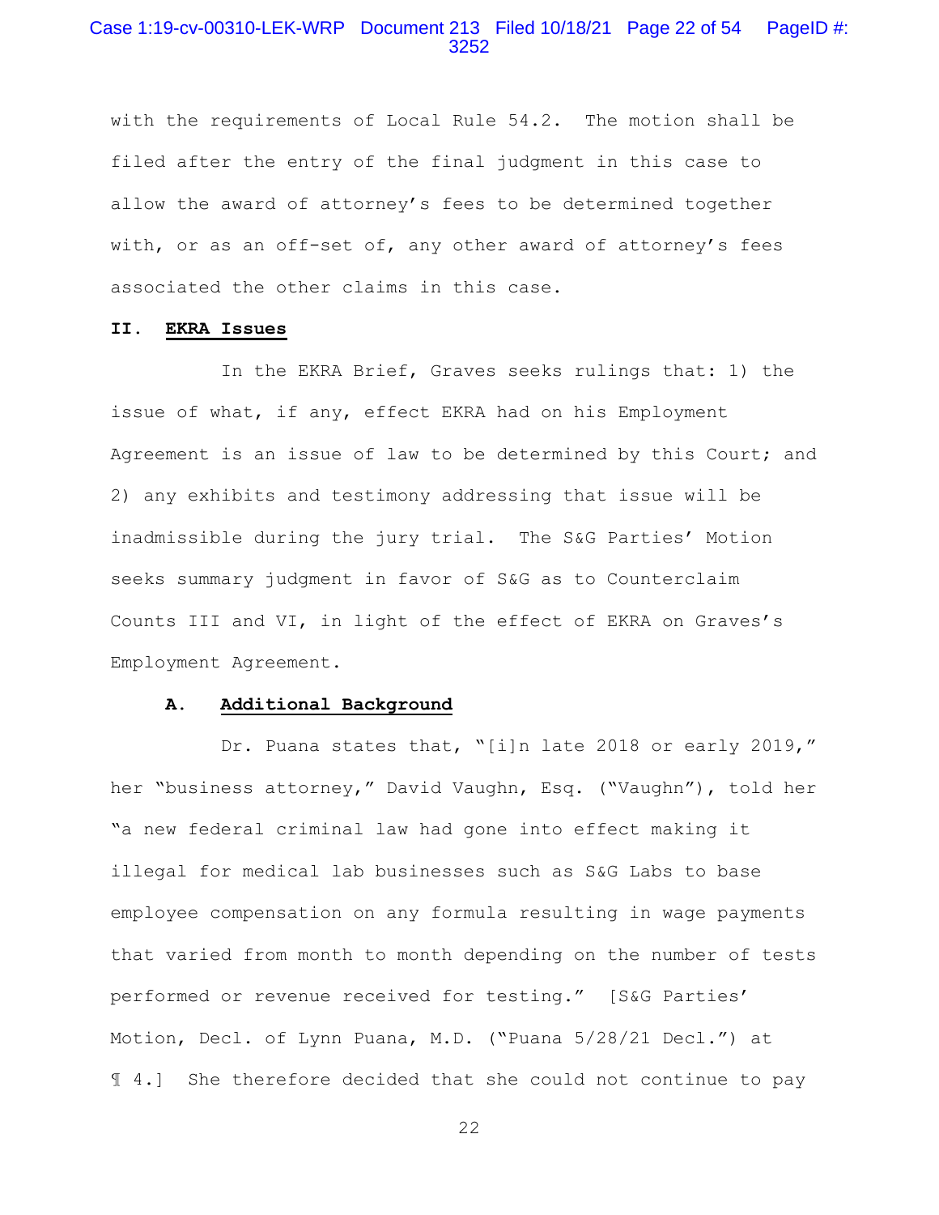with the requirements of Local Rule 54.2. The motion shall be filed after the entry of the final judgment in this case to allow the award of attorney's fees to be determined together with, or as an off-set of, any other award of attorney's fees associated the other claims in this case.

## II. EKRA Issues

In the EKRA Brief, Graves seeks rulings that: 1) the issue of what, if any, effect EKRA had on his Employment Agreement is an issue of law to be determined by this Court; and 2) any exhibits and testimony addressing that issue will be inadmissible during the jury trial. The S&G Parties' Motion seeks summary judgment in favor of S&G as to Counterclaim Counts III and VI, in light of the effect of EKRA on Graves's Employment Agreement.

### A. Additional Background

Dr. Puana states that, "[i]n late 2018 or early 2019," her "business attorney," David Vaughn, Esq. ("Vaughn"), told her "a new federal criminal law had gone into effect making it illegal for medical lab businesses such as S&G Labs to base employee compensation on any formula resulting in wage payments that varied from month to month depending on the number of tests performed or revenue received for testing." [S&G Parties' Motion, Decl. of Lynn Puana, M.D. ("Puana 5/28/21 Decl.") at ¶ 4.] She therefore decided that she could not continue to pay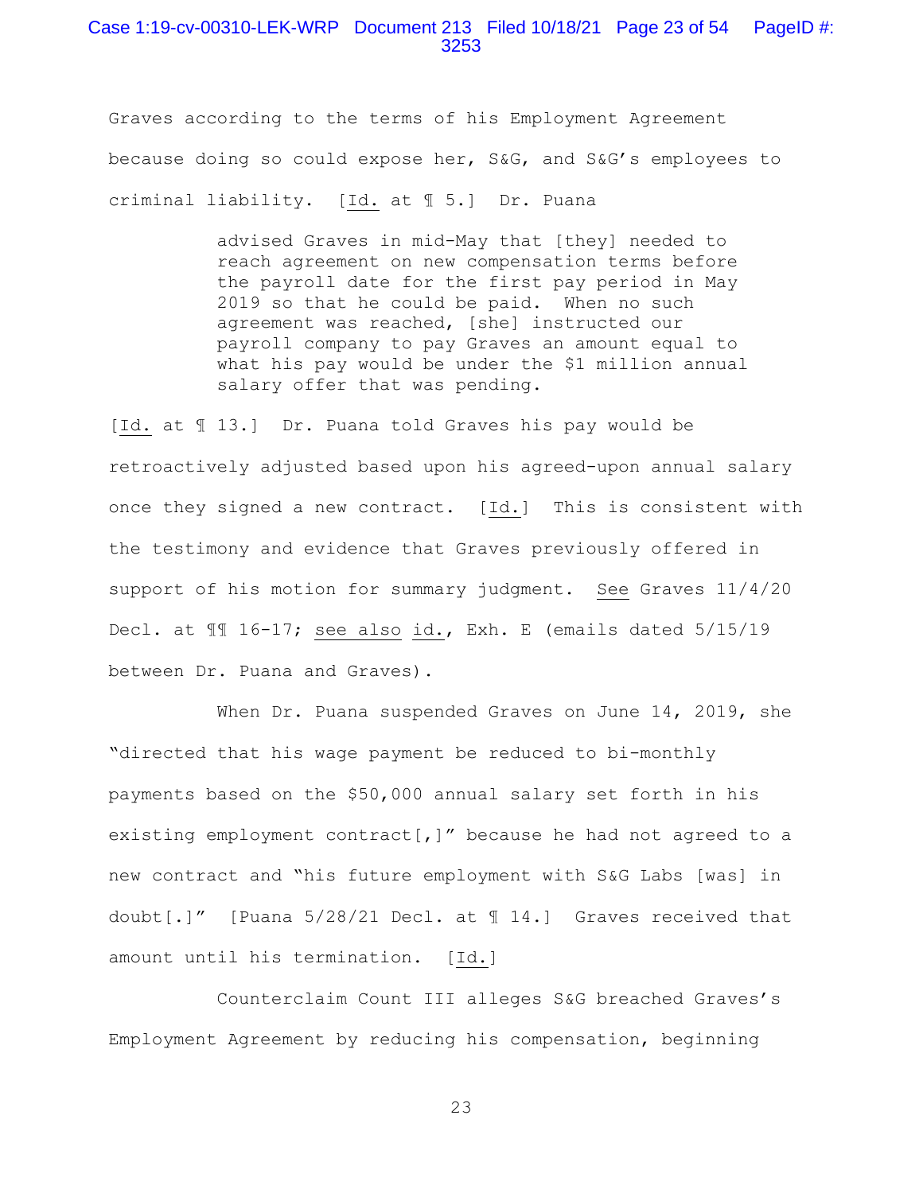Graves according to the terms of his Employment Agreement because doing so could expose her, S&G, and S&G's employees to criminal liability. [Id. at ¶ 5.] Dr. Puana

> advised Graves in mid-May that [they] needed to reach agreement on new compensation terms before the payroll date for the first pay period in May 2019 so that he could be paid. When no such agreement was reached, [she] instructed our payroll company to pay Graves an amount equal to what his pay would be under the $1 million annual salary offer that was pending.

[Id. at ¶ 13.] Dr. Puana told Graves his pay would be retroactively adjusted based upon his agreed-upon annual salary once they signed a new contract. [Id.] This is consistent with the testimony and evidence that Graves previously offered in support of his motion for summary judgment. See Graves 11/4/20 Decl. at ¶¶ 16-17; see also id., Exh. E (emails dated 5/15/19 between Dr. Puana and Graves).

When Dr. Puana suspended Graves on June 14, 2019, she "directed that his wage payment be reduced to bi-monthly payments based on the $50,000 annual salary set forth in his existing employment contract[,]" because he had not agreed to a new contract and "his future employment with S&G Labs [was] in doubt[.]" [Puana 5/28/21 Decl. at ¶ 14.] Graves received that amount until his termination. [Id.]

Counterclaim Count III alleges S&G breached Graves's Employment Agreement by reducing his compensation, beginning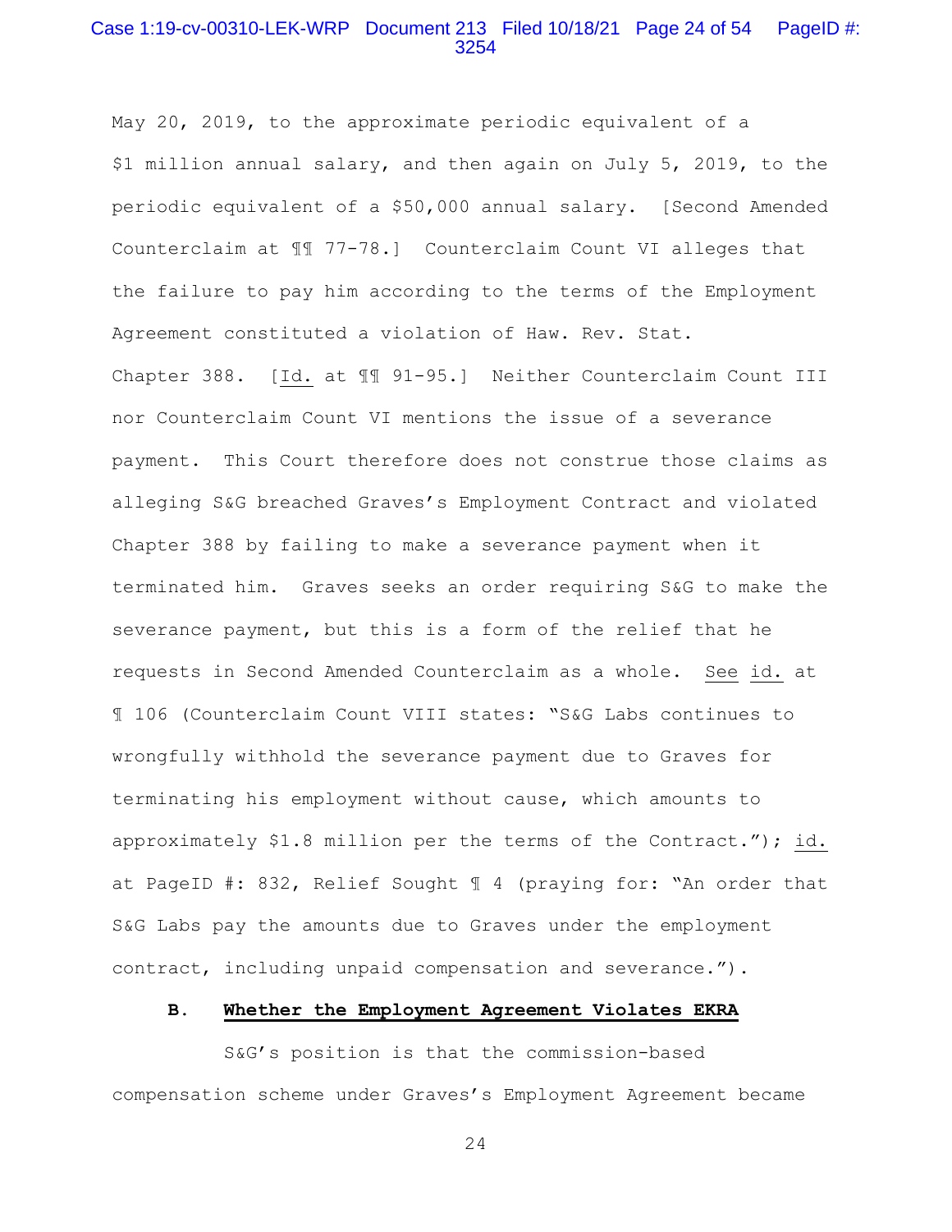May 20, 2019, to the approximate periodic equivalent of a $1 million annual salary, and then again on July 5, 2019, to the periodic equivalent of a $50,000 annual salary. [Second Amended Counterclaim at ¶¶ 77-78.] Counterclaim Count VI alleges that the failure to pay him according to the terms of the Employment Agreement constituted a violation of Haw. Rev. Stat. Chapter 388. [Id. at ¶¶ 91-95.] Neither Counterclaim Count III nor Counterclaim Count VI mentions the issue of a severance payment. This Court therefore does not construe those claims as alleging S&G breached Graves's Employment Contract and violated Chapter 388 by failing to make a severance payment when it terminated him. Graves seeks an order requiring S&G to make the severance payment, but this is a form of the relief that he requests in Second Amended Counterclaim as a whole. See id. at ¶ 106 (Counterclaim Count VIII states: "S&G Labs continues to wrongfully withhold the severance payment due to Graves for terminating his employment without cause, which amounts to approximately $1.8 million per the terms of the Contract."); id. at PageID #: 832, Relief Sought ¶ 4 (praying for: "An order that S&G Labs pay the amounts due to Graves under the employment contract, including unpaid compensation and severance.").

### B. Whether the Employment Agreement Violates EKRA

S&G's position is that the commission-based compensation scheme under Graves's Employment Agreement became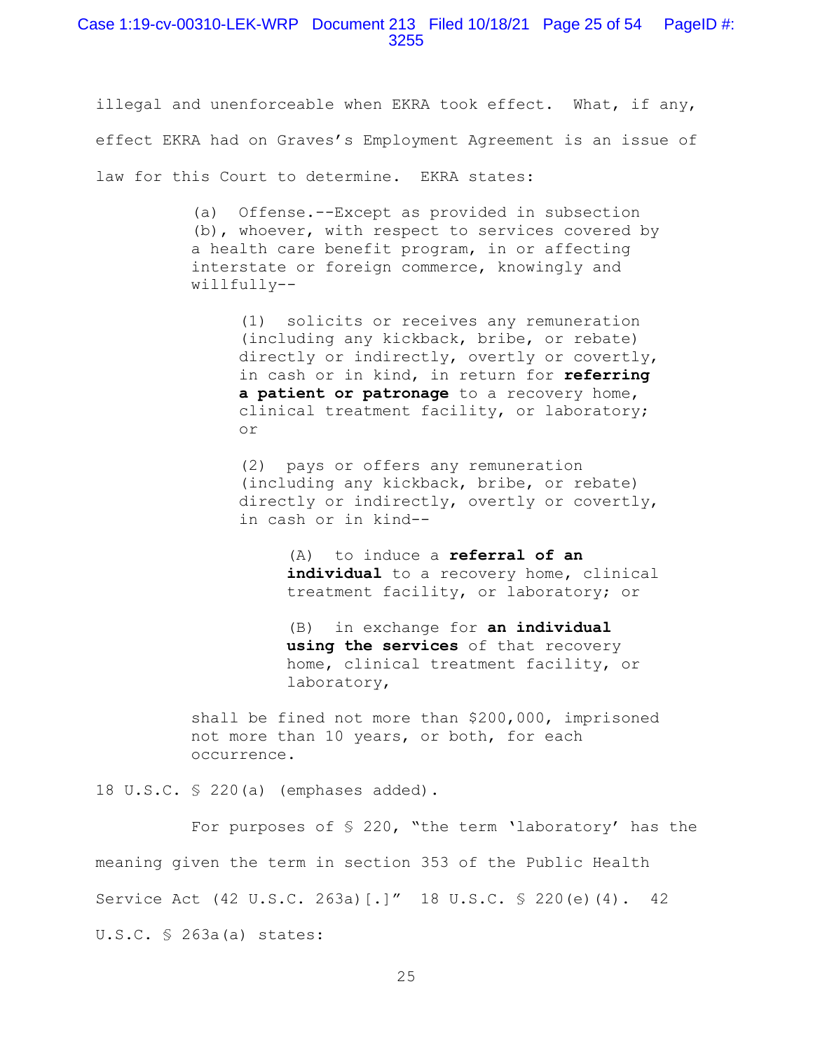illegal and unenforceable when EKRA took effect. What, if any, effect EKRA had on Graves's Employment Agreement is an issue of law for this Court to determine. EKRA states:

> (a) Offense.--Except as provided in subsection (b), whoever, with respect to services covered by a health care benefit program, in or affecting interstate or foreign commerce, knowingly and willfully--
>
> > (1) solicits or receives any remuneration (including any kickback, bribe, or rebate) directly or indirectly, overtly or covertly, in cash or in kind, in return for **referring a patient or patronage** to a recovery home, clinical treatment facility, or laboratory; or
> >
> > (2) pays or offers any remuneration (including any kickback, bribe, or rebate) directly or indirectly, overtly or covertly, in cash or in kind--
> >
> > > (A) to induce a **referral of an individual** to a recovery home, clinical treatment facility, or laboratory; or
> > >
> > > (B) in exchange for **an individual using the services** of that recovery home, clinical treatment facility, or laboratory,
>
> shall be fined not more than $200,000, imprisoned not more than 10 years, or both, for each occurrence.

18 U.S.C. § 220(a) (emphases added).

For purposes of § 220, "the term 'laboratory' has the meaning given the term in section 353 of the Public Health Service Act (42 U.S.C. 263a)[.]" 18 U.S.C. § 220(e)(4). 42 U.S.C. § 263a(a) states: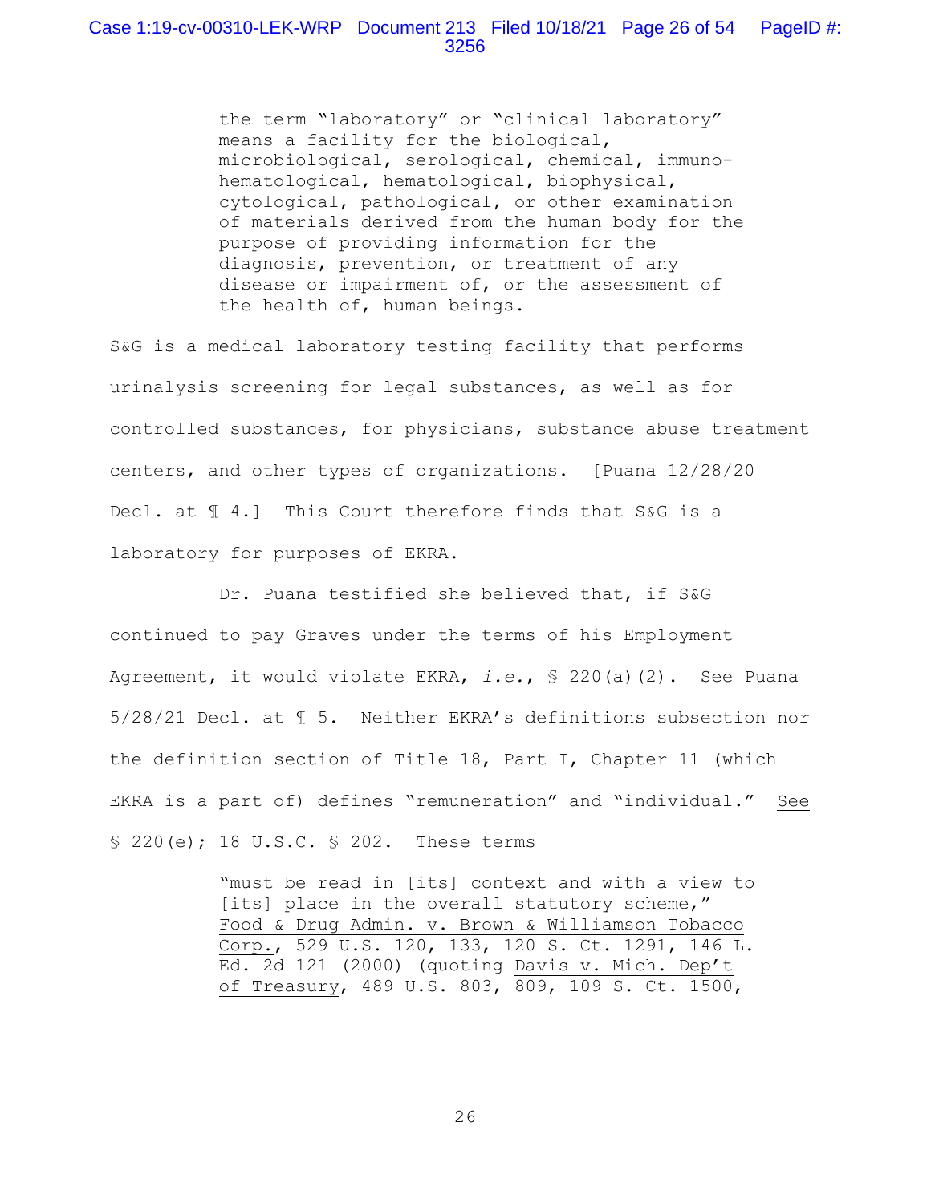> the term "laboratory" or "clinical laboratory" means a facility for the biological, microbiological, serological, chemical, immuno-hematological, hematological, biophysical, cytological, pathological, or other examination of materials derived from the human body for the purpose of providing information for the diagnosis, prevention, or treatment of any disease or impairment of, or the assessment of the health of, human beings.

S&G is a medical laboratory testing facility that performs urinalysis screening for legal substances, as well as for controlled substances, for physicians, substance abuse treatment centers, and other types of organizations. [Puana 12/28/20 Decl. at ¶ 4.] This Court therefore finds that S&G is a laboratory for purposes of EKRA.

Dr. Puana testified she believed that, if S&G continued to pay Graves under the terms of his Employment Agreement, it would violate EKRA, *i.e.*, § 220(a)(2). See Puana 5/28/21 Decl. at ¶ 5. Neither EKRA's definitions subsection nor the definition section of Title 18, Part I, Chapter 11 (which EKRA is a part of) defines "remuneration" and "individual." See § 220(e); 18 U.S.C. § 202. These terms

> "must be read in [its] context and with a view to [its] place in the overall statutory scheme," Food & Drug Admin. v. Brown & Williamson Tobacco Corp., 529 U.S. 120, 133, 120 S. Ct. 1291, 146 L. Ed. 2d 121 (2000) (quoting Davis v. Mich. Dep't of Treasury, 489 U.S. 803, 809, 109 S. Ct. 1500,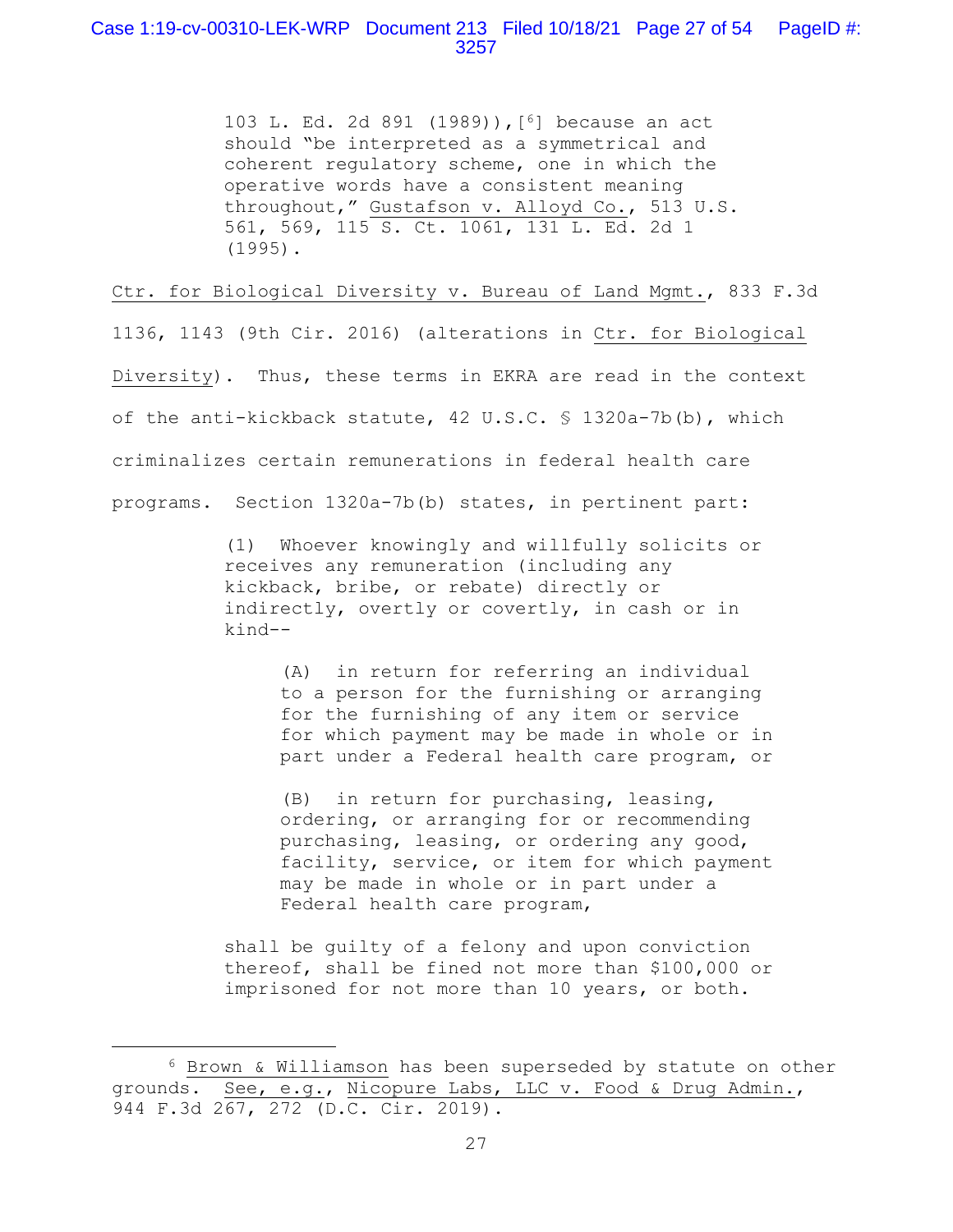> 103 L. Ed. 2d 891 (1989)),[6] because an act should "be interpreted as a symmetrical and coherent regulatory scheme, one in which the operative words have a consistent meaning throughout," Gustafson v. Alloyd Co., 513 U.S. 561, 569, 115 S. Ct. 1061, 131 L. Ed. 2d 1 (1995).

Ctr. for Biological Diversity v. Bureau of Land Mgmt., 833 F.3d 1136, 1143 (9th Cir. 2016) (alterations in Ctr. for Biological Diversity). Thus, these terms in EKRA are read in the context of the anti-kickback statute, 42 U.S.C. § 1320a-7b(b), which criminalizes certain remunerations in federal health care programs. Section 1320a-7b(b) states, in pertinent part:

> (1) Whoever knowingly and willfully solicits or receives any remuneration (including any kickback, bribe, or rebate) directly or indirectly, overtly or covertly, in cash or in kind--
>
> > (A) in return for referring an individual to a person for the furnishing or arranging for the furnishing of any item or service for which payment may be made in whole or in part under a Federal health care program, or
> >
> > (B) in return for purchasing, leasing, ordering, or arranging for or recommending purchasing, leasing, or ordering any good, facility, service, or item for which payment may be made in whole or in part under a Federal health care program,
>
> shall be guilty of a felony and upon conviction thereof, shall be fined not more than $100,000 or imprisoned for not more than 10 years, or both.

---

[6] Brown & Williamson has been superseded by statute on other grounds. See, e.g., Nicopure Labs, LLC v. Food & Drug Admin., 944 F.3d 267, 272 (D.C. Cir. 2019).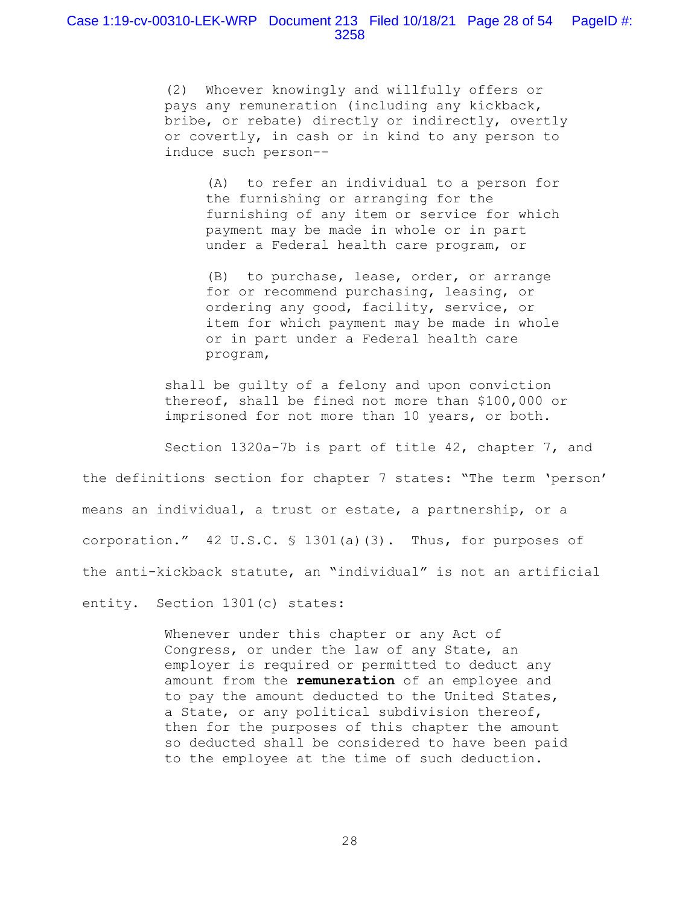> (2) Whoever knowingly and willfully offers or pays any remuneration (including any kickback, bribe, or rebate) directly or indirectly, overtly or covertly, in cash or in kind to any person to induce such person--
>
> > (A) to refer an individual to a person for the furnishing or arranging for the furnishing of any item or service for which payment may be made in whole or in part under a Federal health care program, or
> >
> > (B) to purchase, lease, order, or arrange for or recommend purchasing, leasing, or ordering any good, facility, service, or item for which payment may be made in whole or in part under a Federal health care program,
>
> shall be guilty of a felony and upon conviction thereof, shall be fined not more than $100,000 or imprisoned for not more than 10 years, or both.

Section 1320a-7b is part of title 42, chapter 7, and the definitions section for chapter 7 states: "The term 'person' means an individual, a trust or estate, a partnership, or a corporation." 42 U.S.C. § 1301(a)(3). Thus, for purposes of the anti-kickback statute, an "individual" is not an artificial entity. Section 1301(c) states:

> Whenever under this chapter or any Act of Congress, or under the law of any State, an employer is required or permitted to deduct any amount from the **remuneration** of an employee and to pay the amount deducted to the United States, a State, or any political subdivision thereof, then for the purposes of this chapter the amount so deducted shall be considered to have been paid to the employee at the time of such deduction.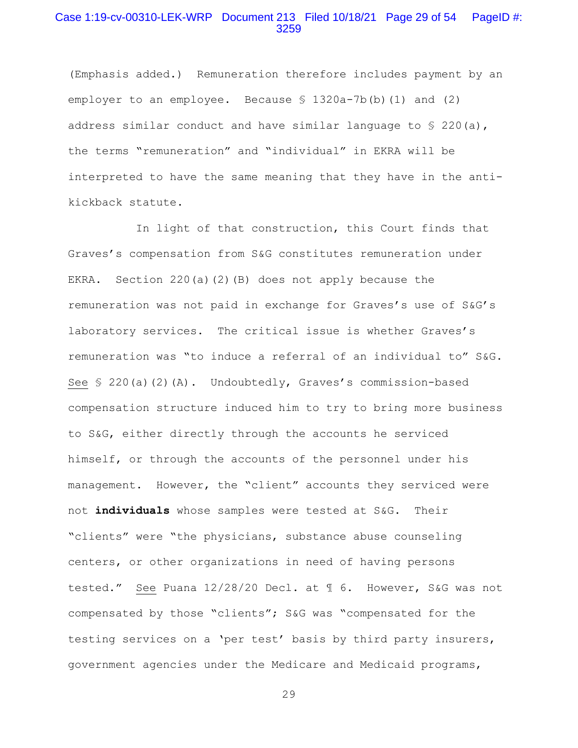(Emphasis added.) Remuneration therefore includes payment by an employer to an employee. Because § 1320a-7b(b)(1) and (2) address similar conduct and have similar language to § 220(a), the terms "remuneration" and "individual" in EKRA will be interpreted to have the same meaning that they have in the anti-kickback statute.

In light of that construction, this Court finds that Graves's compensation from S&G constitutes remuneration under EKRA. Section 220(a)(2)(B) does not apply because the remuneration was not paid in exchange for Graves's use of S&G's laboratory services. The critical issue is whether Graves's remuneration was "to induce a referral of an individual to" S&G. See § 220(a)(2)(A). Undoubtedly, Graves's commission-based compensation structure induced him to try to bring more business to S&G, either directly through the accounts he serviced himself, or through the accounts of the personnel under his management. However, the "client" accounts they serviced were not **individuals** whose samples were tested at S&G. Their "clients" were "the physicians, substance abuse counseling centers, or other organizations in need of having persons tested." See Puana 12/28/20 Decl. at ¶ 6. However, S&G was not compensated by those "clients"; S&G was "compensated for the testing services on a 'per test' basis by third party insurers, government agencies under the Medicare and Medicaid programs,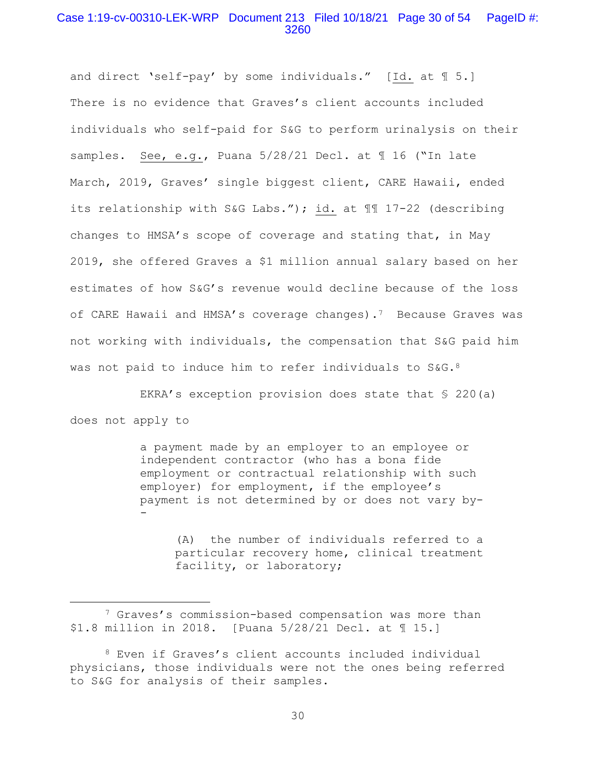and direct 'self-pay' by some individuals." [Id. at ¶ 5.] There is no evidence that Graves's client accounts included individuals who self-paid for S&G to perform urinalysis on their samples. See, e.g., Puana 5/28/21 Decl. at ¶ 16 ("In late March, 2019, Graves' single biggest client, CARE Hawaii, ended its relationship with S&G Labs."); id. at ¶¶ 17-22 (describing changes to HMSA's scope of coverage and stating that, in May 2019, she offered Graves a $1 million annual salary based on her estimates of how S&G's revenue would decline because of the loss of CARE Hawaii and HMSA's coverage changes).[7] Because Graves was not working with individuals, the compensation that S&G paid him was not paid to induce him to refer individuals to S&G.[8]

EKRA's exception provision does state that § 220(a) does not apply to

> a payment made by an employer to an employee or independent contractor (who has a bona fide employment or contractual relationship with such employer) for employment, if the employee's payment is not determined by or does not vary by--
>
> > (A) the number of individuals referred to a particular recovery home, clinical treatment facility, or laboratory;

---

[7] Graves's commission-based compensation was more than $1.8 million in 2018. [Puana 5/28/21 Decl. at ¶ 15.]

[8] Even if Graves's client accounts included individual physicians, those individuals were not the ones being referred to S&G for analysis of their samples.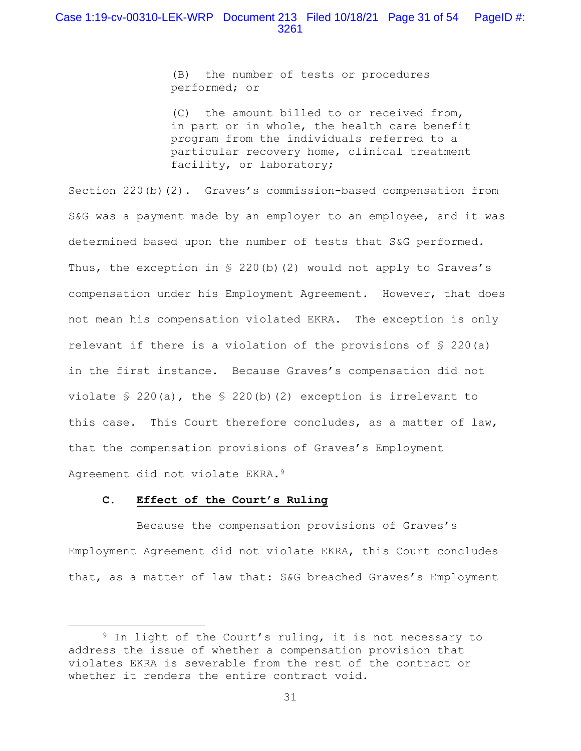> (B) the number of tests or procedures performed; or
>
> (C) the amount billed to or received from, in part or in whole, the health care benefit program from the individuals referred to a particular recovery home, clinical treatment facility, or laboratory;

Section 220(b)(2). Graves's commission-based compensation from S&G was a payment made by an employer to an employee, and it was determined based upon the number of tests that S&G performed. Thus, the exception in § 220(b)(2) would not apply to Graves's compensation under his Employment Agreement. However, that does not mean his compensation violated EKRA. The exception is only relevant if there is a violation of the provisions of § 220(a) in the first instance. Because Graves's compensation did not violate § 220(a), the § 220(b)(2) exception is irrelevant to this case. This Court therefore concludes, as a matter of law, that the compensation provisions of Graves's Employment Agreement did not violate EKRA.[9]

### C. Effect of the Court's Ruling

Because the compensation provisions of Graves's Employment Agreement did not violate EKRA, this Court concludes that, as a matter of law that: S&G breached Graves's Employment

---

[9] In light of the Court's ruling, it is not necessary to address the issue of whether a compensation provision that violates EKRA is severable from the rest of the contract or whether it renders the entire contract void.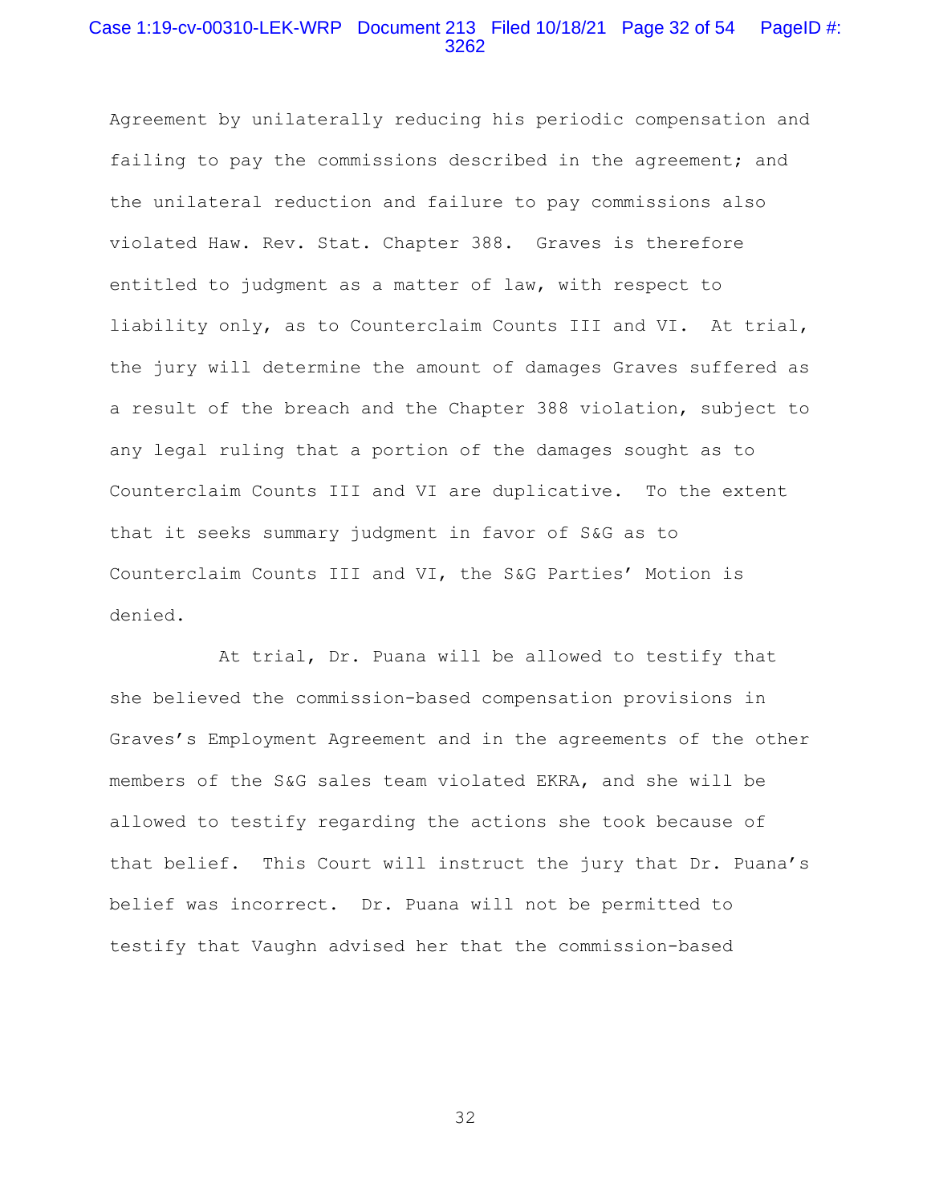Agreement by unilaterally reducing his periodic compensation and failing to pay the commissions described in the agreement; and the unilateral reduction and failure to pay commissions also violated Haw. Rev. Stat. Chapter 388. Graves is therefore entitled to judgment as a matter of law, with respect to liability only, as to Counterclaim Counts III and VI. At trial, the jury will determine the amount of damages Graves suffered as a result of the breach and the Chapter 388 violation, subject to any legal ruling that a portion of the damages sought as to Counterclaim Counts III and VI are duplicative. To the extent that it seeks summary judgment in favor of S&G as to Counterclaim Counts III and VI, the S&G Parties' Motion is denied.

At trial, Dr. Puana will be allowed to testify that she believed the commission-based compensation provisions in Graves's Employment Agreement and in the agreements of the other members of the S&G sales team violated EKRA, and she will be allowed to testify regarding the actions she took because of that belief. This Court will instruct the jury that Dr. Puana's belief was incorrect. Dr. Puana will not be permitted to testify that Vaughn advised her that the commission-based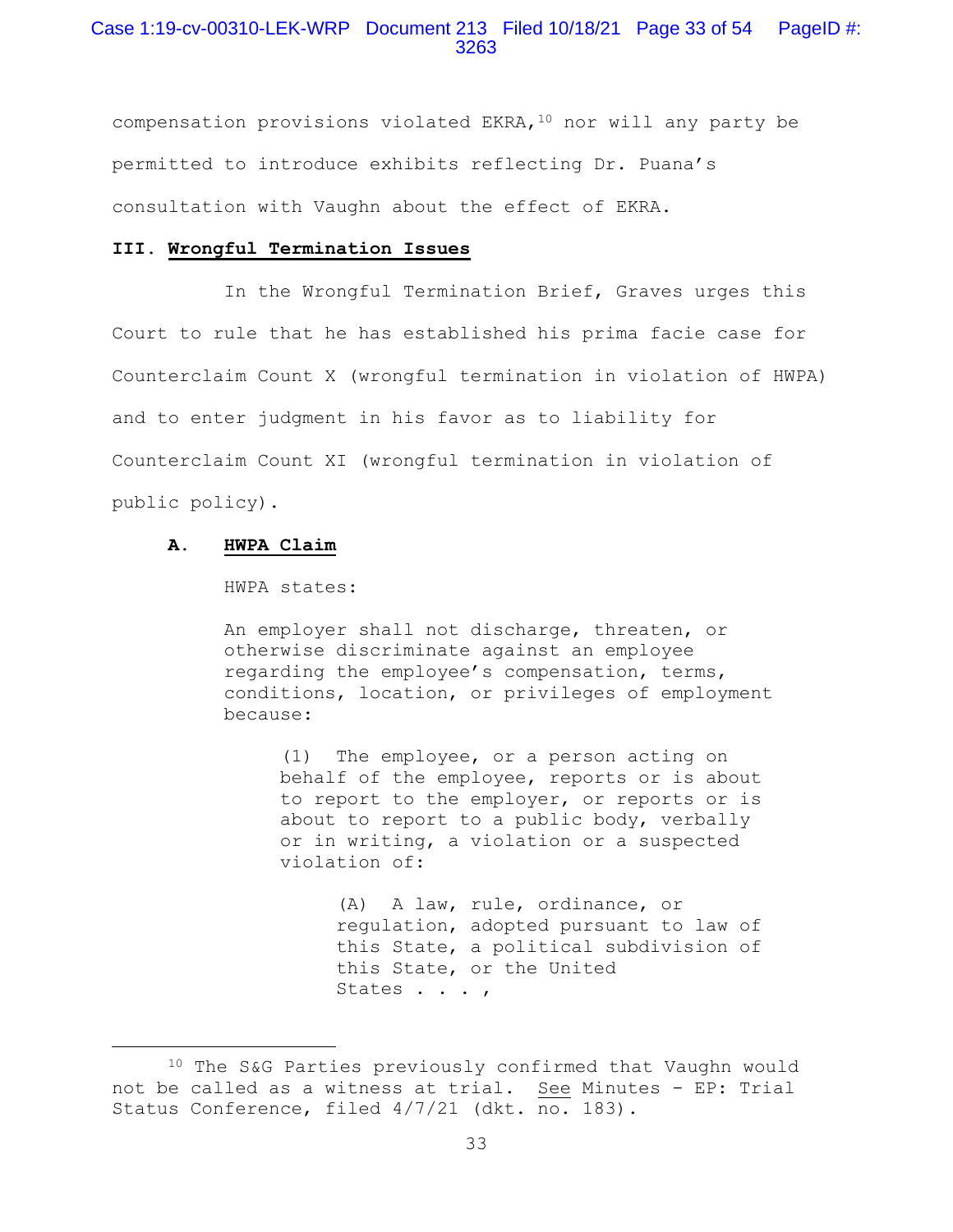compensation provisions violated EKRA,[10] nor will any party be permitted to introduce exhibits reflecting Dr. Puana's consultation with Vaughn about the effect of EKRA.

## III. Wrongful Termination Issues

In the Wrongful Termination Brief, Graves urges this Court to rule that he has established his prima facie case for Counterclaim Count X (wrongful termination in violation of HWPA) and to enter judgment in his favor as to liability for Counterclaim Count XI (wrongful termination in violation of public policy).

### A. HWPA Claim

HWPA states:

> An employer shall not discharge, threaten, or otherwise discriminate against an employee regarding the employee's compensation, terms, conditions, location, or privileges of employment because:
>
> > (1) The employee, or a person acting on behalf of the employee, reports or is about to report to the employer, or reports or is about to report to a public body, verbally or in writing, a violation or a suspected violation of:
> >
> > > (A) A law, rule, ordinance, or regulation, adopted pursuant to law of this State, a political subdivision of this State, or the United States . . . ,

---

[10] The S&G Parties previously confirmed that Vaughn would not be called as a witness at trial. See Minutes - EP: Trial Status Conference, filed 4/7/21 (dkt. no. 183).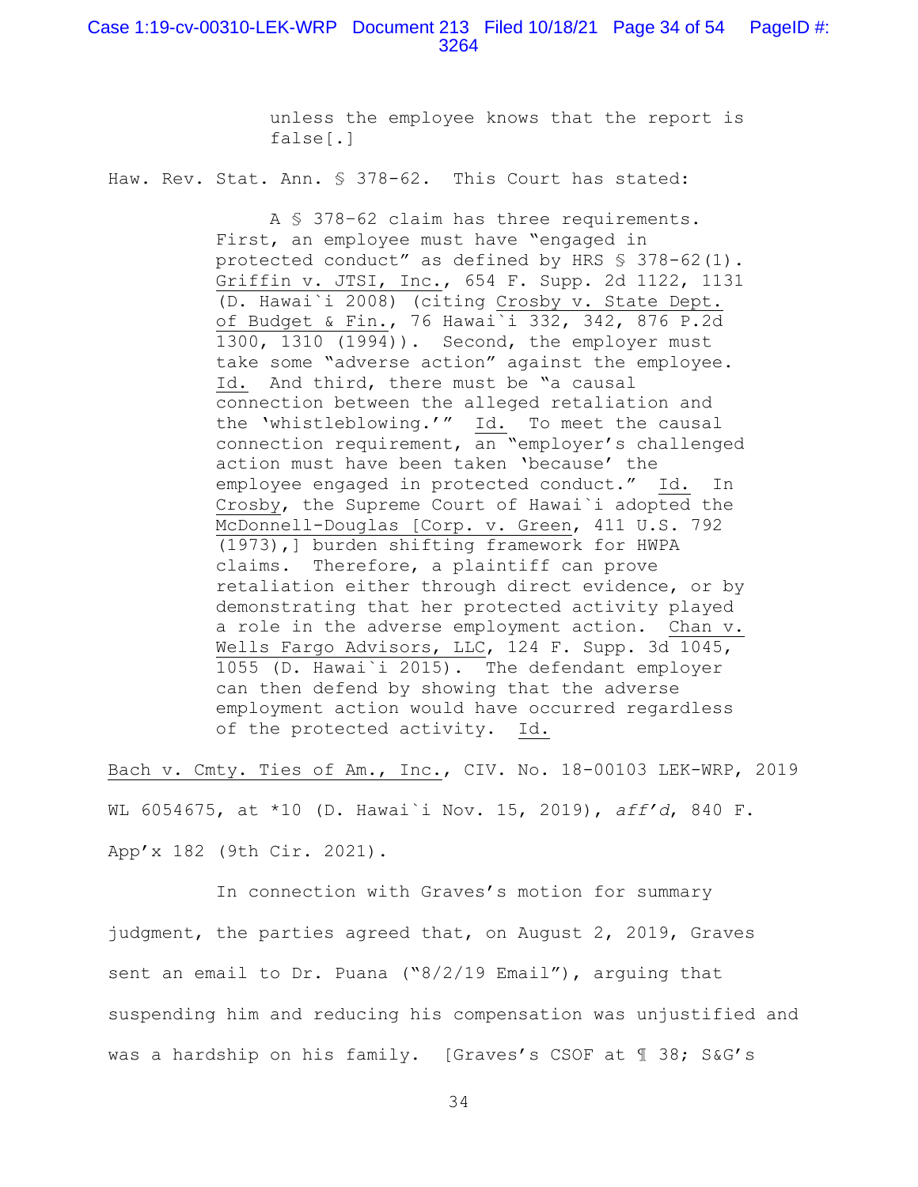> unless the employee knows that the report is false[.]

Haw. Rev. Stat. Ann. § 378-62. This Court has stated:

> A § 378-62 claim has three requirements. First, an employee must have "engaged in protected conduct" as defined by HRS § 378-62(1). Griffin v. JTSI, Inc., 654 F. Supp. 2d 1122, 1131 (D. Hawai`i 2008) (citing Crosby v. State Dept. of Budget & Fin., 76 Hawai`i 332, 342, 876 P.2d 1300, 1310 (1994)). Second, the employer must take some "adverse action" against the employee. Id. And third, there must be "a causal connection between the alleged retaliation and the 'whistleblowing.'" Id. To meet the causal connection requirement, an "employer's challenged action must have been taken 'because' the employee engaged in protected conduct." Id. In Crosby, the Supreme Court of Hawai`i adopted the McDonnell-Douglas [Corp. v. Green, 411 U.S. 792 (1973),] burden shifting framework for HWPA claims. Therefore, a plaintiff can prove retaliation either through direct evidence, or by demonstrating that her protected activity played a role in the adverse employment action. Chan v. Wells Fargo Advisors, LLC, 124 F. Supp. 3d 1045, 1055 (D. Hawai`i 2015). The defendant employer can then defend by showing that the adverse employment action would have occurred regardless of the protected activity. Id.

Bach v. Cmty. Ties of Am., Inc., CIV. No. 18-00103 LEK-WRP, 2019 WL 6054675, at *10 (D. Hawai`i Nov. 15, 2019), *aff'd*, 840 F. App'x 182 (9th Cir. 2021).

In connection with Graves's motion for summary judgment, the parties agreed that, on August 2, 2019, Graves sent an email to Dr. Puana ("8/2/19 Email"), arguing that suspending him and reducing his compensation was unjustified and was a hardship on his family. [Graves's CSOF at ¶ 38; S&G's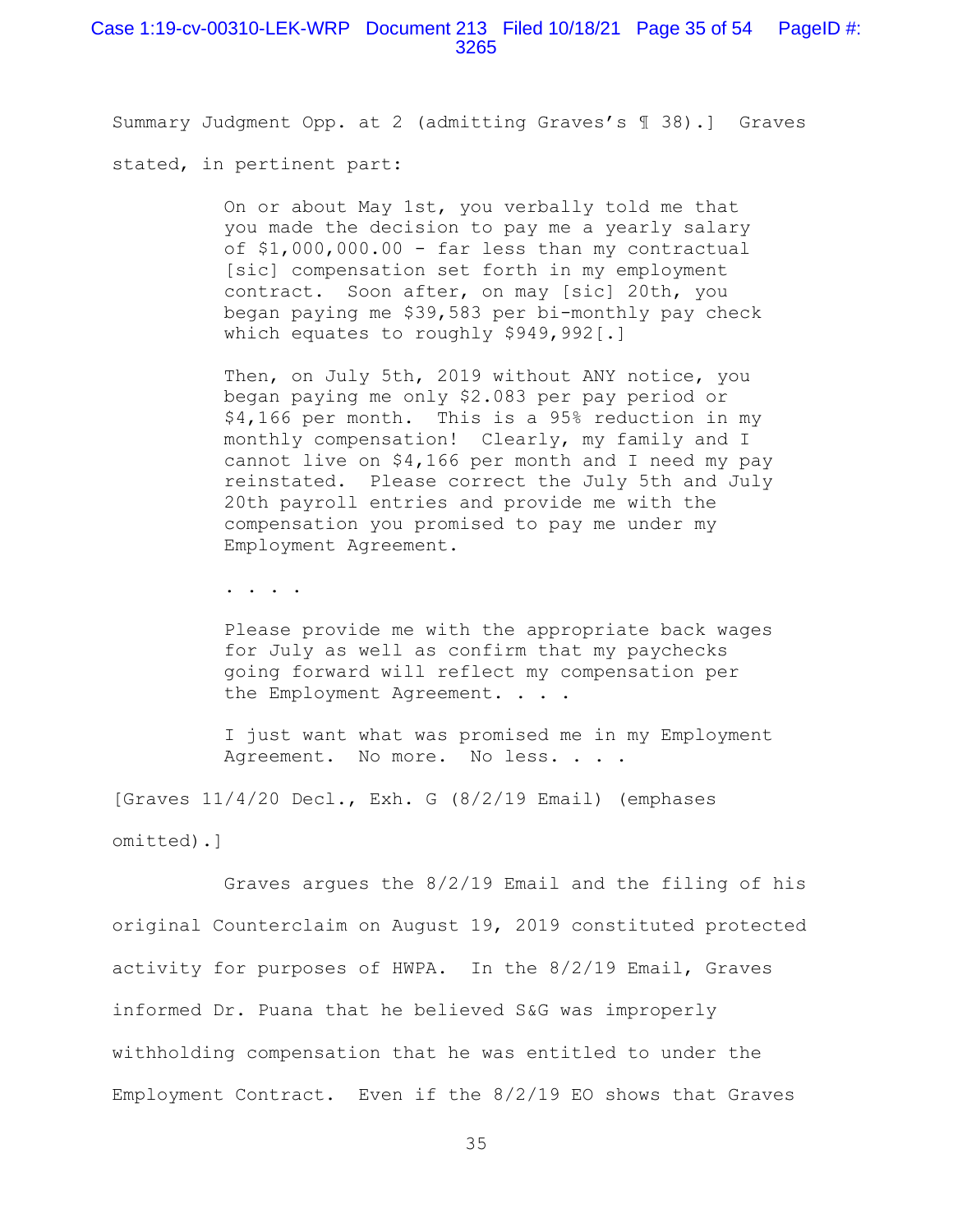Summary Judgment Opp. at 2 (admitting Graves's ¶ 38).] Graves stated, in pertinent part:

> On or about May 1st, you verbally told me that you made the decision to pay me a yearly salary of $1,000,000.00 - far less than my contractual [sic] compensation set forth in my employment contract. Soon after, on may [sic] 20th, you began paying me $39,583 per bi-monthly pay check which equates to roughly $949,992[.]
>
> Then, on July 5th, 2019 without ANY notice, you began paying me only $2.083 per pay period or $4,166 per month. This is a 95% reduction in my monthly compensation! Clearly, my family and I cannot live on $4,166 per month and I need my pay reinstated. Please correct the July 5th and July 20th payroll entries and provide me with the compensation you promised to pay me under my Employment Agreement.
>
> . . . .
>
> Please provide me with the appropriate back wages for July as well as confirm that my paychecks going forward will reflect my compensation per the Employment Agreement. . . .
>
> I just want what was promised me in my Employment Agreement. No more. No less. . . .

[Graves 11/4/20 Decl., Exh. G (8/2/19 Email) (emphases omitted).]

Graves argues the 8/2/19 Email and the filing of his original Counterclaim on August 19, 2019 constituted protected activity for purposes of HWPA. In the 8/2/19 Email, Graves informed Dr. Puana that he believed S&G was improperly withholding compensation that he was entitled to under the Employment Contract. Even if the 8/2/19 EO shows that Graves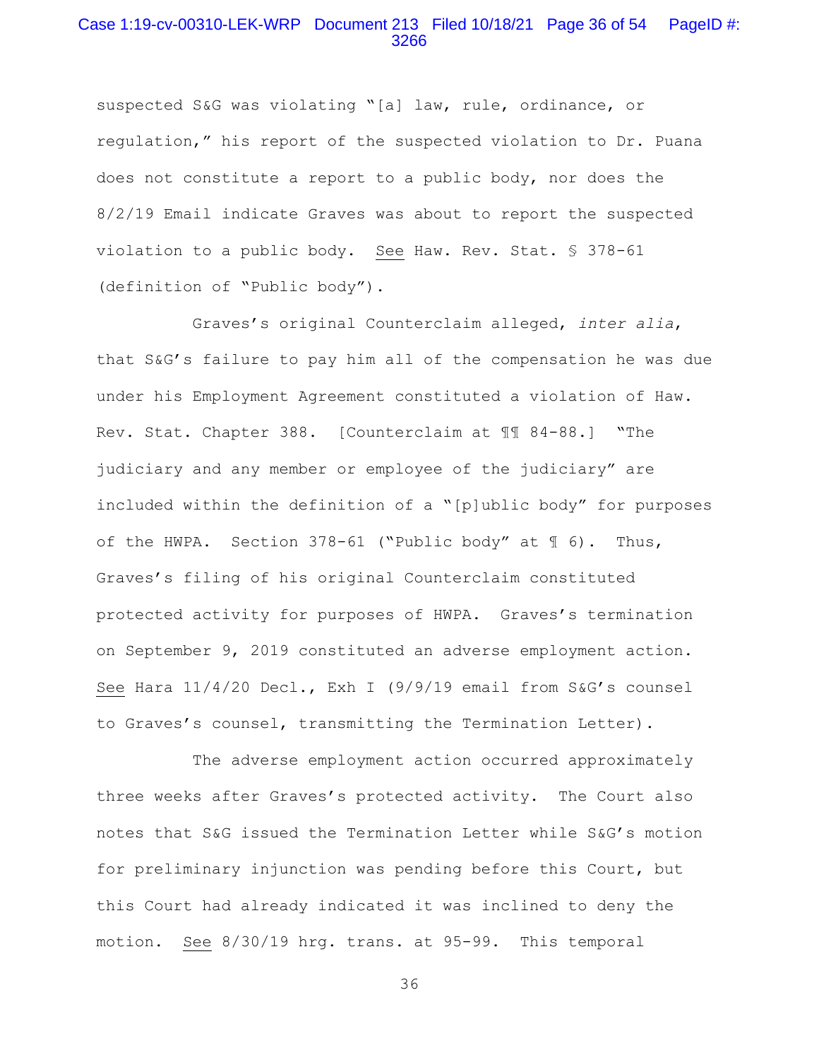suspected S&G was violating "[a] law, rule, ordinance, or regulation," his report of the suspected violation to Dr. Puana does not constitute a report to a public body, nor does the 8/2/19 Email indicate Graves was about to report the suspected violation to a public body. See Haw. Rev. Stat. § 378-61 (definition of "Public body").

Graves's original Counterclaim alleged, *inter alia*, that S&G's failure to pay him all of the compensation he was due under his Employment Agreement constituted a violation of Haw. Rev. Stat. Chapter 388. [Counterclaim at ¶¶ 84-88.] "The judiciary and any member or employee of the judiciary" are included within the definition of a "[p]ublic body" for purposes of the HWPA. Section 378-61 ("Public body" at ¶ 6). Thus, Graves's filing of his original Counterclaim constituted protected activity for purposes of HWPA. Graves's termination on September 9, 2019 constituted an adverse employment action. See Hara 11/4/20 Decl., Exh I (9/9/19 email from S&G's counsel to Graves's counsel, transmitting the Termination Letter).

The adverse employment action occurred approximately three weeks after Graves's protected activity. The Court also notes that S&G issued the Termination Letter while S&G's motion for preliminary injunction was pending before this Court, but this Court had already indicated it was inclined to deny the motion. See 8/30/19 hrg. trans. at 95-99. This temporal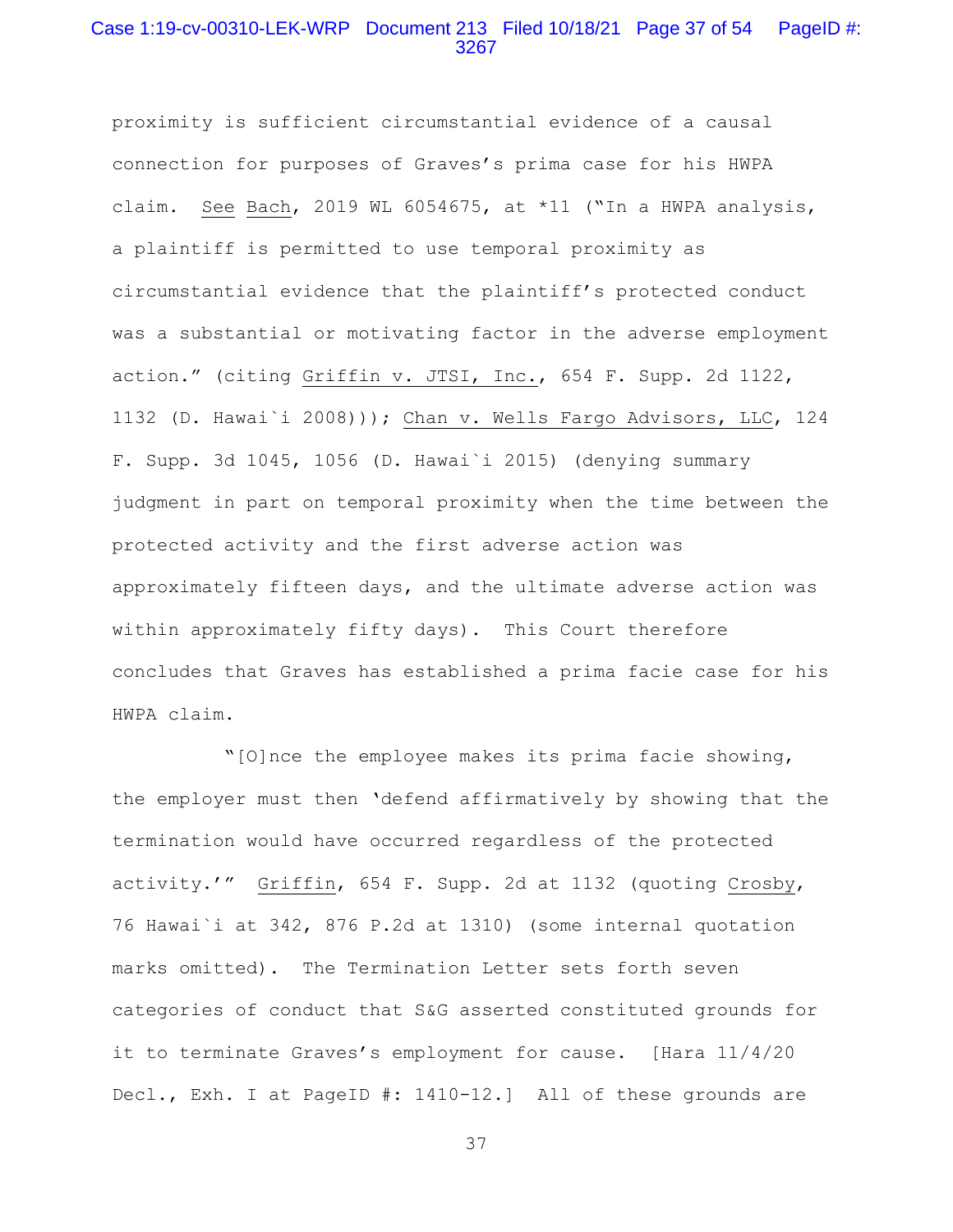proximity is sufficient circumstantial evidence of a causal connection for purposes of Graves's prima case for his HWPA claim. See Bach, 2019 WL 6054675, at *11 ("In a HWPA analysis, a plaintiff is permitted to use temporal proximity as circumstantial evidence that the plaintiff's protected conduct was a substantial or motivating factor in the adverse employment action." (citing Griffin v. JTSI, Inc., 654 F. Supp. 2d 1122, 1132 (D. Hawai`i 2008))); Chan v. Wells Fargo Advisors, LLC, 124 F. Supp. 3d 1045, 1056 (D. Hawai`i 2015) (denying summary judgment in part on temporal proximity when the time between the protected activity and the first adverse action was approximately fifteen days, and the ultimate adverse action was within approximately fifty days). This Court therefore concludes that Graves has established a prima facie case for his HWPA claim.

"[O]nce the employee makes its prima facie showing, the employer must then 'defend affirmatively by showing that the termination would have occurred regardless of the protected activity.'" Griffin, 654 F. Supp. 2d at 1132 (quoting Crosby, 76 Hawai`i at 342, 876 P.2d at 1310) (some internal quotation marks omitted). The Termination Letter sets forth seven categories of conduct that S&G asserted constituted grounds for it to terminate Graves's employment for cause. [Hara 11/4/20 Decl., Exh. I at PageID #: 1410-12.] All of these grounds are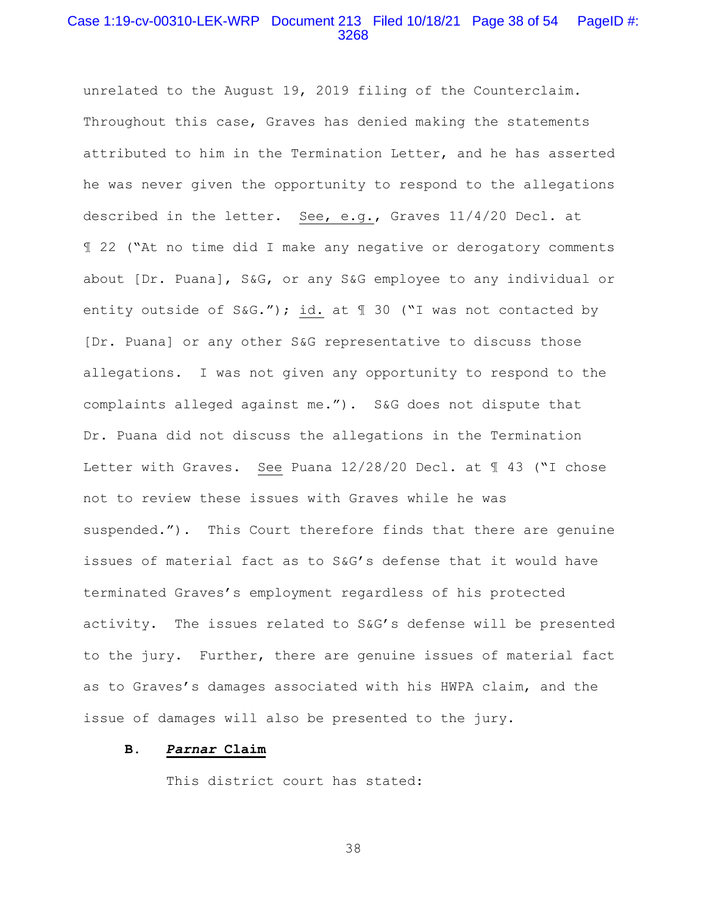unrelated to the August 19, 2019 filing of the Counterclaim. Throughout this case, Graves has denied making the statements attributed to him in the Termination Letter, and he has asserted he was never given the opportunity to respond to the allegations described in the letter. See, e.g., Graves 11/4/20 Decl. at ¶ 22 ("At no time did I make any negative or derogatory comments about [Dr. Puana], S&G, or any S&G employee to any individual or entity outside of S&G."); id. at ¶ 30 ("I was not contacted by [Dr. Puana] or any other S&G representative to discuss those allegations. I was not given any opportunity to respond to the complaints alleged against me."). S&G does not dispute that Dr. Puana did not discuss the allegations in the Termination Letter with Graves. See Puana 12/28/20 Decl. at ¶ 43 ("I chose not to review these issues with Graves while he was suspended."). This Court therefore finds that there are genuine issues of material fact as to S&G's defense that it would have terminated Graves's employment regardless of his protected activity. The issues related to S&G's defense will be presented to the jury. Further, there are genuine issues of material fact as to Graves's damages associated with his HWPA claim, and the issue of damages will also be presented to the jury.

### B. *Parnar* Claim

This district court has stated: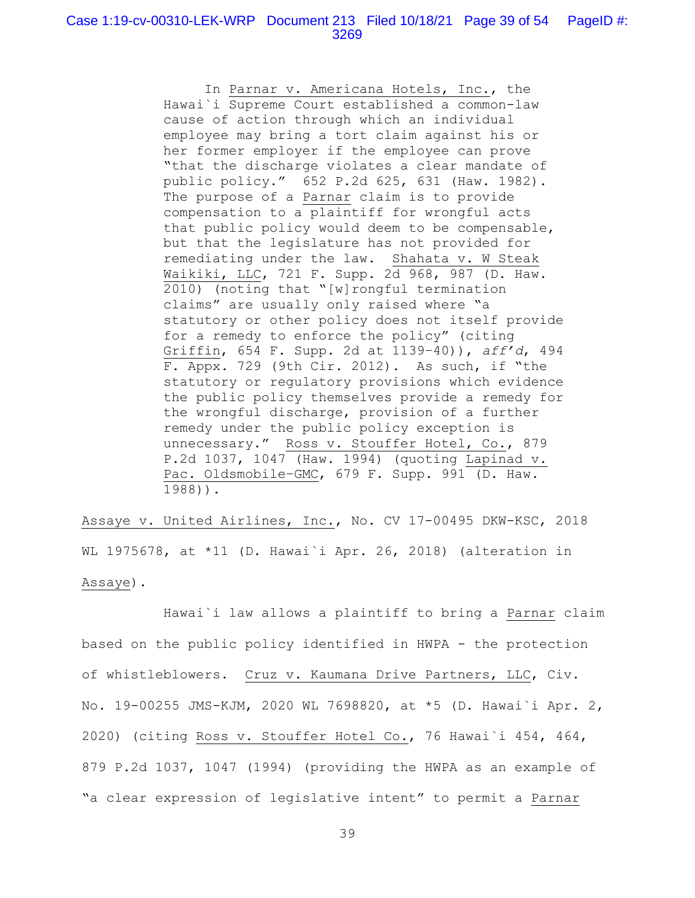> In Parnar v. Americana Hotels, Inc., the Hawai`i Supreme Court established a common-law cause of action through which an individual employee may bring a tort claim against his or her former employer if the employee can prove "that the discharge violates a clear mandate of public policy." 652 P.2d 625, 631 (Haw. 1982). The purpose of a Parnar claim is to provide compensation to a plaintiff for wrongful acts that public policy would deem to be compensable, but that the legislature has not provided for remediating under the law. Shahata v. W Steak Waikiki, LLC, 721 F. Supp. 2d 968, 987 (D. Haw. 2010) (noting that "[w]rongful termination claims" are usually only raised where "a statutory or other policy does not itself provide for a remedy to enforce the policy" (citing Griffin, 654 F. Supp. 2d at 1139–40)), *aff'd*, 494 F. Appx. 729 (9th Cir. 2012). As such, if "the statutory or regulatory provisions which evidence the public policy themselves provide a remedy for the wrongful discharge, provision of a further remedy under the public policy exception is unnecessary." Ross v. Stouffer Hotel, Co., 879 P.2d 1037, 1047 (Haw. 1994) (quoting Lapinad v. Pac. Oldsmobile-GMC, 679 F. Supp. 991 (D. Haw. 1988)).

Assaye v. United Airlines, Inc., No. CV 17-00495 DKW-KSC, 2018 WL 1975678, at *11 (D. Hawai`i Apr. 26, 2018) (alteration in Assaye).

Hawai`i law allows a plaintiff to bring a Parnar claim based on the public policy identified in HWPA - the protection of whistleblowers. Cruz v. Kaumana Drive Partners, LLC, Civ. No. 19-00255 JMS-KJM, 2020 WL 7698820, at *5 (D. Hawai`i Apr. 2, 2020) (citing Ross v. Stouffer Hotel Co., 76 Hawai`i 454, 464, 879 P.2d 1037, 1047 (1994) (providing the HWPA as an example of "a clear expression of legislative intent" to permit a Parnar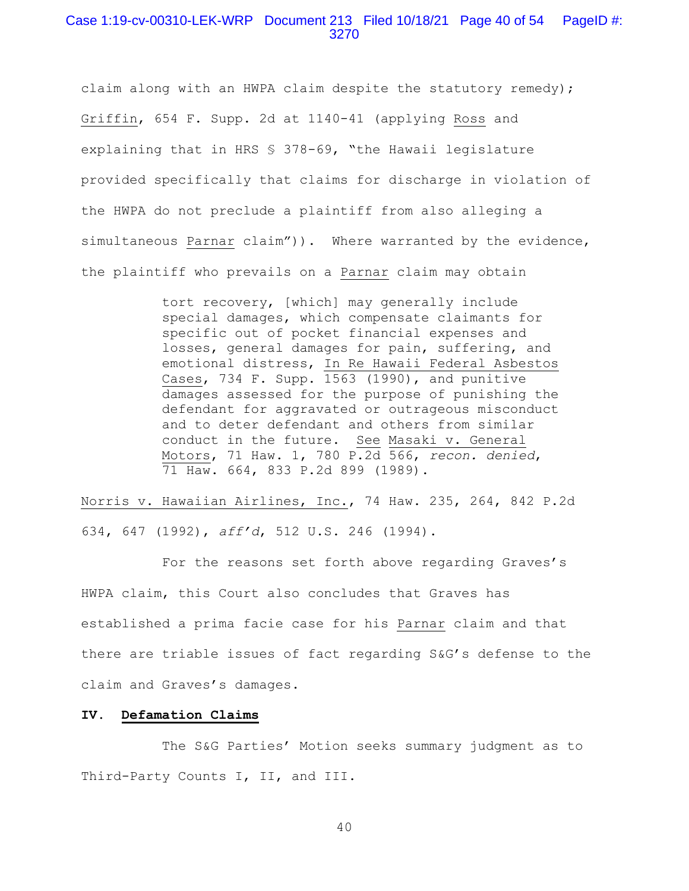claim along with an HWPA claim despite the statutory remedy); Griffin, 654 F. Supp. 2d at 1140-41 (applying Ross and explaining that in HRS § 378-69, "the Hawaii legislature provided specifically that claims for discharge in violation of the HWPA do not preclude a plaintiff from also alleging a simultaneous Parnar claim")). Where warranted by the evidence, the plaintiff who prevails on a Parnar claim may obtain

> tort recovery, [which] may generally include special damages, which compensate claimants for specific out of pocket financial expenses and losses, general damages for pain, suffering, and emotional distress, In Re Hawaii Federal Asbestos Cases, 734 F. Supp. 1563 (1990), and punitive damages assessed for the purpose of punishing the defendant for aggravated or outrageous misconduct and to deter defendant and others from similar conduct in the future. See Masaki v. General Motors, 71 Haw. 1, 780 P.2d 566, *recon. denied*, 71 Haw. 664, 833 P.2d 899 (1989).

Norris v. Hawaiian Airlines, Inc., 74 Haw. 235, 264, 842 P.2d 634, 647 (1992), *aff'd*, 512 U.S. 246 (1994).

For the reasons set forth above regarding Graves's HWPA claim, this Court also concludes that Graves has established a prima facie case for his Parnar claim and that there are triable issues of fact regarding S&G's defense to the claim and Graves's damages.

## IV. Defamation Claims

The S&G Parties' Motion seeks summary judgment as to Third-Party Counts I, II, and III.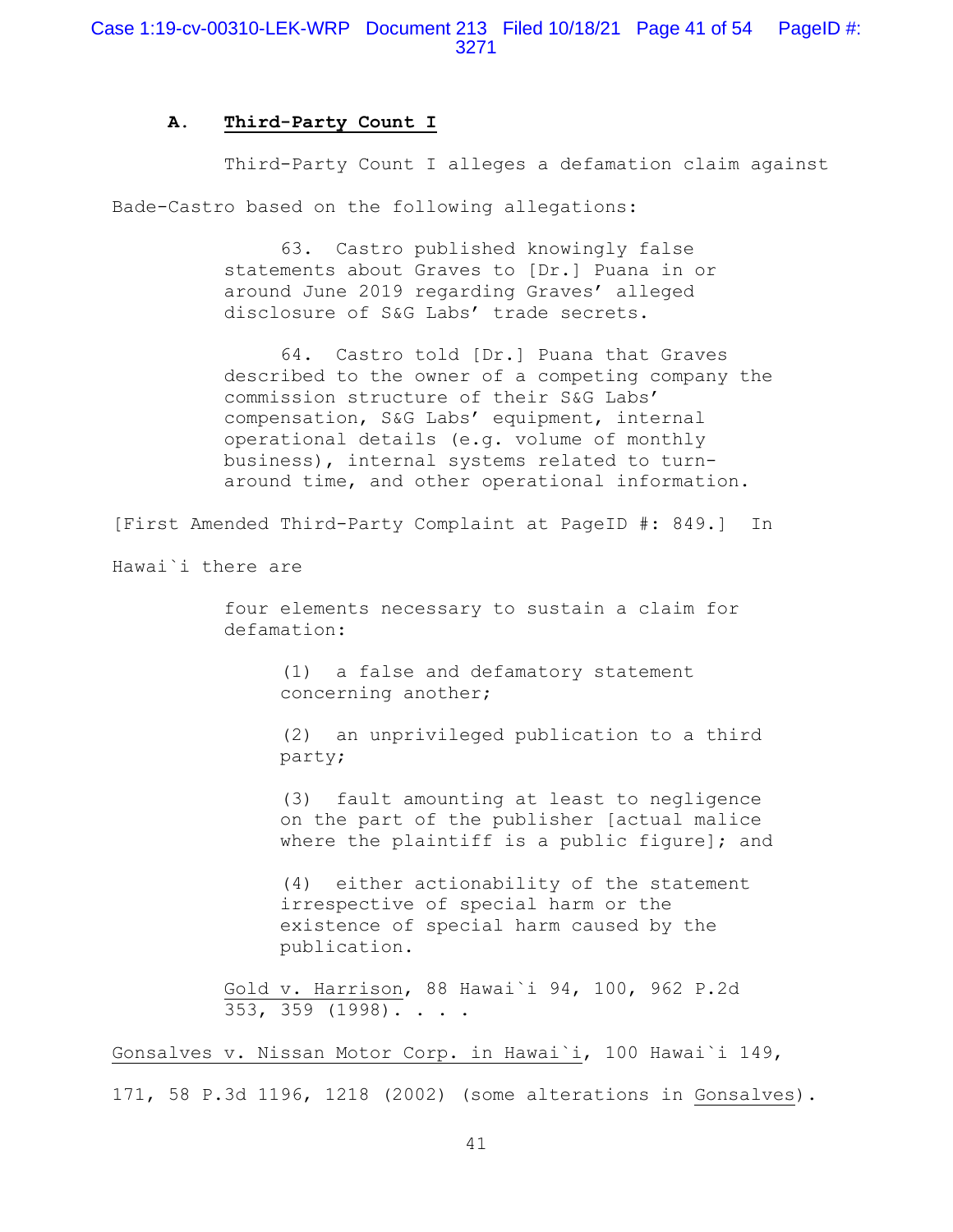### A. Third-Party Count I

Third-Party Count I alleges a defamation claim against Bade-Castro based on the following allegations:

> 63. Castro published knowingly false statements about Graves to [Dr.] Puana in or around June 2019 regarding Graves' alleged disclosure of S&G Labs' trade secrets.
>
> 64. Castro told [Dr.] Puana that Graves described to the owner of a competing company the commission structure of their S&G Labs' compensation, S&G Labs' equipment, internal operational details (e.g. volume of monthly business), internal systems related to turn-around time, and other operational information.

[First Amended Third-Party Complaint at PageID #: 849.] In Hawai`i there are

> four elements necessary to sustain a claim for defamation:
>
> > (1) a false and defamatory statement concerning another;
> >
> > (2) an unprivileged publication to a third party;
> >
> > (3) fault amounting at least to negligence on the part of the publisher [actual malice where the plaintiff is a public figure]; and
> >
> > (4) either actionability of the statement irrespective of special harm or the existence of special harm caused by the publication.
>
> Gold v. Harrison, 88 Hawai`i 94, 100, 962 P.2d 353, 359 (1998). . . .

Gonsalves v. Nissan Motor Corp. in Hawai`i, 100 Hawai`i 149, 171, 58 P.3d 1196, 1218 (2002) (some alterations in Gonsalves).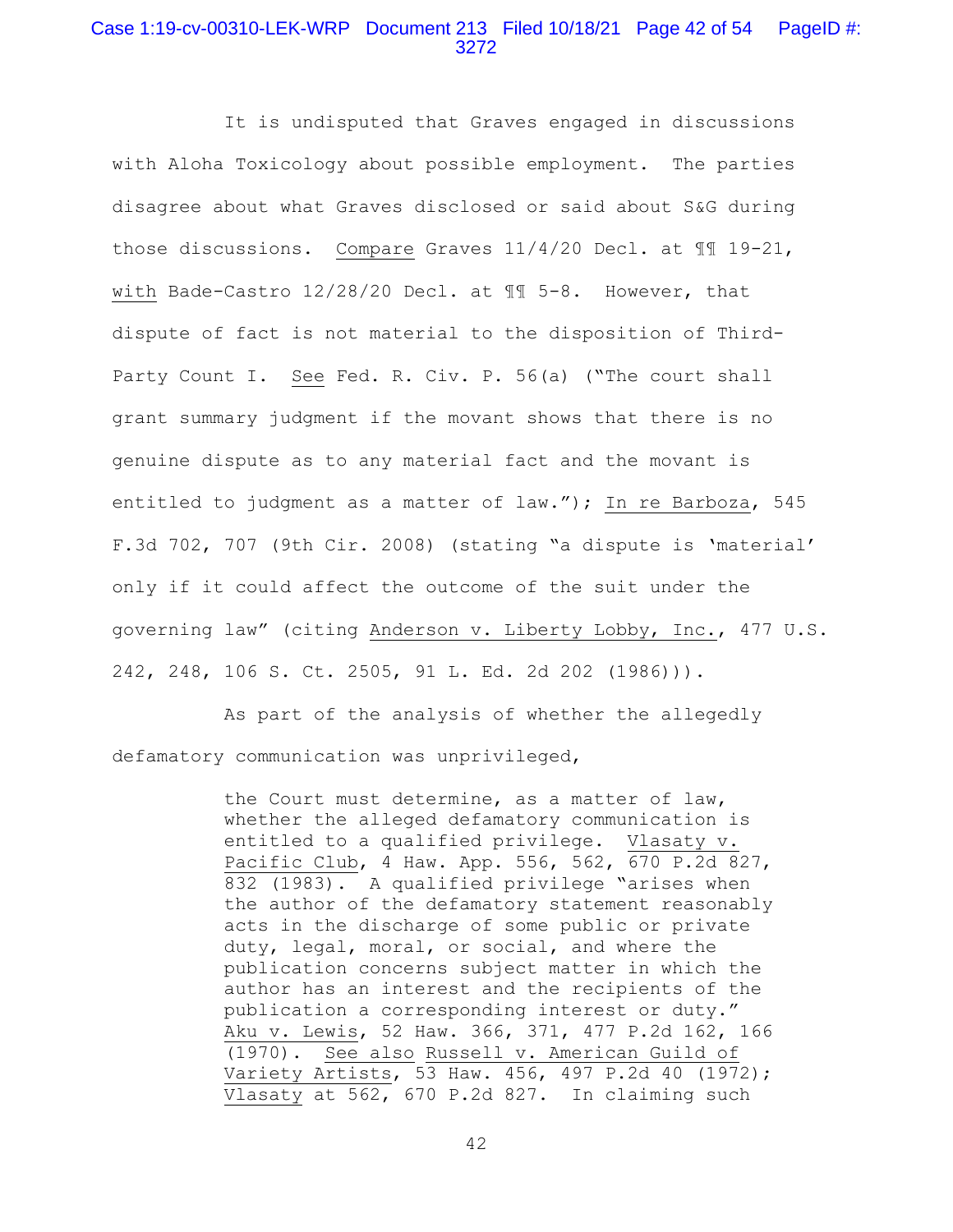It is undisputed that Graves engaged in discussions with Aloha Toxicology about possible employment. The parties disagree about what Graves disclosed or said about S&G during those discussions. Compare Graves 11/4/20 Decl. at ¶¶ 19-21, with Bade-Castro 12/28/20 Decl. at ¶¶ 5-8. However, that dispute of fact is not material to the disposition of Third-Party Count I. See Fed. R. Civ. P. 56(a) ("The court shall grant summary judgment if the movant shows that there is no genuine dispute as to any material fact and the movant is entitled to judgment as a matter of law."); In re Barboza, 545 F.3d 702, 707 (9th Cir. 2008) (stating "a dispute is 'material' only if it could affect the outcome of the suit under the governing law" (citing Anderson v. Liberty Lobby, Inc., 477 U.S. 242, 248, 106 S. Ct. 2505, 91 L. Ed. 2d 202 (1986))).

As part of the analysis of whether the allegedly defamatory communication was unprivileged,

> the Court must determine, as a matter of law, whether the alleged defamatory communication is entitled to a qualified privilege. Vlasaty v. Pacific Club, 4 Haw. App. 556, 562, 670 P.2d 827, 832 (1983). A qualified privilege "arises when the author of the defamatory statement reasonably acts in the discharge of some public or private duty, legal, moral, or social, and where the publication concerns subject matter in which the author has an interest and the recipients of the publication a corresponding interest or duty." Aku v. Lewis, 52 Haw. 366, 371, 477 P.2d 162, 166 (1970). See also Russell v. American Guild of Variety Artists, 53 Haw. 456, 497 P.2d 40 (1972); Vlasaty at 562, 670 P.2d 827. In claiming such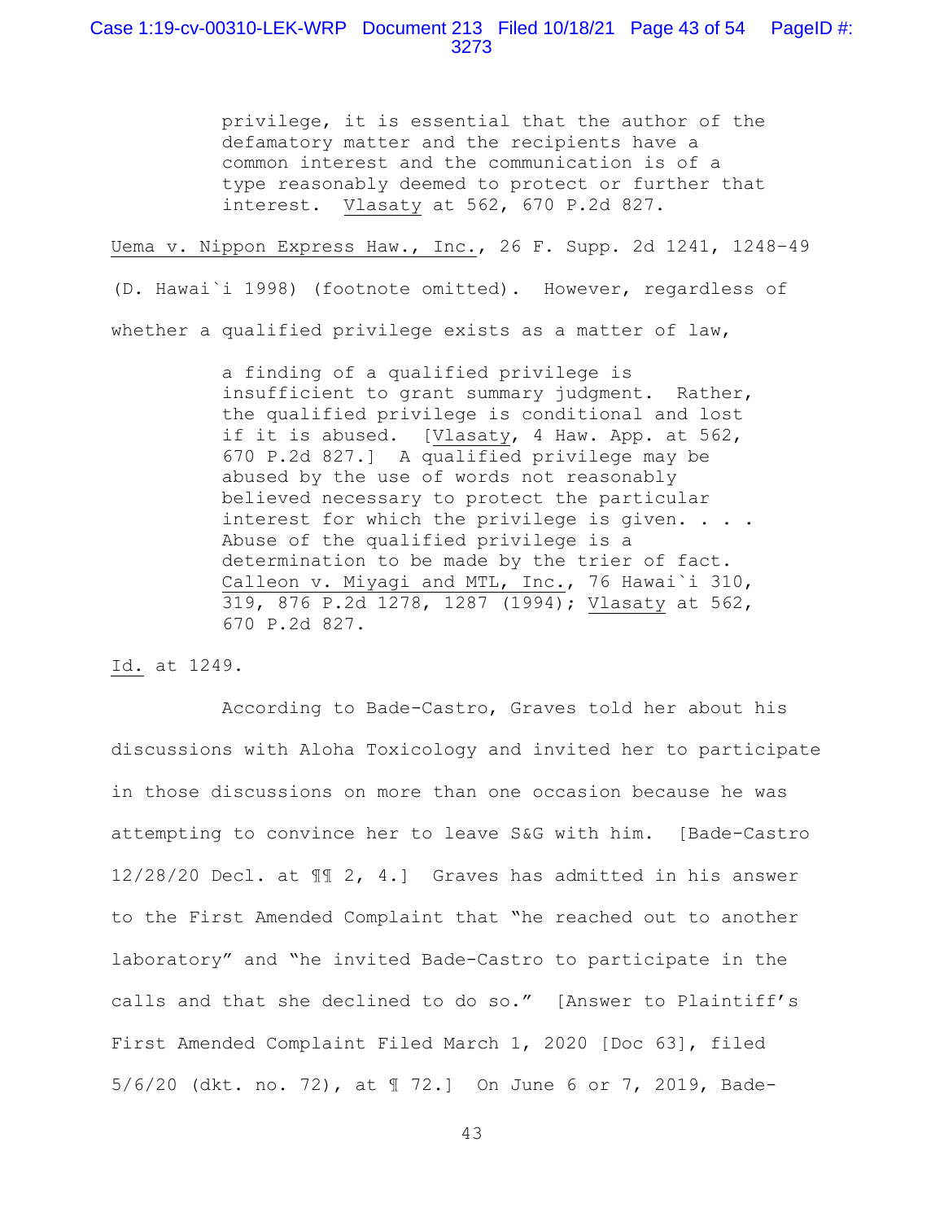> privilege, it is essential that the author of the defamatory matter and the recipients have a common interest and the communication is of a type reasonably deemed to protect or further that interest. Vlasaty at 562, 670 P.2d 827.

Uema v. Nippon Express Haw., Inc., 26 F. Supp. 2d 1241, 1248-49 (D. Hawai`i 1998) (footnote omitted). However, regardless of whether a qualified privilege exists as a matter of law,

> a finding of a qualified privilege is insufficient to grant summary judgment. Rather, the qualified privilege is conditional and lost if it is abused. [Vlasaty, 4 Haw. App. at 562, 670 P.2d 827.] A qualified privilege may be abused by the use of words not reasonably believed necessary to protect the particular interest for which the privilege is given. . . . Abuse of the qualified privilege is a determination to be made by the trier of fact. Calleon v. Miyagi and MTL, Inc., 76 Hawai`i 310, 319, 876 P.2d 1278, 1287 (1994); Vlasaty at 562, 670 P.2d 827.

Id. at 1249.

According to Bade-Castro, Graves told her about his discussions with Aloha Toxicology and invited her to participate in those discussions on more than one occasion because he was attempting to convince her to leave S&G with him. [Bade-Castro 12/28/20 Decl. at ¶¶ 2, 4.] Graves has admitted in his answer to the First Amended Complaint that "he reached out to another laboratory" and "he invited Bade-Castro to participate in the calls and that she declined to do so." [Answer to Plaintiff's First Amended Complaint Filed March 1, 2020 [Doc 63], filed 5/6/20 (dkt. no. 72), at ¶ 72.] On June 6 or 7, 2019, Bade-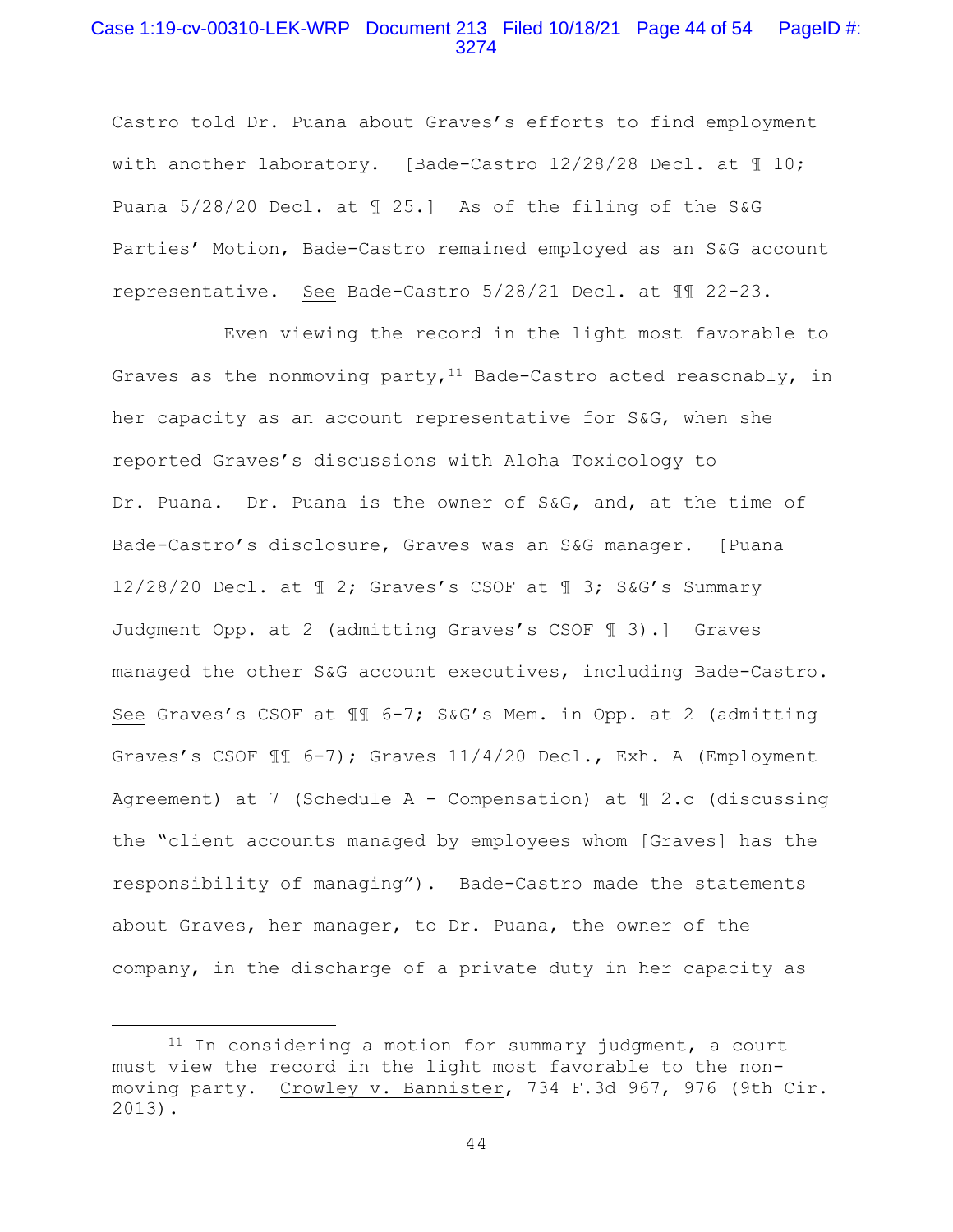Castro told Dr. Puana about Graves's efforts to find employment with another laboratory. [Bade-Castro 12/28/28 Decl. at ¶ 10; Puana 5/28/20 Decl. at ¶ 25.] As of the filing of the S&G Parties' Motion, Bade-Castro remained employed as an S&G account representative. See Bade-Castro 5/28/21 Decl. at ¶¶ 22-23.

Even viewing the record in the light most favorable to Graves as the nonmoving party,[11] Bade-Castro acted reasonably, in her capacity as an account representative for S&G, when she reported Graves's discussions with Aloha Toxicology to Dr. Puana. Dr. Puana is the owner of S&G, and, at the time of Bade-Castro's disclosure, Graves was an S&G manager. [Puana 12/28/20 Decl. at ¶ 2; Graves's CSOF at ¶ 3; S&G's Summary Judgment Opp. at 2 (admitting Graves's CSOF ¶ 3).] Graves managed the other S&G account executives, including Bade-Castro. See Graves's CSOF at ¶¶ 6-7; S&G's Mem. in Opp. at 2 (admitting Graves's CSOF ¶¶ 6-7); Graves 11/4/20 Decl., Exh. A (Employment Agreement) at 7 (Schedule A - Compensation) at ¶ 2.c (discussing the "client accounts managed by employees whom [Graves] has the responsibility of managing"). Bade-Castro made the statements about Graves, her manager, to Dr. Puana, the owner of the company, in the discharge of a private duty in her capacity as

---

[11] In considering a motion for summary judgment, a court must view the record in the light most favorable to the non-moving party. Crowley v. Bannister, 734 F.3d 967, 976 (9th Cir. 2013).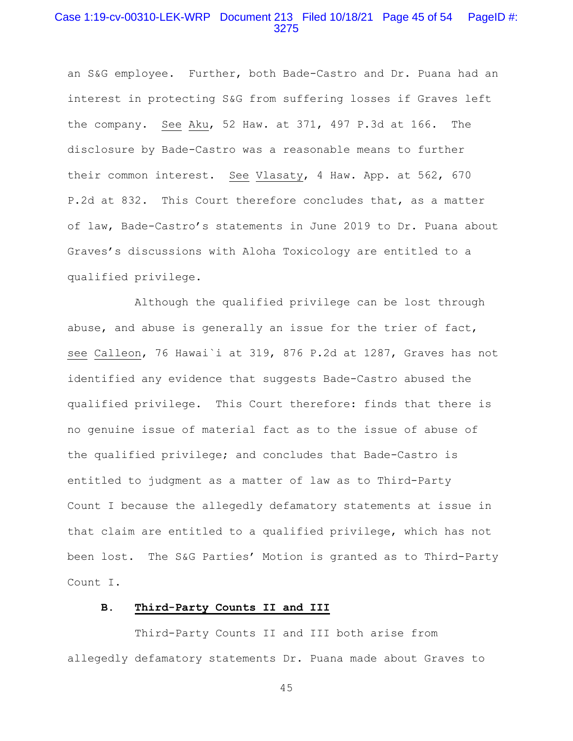an S&G employee. Further, both Bade-Castro and Dr. Puana had an interest in protecting S&G from suffering losses if Graves left the company. See Aku, 52 Haw. at 371, 497 P.3d at 166. The disclosure by Bade-Castro was a reasonable means to further their common interest. See Vlasaty, 4 Haw. App. at 562, 670 P.2d at 832. This Court therefore concludes that, as a matter of law, Bade-Castro's statements in June 2019 to Dr. Puana about Graves's discussions with Aloha Toxicology are entitled to a qualified privilege.

Although the qualified privilege can be lost through abuse, and abuse is generally an issue for the trier of fact, see Calleon, 76 Hawai`i at 319, 876 P.2d at 1287, Graves has not identified any evidence that suggests Bade-Castro abused the qualified privilege. This Court therefore: finds that there is no genuine issue of material fact as to the issue of abuse of the qualified privilege; and concludes that Bade-Castro is entitled to judgment as a matter of law as to Third-Party Count I because the allegedly defamatory statements at issue in that claim are entitled to a qualified privilege, which has not been lost. The S&G Parties' Motion is granted as to Third-Party Count I.

### B. Third-Party Counts II and III

Third-Party Counts II and III both arise from allegedly defamatory statements Dr. Puana made about Graves to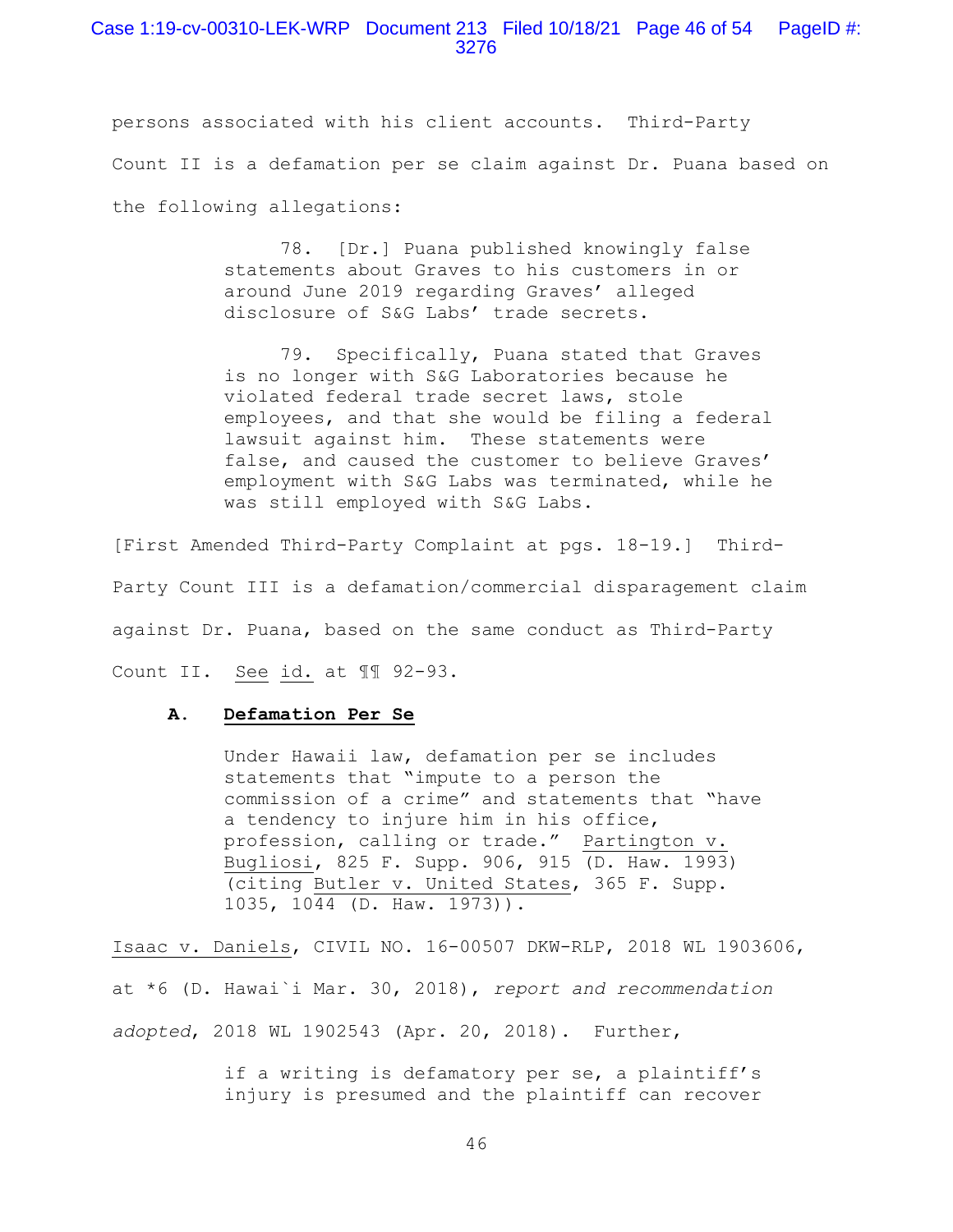persons associated with his client accounts. Third-Party Count II is a defamation per se claim against Dr. Puana based on the following allegations:

> 78. [Dr.] Puana published knowingly false statements about Graves to his customers in or around June 2019 regarding Graves' alleged disclosure of S&G Labs' trade secrets.
>
> 79. Specifically, Puana stated that Graves is no longer with S&G Laboratories because he violated federal trade secret laws, stole employees, and that she would be filing a federal lawsuit against him. These statements were false, and caused the customer to believe Graves' employment with S&G Labs was terminated, while he was still employed with S&G Labs.

[First Amended Third-Party Complaint at pgs. 18-19.] Third-Party Count III is a defamation/commercial disparagement claim against Dr. Puana, based on the same conduct as Third-Party Count II. See id. at ¶¶ 92-93.

### A. Defamation Per Se

> Under Hawaii law, defamation per se includes statements that "impute to a person the commission of a crime" and statements that "have a tendency to injure him in his office, profession, calling or trade." Partington v. Bugliosi, 825 F. Supp. 906, 915 (D. Haw. 1993) (citing Butler v. United States, 365 F. Supp. 1035, 1044 (D. Haw. 1973)).

Isaac v. Daniels, CIVIL NO. 16-00507 DKW-RLP, 2018 WL 1903606, at *6 (D. Hawai`i Mar. 30, 2018), *report and recommendation adopted*, 2018 WL 1902543 (Apr. 20, 2018). Further,

> if a writing is defamatory per se, a plaintiff's injury is presumed and the plaintiff can recover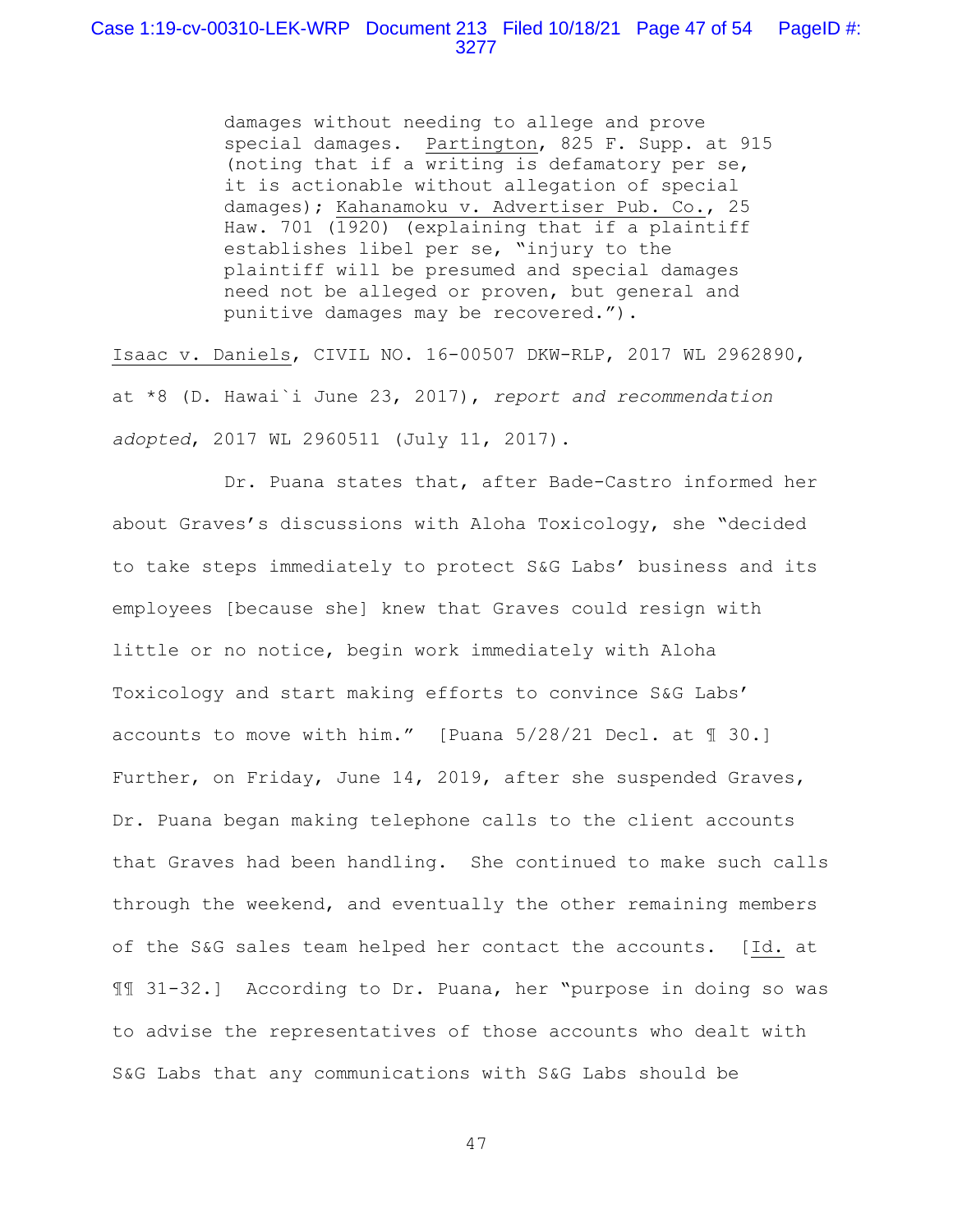> damages without needing to allege and prove special damages. Partington, 825 F. Supp. at 915 (noting that if a writing is defamatory per se, it is actionable without allegation of special damages); Kahanamoku v. Advertiser Pub. Co., 25 Haw. 701 (1920) (explaining that if a plaintiff establishes libel per se, "injury to the plaintiff will be presumed and special damages need not be alleged or proven, but general and punitive damages may be recovered.").

Isaac v. Daniels, CIVIL NO. 16-00507 DKW-RLP, 2017 WL 2962890, at *8 (D. Hawai`i June 23, 2017), *report and recommendation adopted*, 2017 WL 2960511 (July 11, 2017).

Dr. Puana states that, after Bade-Castro informed her about Graves's discussions with Aloha Toxicology, she "decided to take steps immediately to protect S&G Labs' business and its employees [because she] knew that Graves could resign with little or no notice, begin work immediately with Aloha Toxicology and start making efforts to convince S&G Labs' accounts to move with him." [Puana 5/28/21 Decl. at ¶ 30.] Further, on Friday, June 14, 2019, after she suspended Graves, Dr. Puana began making telephone calls to the client accounts that Graves had been handling. She continued to make such calls through the weekend, and eventually the other remaining members of the S&G sales team helped her contact the accounts. [Id. at ¶¶ 31-32.] According to Dr. Puana, her "purpose in doing so was to advise the representatives of those accounts who dealt with S&G Labs that any communications with S&G Labs should be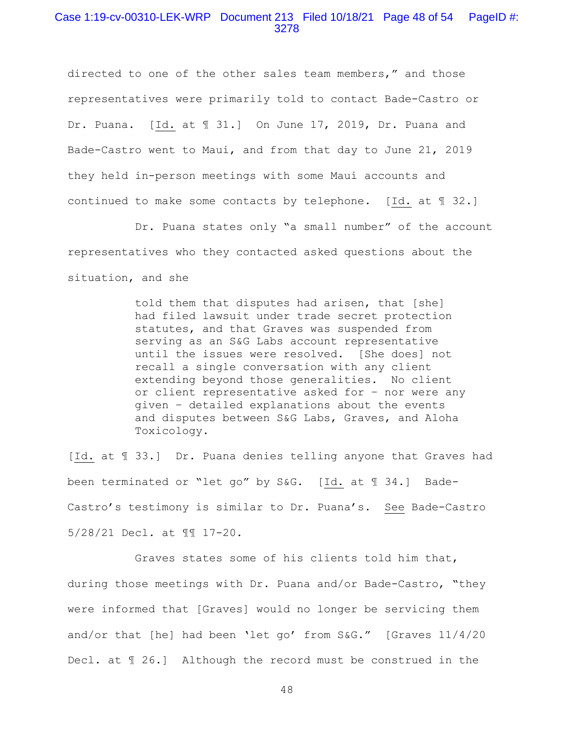directed to one of the other sales team members," and those representatives were primarily told to contact Bade-Castro or Dr. Puana. [Id. at ¶ 31.] On June 17, 2019, Dr. Puana and Bade-Castro went to Maui, and from that day to June 21, 2019 they held in-person meetings with some Maui accounts and continued to make some contacts by telephone. [Id. at ¶ 32.]

Dr. Puana states only "a small number" of the account representatives who they contacted asked questions about the situation, and she

> told them that disputes had arisen, that [she] had filed lawsuit under trade secret protection statutes, and that Graves was suspended from serving as an S&G Labs account representative until the issues were resolved. [She does] not recall a single conversation with any client extending beyond those generalities. No client or client representative asked for – nor were any given – detailed explanations about the events and disputes between S&G Labs, Graves, and Aloha Toxicology.

[Id. at ¶ 33.] Dr. Puana denies telling anyone that Graves had been terminated or "let go" by S&G. [Id. at ¶ 34.] Bade-Castro's testimony is similar to Dr. Puana's. See Bade-Castro 5/28/21 Decl. at ¶¶ 17-20.

Graves states some of his clients told him that, during those meetings with Dr. Puana and/or Bade-Castro, "they were informed that [Graves] would no longer be servicing them and/or that [he] had been 'let go' from S&G." [Graves 11/4/20 Decl. at ¶ 26.] Although the record must be construed in the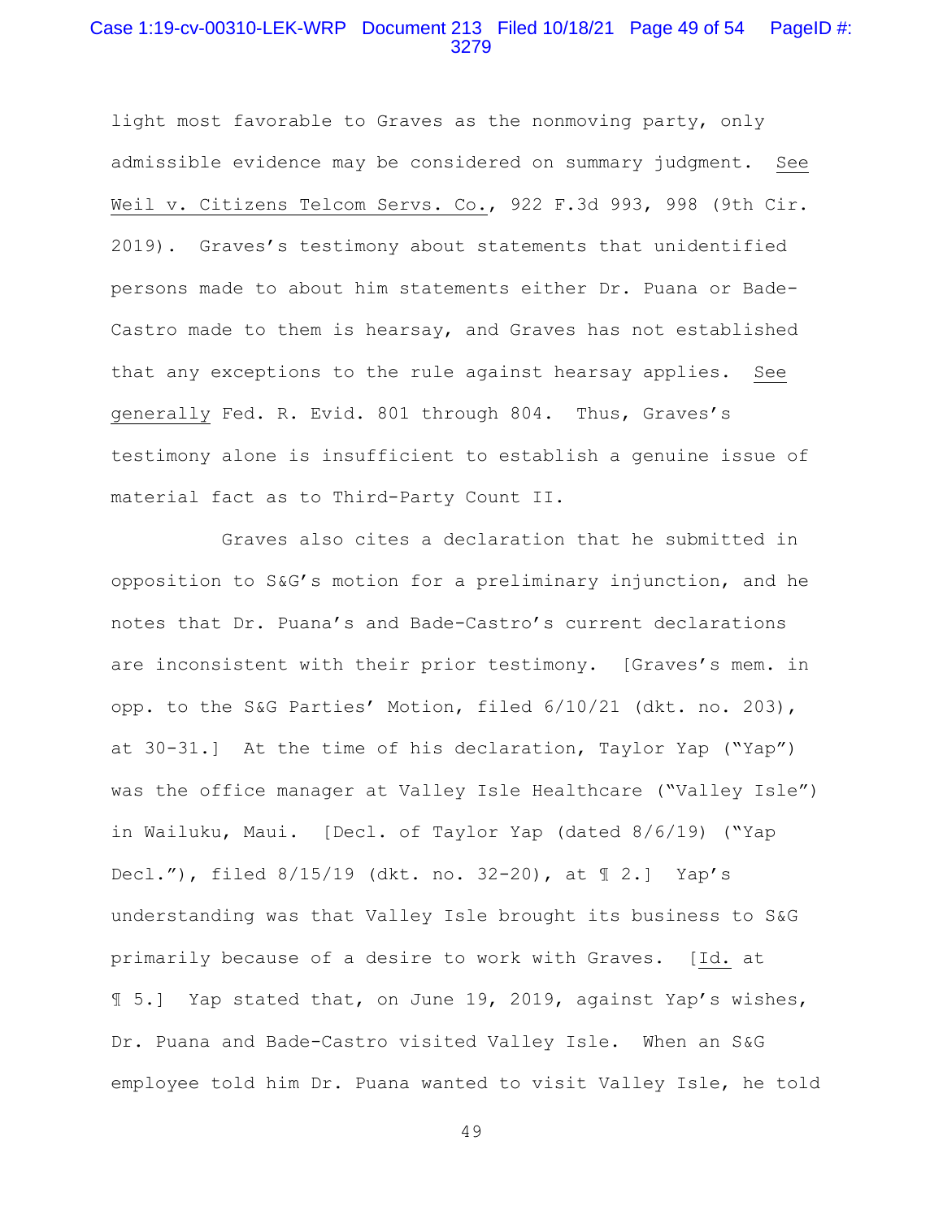light most favorable to Graves as the nonmoving party, only admissible evidence may be considered on summary judgment. See Weil v. Citizens Telcom Servs. Co., 922 F.3d 993, 998 (9th Cir. 2019). Graves's testimony about statements that unidentified persons made to about him statements either Dr. Puana or Bade-Castro made to them is hearsay, and Graves has not established that any exceptions to the rule against hearsay applies. See generally Fed. R. Evid. 801 through 804. Thus, Graves's testimony alone is insufficient to establish a genuine issue of material fact as to Third-Party Count II.

Graves also cites a declaration that he submitted in opposition to S&G's motion for a preliminary injunction, and he notes that Dr. Puana's and Bade-Castro's current declarations are inconsistent with their prior testimony. [Graves's mem. in opp. to the S&G Parties' Motion, filed 6/10/21 (dkt. no. 203), at 30-31.] At the time of his declaration, Taylor Yap ("Yap") was the office manager at Valley Isle Healthcare ("Valley Isle") in Wailuku, Maui. [Decl. of Taylor Yap (dated 8/6/19) ("Yap Decl."), filed 8/15/19 (dkt. no. 32-20), at ¶ 2.] Yap's understanding was that Valley Isle brought its business to S&G primarily because of a desire to work with Graves. [Id. at ¶ 5.] Yap stated that, on June 19, 2019, against Yap's wishes, Dr. Puana and Bade-Castro visited Valley Isle. When an S&G employee told him Dr. Puana wanted to visit Valley Isle, he told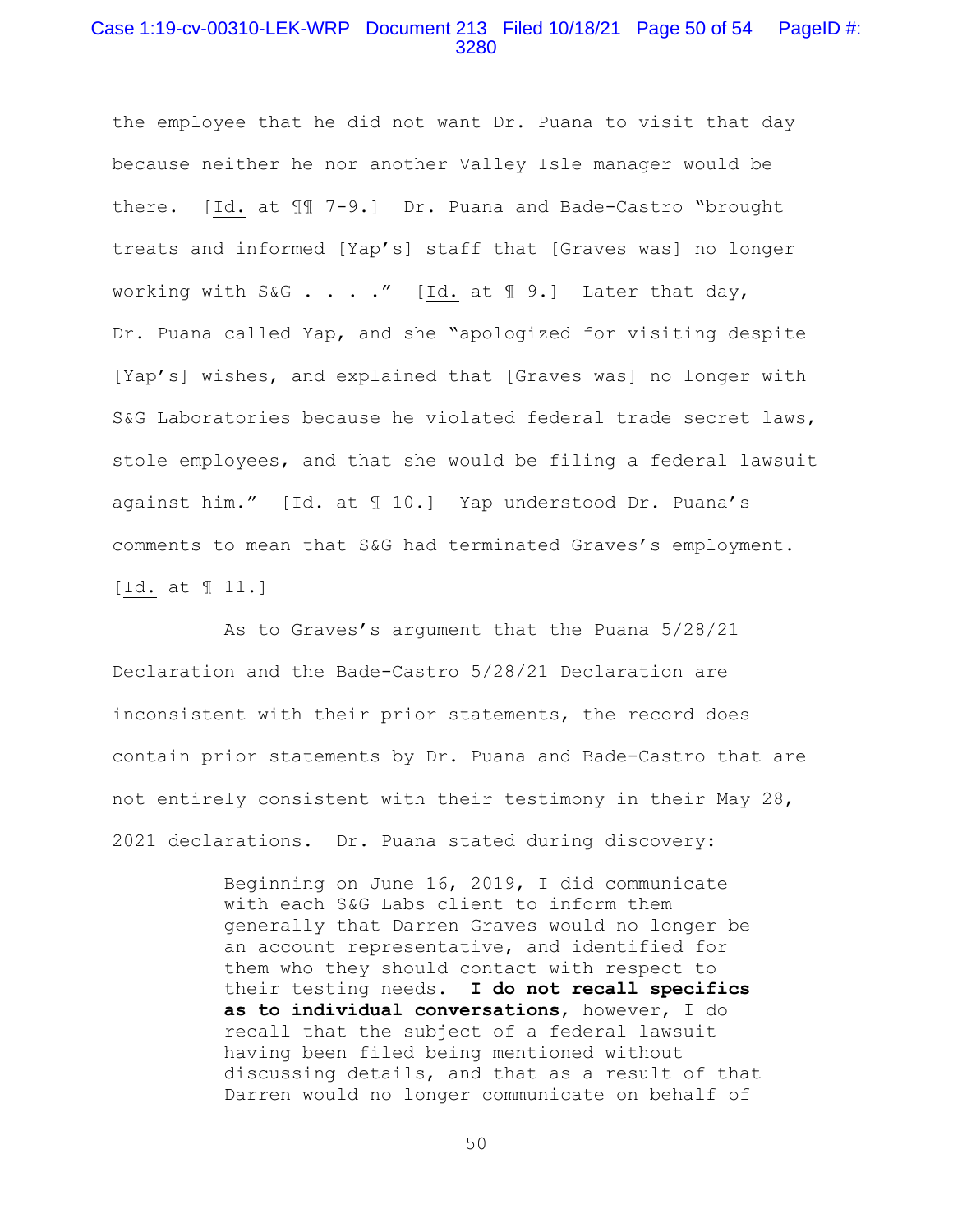the employee that he did not want Dr. Puana to visit that day because neither he nor another Valley Isle manager would be there. [Id. at ¶¶ 7-9.] Dr. Puana and Bade-Castro "brought treats and informed [Yap's] staff that [Graves was] no longer working with S&G . . . ." [Id. at ¶ 9.] Later that day, Dr. Puana called Yap, and she "apologized for visiting despite [Yap's] wishes, and explained that [Graves was] no longer with S&G Laboratories because he violated federal trade secret laws, stole employees, and that she would be filing a federal lawsuit against him." [Id. at ¶ 10.] Yap understood Dr. Puana's comments to mean that S&G had terminated Graves's employment. [Id. at ¶ 11.]

As to Graves's argument that the Puana 5/28/21 Declaration and the Bade-Castro 5/28/21 Declaration are inconsistent with their prior statements, the record does contain prior statements by Dr. Puana and Bade-Castro that are not entirely consistent with their testimony in their May 28, 2021 declarations. Dr. Puana stated during discovery:

> Beginning on June 16, 2019, I did communicate with each S&G Labs client to inform them generally that Darren Graves would no longer be an account representative, and identified for them who they should contact with respect to their testing needs. **I do not recall specifics as to individual conversations**, however, I do recall that the subject of a federal lawsuit having been filed being mentioned without discussing details, and that as a result of that Darren would no longer communicate on behalf of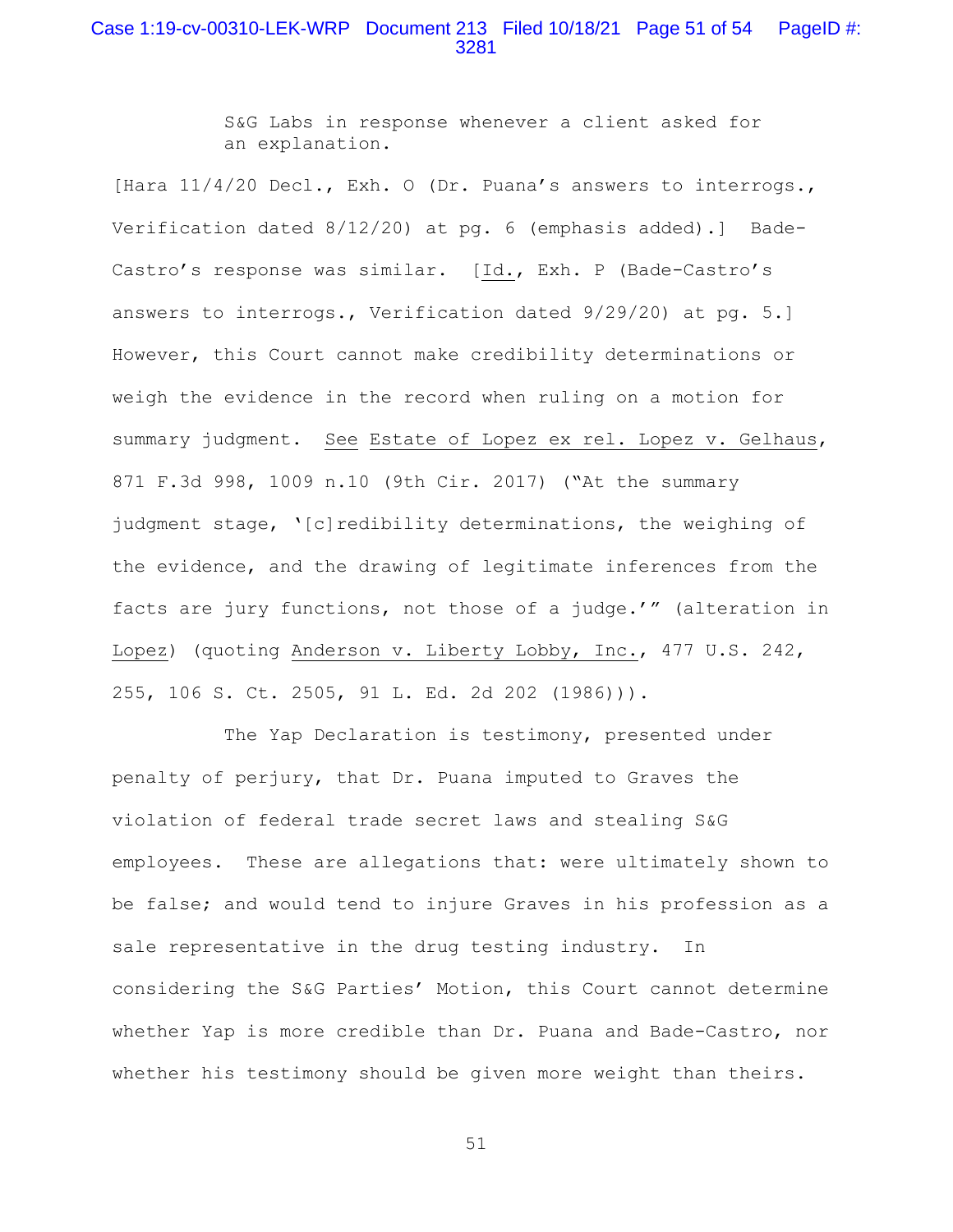> S&G Labs in response whenever a client asked for an explanation.

[Hara 11/4/20 Decl., Exh. O (Dr. Puana's answers to interrogs., Verification dated 8/12/20) at pg. 6 (emphasis added).] Bade-Castro's response was similar. [Id., Exh. P (Bade-Castro's answers to interrogs., Verification dated 9/29/20) at pg. 5.] However, this Court cannot make credibility determinations or weigh the evidence in the record when ruling on a motion for summary judgment. See Estate of Lopez ex rel. Lopez v. Gelhaus, 871 F.3d 998, 1009 n.10 (9th Cir. 2017) ("At the summary judgment stage, '[c]redibility determinations, the weighing of the evidence, and the drawing of legitimate inferences from the facts are jury functions, not those of a judge.'" (alteration in Lopez) (quoting Anderson v. Liberty Lobby, Inc., 477 U.S. 242, 255, 106 S. Ct. 2505, 91 L. Ed. 2d 202 (1986))).

The Yap Declaration is testimony, presented under penalty of perjury, that Dr. Puana imputed to Graves the violation of federal trade secret laws and stealing S&G employees. These are allegations that: were ultimately shown to be false; and would tend to injure Graves in his profession as a sale representative in the drug testing industry. In considering the S&G Parties' Motion, this Court cannot determine whether Yap is more credible than Dr. Puana and Bade-Castro, nor whether his testimony should be given more weight than theirs.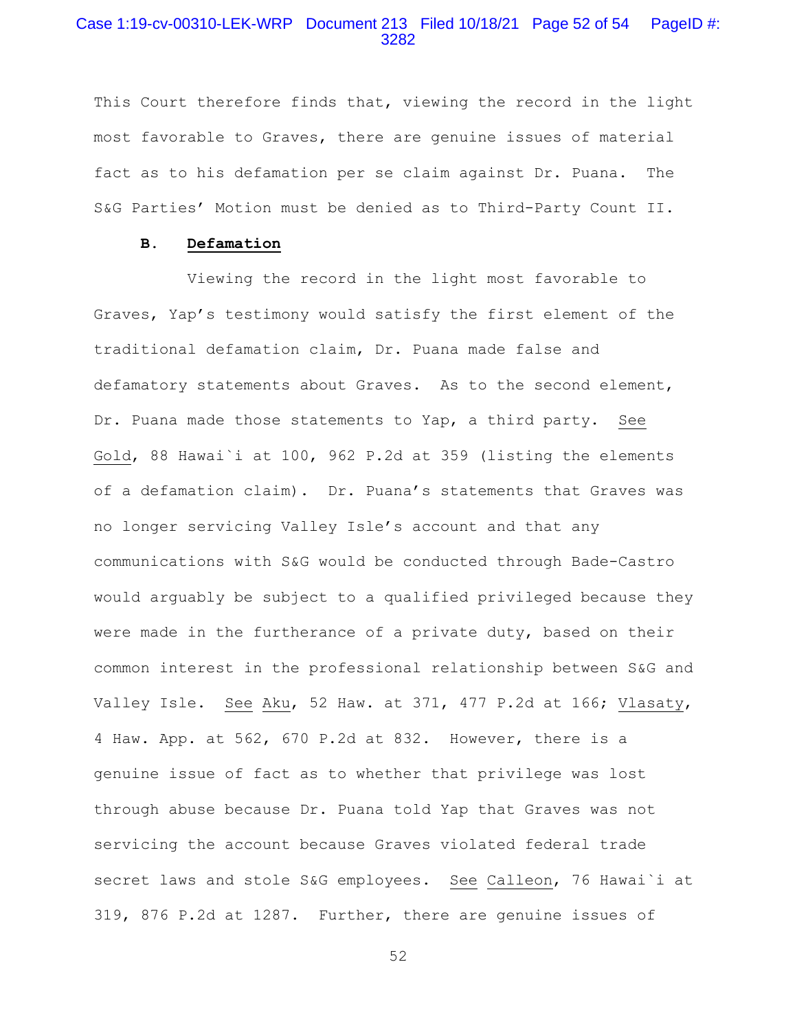This Court therefore finds that, viewing the record in the light most favorable to Graves, there are genuine issues of material fact as to his defamation per se claim against Dr. Puana. The S&G Parties' Motion must be denied as to Third-Party Count II.

## B. Defamation

Viewing the record in the light most favorable to Graves, Yap's testimony would satisfy the first element of the traditional defamation claim, Dr. Puana made false and defamatory statements about Graves. As to the second element, Dr. Puana made those statements to Yap, a third party. See Gold, 88 Hawai`i at 100, 962 P.2d at 359 (listing the elements of a defamation claim). Dr. Puana's statements that Graves was no longer servicing Valley Isle's account and that any communications with S&G would be conducted through Bade-Castro would arguably be subject to a qualified privileged because they were made in the furtherance of a private duty, based on their common interest in the professional relationship between S&G and Valley Isle. See Aku, 52 Haw. at 371, 477 P.2d at 166; Vlasaty, 4 Haw. App. at 562, 670 P.2d at 832. However, there is a genuine issue of fact as to whether that privilege was lost through abuse because Dr. Puana told Yap that Graves was not servicing the account because Graves violated federal trade secret laws and stole S&G employees. See Calleon, 76 Hawai`i at 319, 876 P.2d at 1287. Further, there are genuine issues of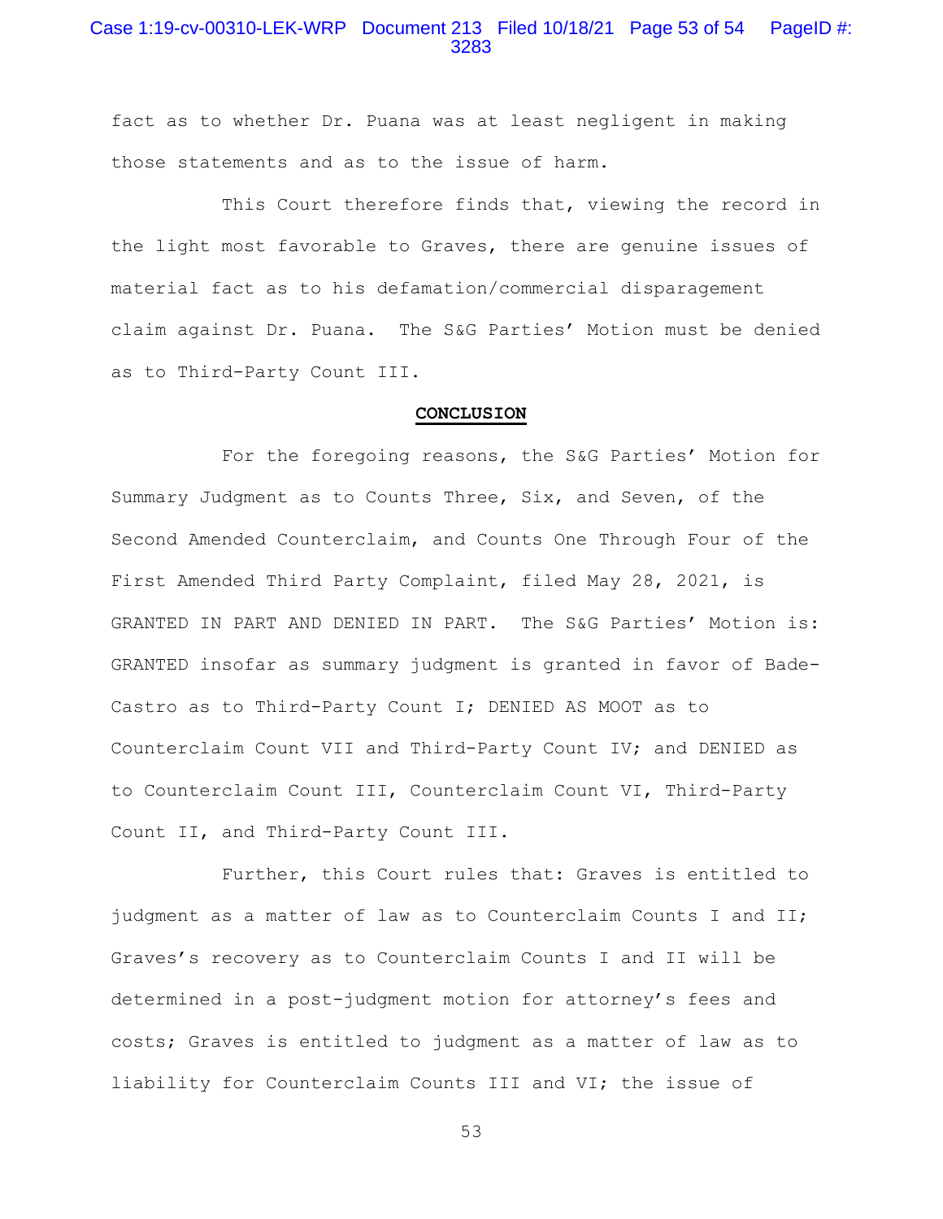fact as to whether Dr. Puana was at least negligent in making those statements and as to the issue of harm.

This Court therefore finds that, viewing the record in the light most favorable to Graves, there are genuine issues of material fact as to his defamation/commercial disparagement claim against Dr. Puana. The S&G Parties' Motion must be denied as to Third-Party Count III.

## CONCLUSION

For the foregoing reasons, the S&G Parties' Motion for Summary Judgment as to Counts Three, Six, and Seven, of the Second Amended Counterclaim, and Counts One Through Four of the First Amended Third Party Complaint, filed May 28, 2021, is GRANTED IN PART AND DENIED IN PART. The S&G Parties' Motion is: GRANTED insofar as summary judgment is granted in favor of Bade-Castro as to Third-Party Count I; DENIED AS MOOT as to Counterclaim Count VII and Third-Party Count IV; and DENIED as to Counterclaim Count III, Counterclaim Count VI, Third-Party Count II, and Third-Party Count III.

Further, this Court rules that: Graves is entitled to judgment as a matter of law as to Counterclaim Counts I and II; Graves's recovery as to Counterclaim Counts I and II will be determined in a post-judgment motion for attorney's fees and costs; Graves is entitled to judgment as a matter of law as to liability for Counterclaim Counts III and VI; the issue of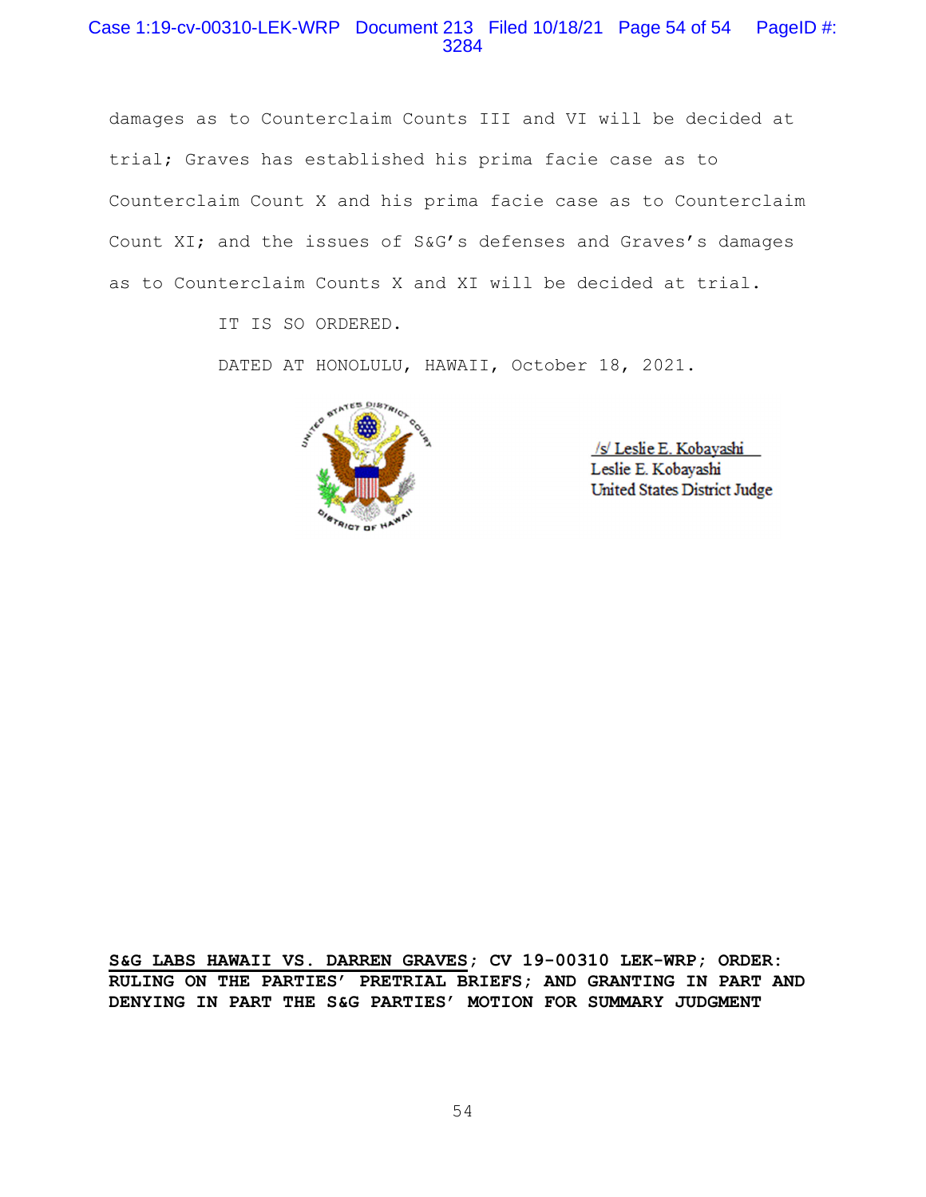damages as to Counterclaim Counts III and VI will be decided at trial; Graves has established his prima facie case as to Counterclaim Count X and his prima facie case as to Counterclaim Count XI; and the issues of S&G's defenses and Graves's damages as to Counterclaim Counts X and XI will be decided at trial.

IT IS SO ORDERED.

DATED AT HONOLULU, HAWAII, October 18, 2021.

/s/ Leslie E. Kobayashi
Leslie E. Kobayashi
United States District Judge

**S&G LABS HAWAII VS. DARREN GRAVES; CV 19-00310 LEK-WRP; ORDER: RULING ON THE PARTIES' PRETRIAL BRIEFS; AND GRANTING IN PART AND DENYING IN PART THE S&G PARTIES' MOTION FOR SUMMARY JUDGMENT**